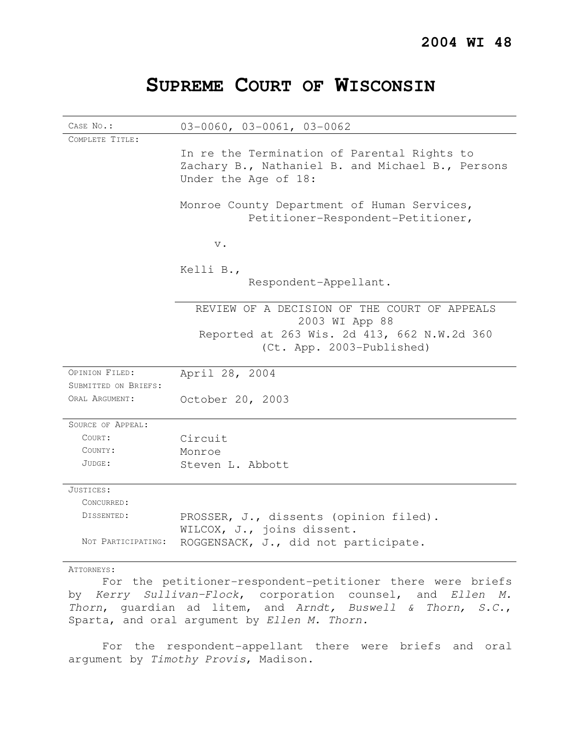**2004 WI 48**

# SUPREME COURT OF WISCONSIN

| | |
|---|---|
| CASE NO.: | 03-0060, 03-0061, 03-0062 |
| COMPLETE TITLE: | In re the Termination of Parental Rights to Zachary B., Nathaniel B. and Michael B., Persons Under the Age of 18:<br><br>Monroe County Department of Human Services,<br>Petitioner-Respondent-Petitioner,<br><br>v.<br><br>Kelli B.,<br>Respondent-Appellant. |
| | REVIEW OF A DECISION OF THE COURT OF APPEALS<br>2003 WI App 88<br>Reported at 263 Wis. 2d 413, 662 N.W.2d 360<br>(Ct. App. 2003-Published) |
| OPINION FILED: | April 28, 2004 |
| SUBMITTED ON BRIEFS: | |
| ORAL ARGUMENT: | October 20, 2003 |
| SOURCE OF APPEAL: | |
| COURT: | Circuit |
| COUNTY: | Monroe |
| JUDGE: | Steven L. Abbott |
| JUSTICES: | |
| CONCURRED: | |
| DISSENTED: | PROSSER, J., dissents (opinion filed).<br>WILCOX, J., joins dissent. |
| NOT PARTICIPATING: | ROGGENSACK, J., did not participate. |

ATTORNEYS:

For the petitioner-respondent-petitioner there were briefs by *Kerry Sullivan-Flock*, corporation counsel, and *Ellen M. Thorn*, guardian ad litem, and *Arndt, Buswell & Thorn, S.C.*, Sparta, and oral argument by *Ellen M. Thorn.*

For the respondent-appellant there were briefs and oral argument by *Timothy Provis*, Madison.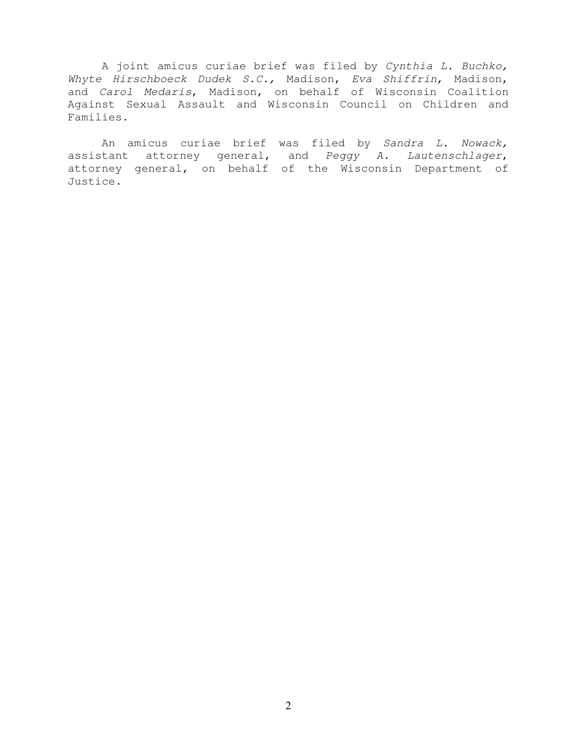A joint amicus curiae brief was filed by *Cynthia L. Buchko, Whyte Hirschboeck Dudek S.C.,* Madison, *Eva Shiffrin*, Madison, and *Carol Medaris*, Madison, on behalf of Wisconsin Coalition Against Sexual Assault and Wisconsin Council on Children and Families.

An amicus curiae brief was filed by *Sandra L. Nowack,* assistant attorney general, and *Peggy A. Lautenschlager*, attorney general, on behalf of the Wisconsin Department of Justice.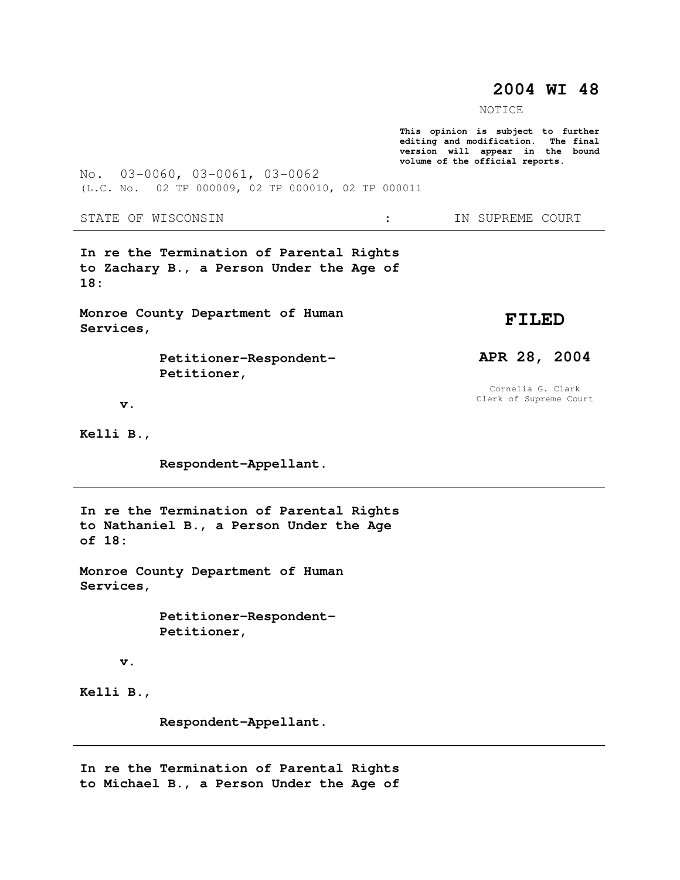**2004 WI 48**

NOTICE

**This opinion is subject to further editing and modification. The final version will appear in the bound volume of the official reports.**

No. 03-0060, 03-0061, 03-0062
(L.C. No. 02 TP 000009, 02 TP 000010, 02 TP 000011

STATE OF WISCONSIN : IN SUPREME COURT

---

**In re the Termination of Parental Rights to Zachary B., a Person Under the Age of 18:**

**Monroe County Department of Human Services,**

**Petitioner-Respondent-Petitioner,**

**v.**

**Kelli B.,**

**Respondent-Appellant.**

**FILED**

**APR 28, 2004**

Cornelia G. Clark
Clerk of Supreme Court

---

**In re the Termination of Parental Rights to Nathaniel B., a Person Under the Age of 18:**

**Monroe County Department of Human Services,**

**Petitioner-Respondent-Petitioner,**

**v.**

**Kelli B.,**

**Respondent-Appellant.**

---

**In re the Termination of Parental Rights to Michael B., a Person Under the Age of**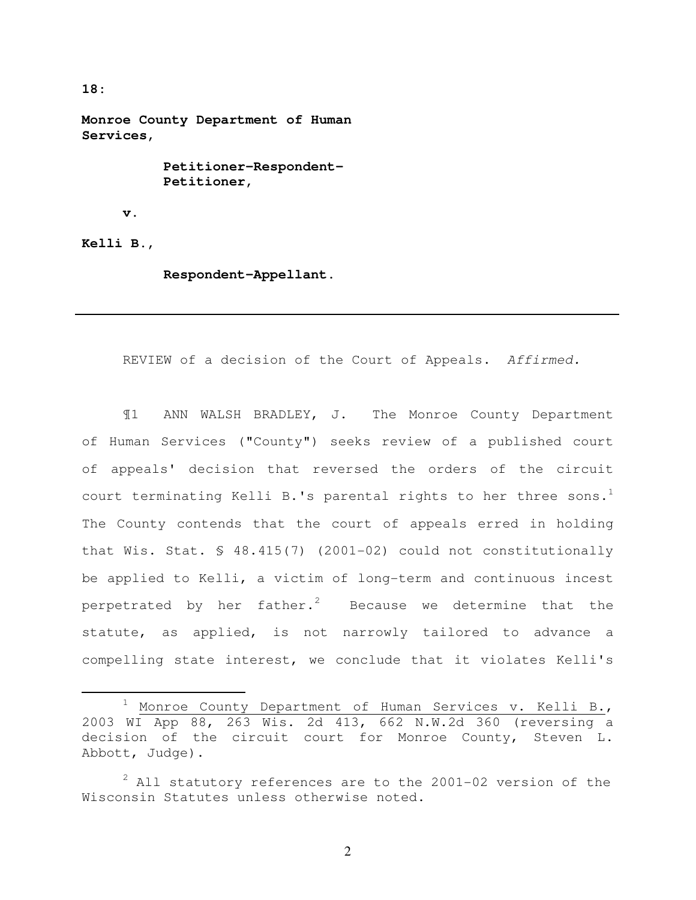**18:**

**Monroe County Department of Human Services,**

**Petitioner-Respondent-Petitioner,**

**v.**

**Kelli B.,**

**Respondent-Appellant.**

---

REVIEW of a decision of the Court of Appeals. *Affirmed.*

¶1 ANN WALSH BRADLEY, J. The Monroe County Department of Human Services ("County") seeks review of a published court of appeals' decision that reversed the orders of the circuit court terminating Kelli B.'s parental rights to her three sons.[1] The County contends that the court of appeals erred in holding that Wis. Stat. § 48.415(7) (2001-02) could not constitutionally be applied to Kelli, a victim of long-term and continuous incest perpetrated by her father.[2] Because we determine that the statute, as applied, is not narrowly tailored to advance a compelling state interest, we conclude that it violates Kelli's

---

[1] Monroe County Department of Human Services v. Kelli B., 2003 WI App 88, 263 Wis. 2d 413, 662 N.W.2d 360 (reversing a decision of the circuit court for Monroe County, Steven L. Abbott, Judge).

[2] All statutory references are to the 2001-02 version of the Wisconsin Statutes unless otherwise noted.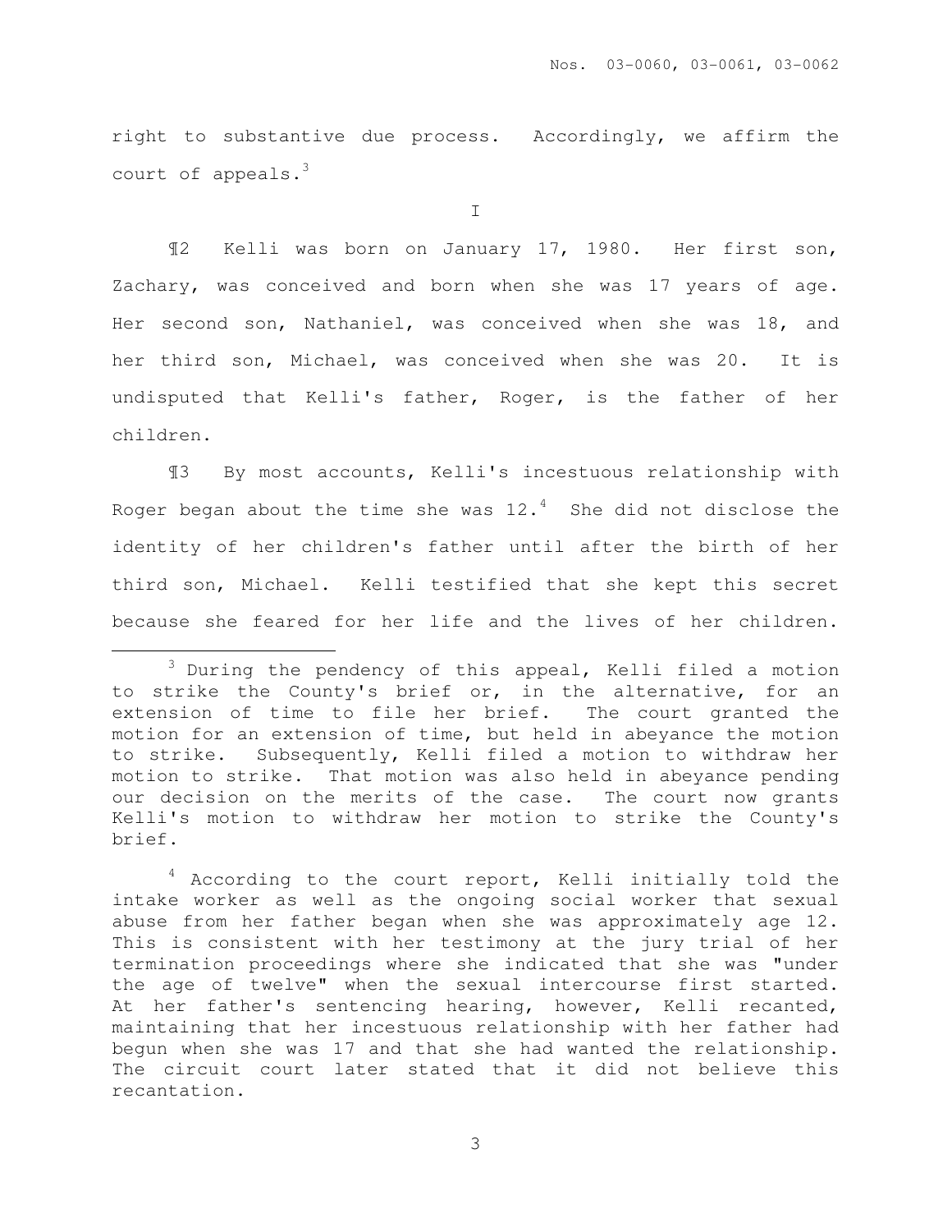right to substantive due process. Accordingly, we affirm the court of appeals.[3]

I

¶2 Kelli was born on January 17, 1980. Her first son, Zachary, was conceived and born when she was 17 years of age. Her second son, Nathaniel, was conceived when she was 18, and her third son, Michael, was conceived when she was 20. It is undisputed that Kelli's father, Roger, is the father of her children.

¶3 By most accounts, Kelli's incestuous relationship with Roger began about the time she was 12.[4] She did not disclose the identity of her children's father until after the birth of her third son, Michael. Kelli testified that she kept this secret because she feared for her life and the lives of her children.

[3] During the pendency of this appeal, Kelli filed a motion to strike the County's brief or, in the alternative, for an extension of time to file her brief. The court granted the motion for an extension of time, but held in abeyance the motion to strike. Subsequently, Kelli filed a motion to withdraw her motion to strike. That motion was also held in abeyance pending our decision on the merits of the case. The court now grants Kelli's motion to withdraw her motion to strike the County's brief.

[4] According to the court report, Kelli initially told the intake worker as well as the ongoing social worker that sexual abuse from her father began when she was approximately age 12. This is consistent with her testimony at the jury trial of her termination proceedings where she indicated that she was "under the age of twelve" when the sexual intercourse first started. At her father's sentencing hearing, however, Kelli recanted, maintaining that her incestuous relationship with her father had begun when she was 17 and that she had wanted the relationship. The circuit court later stated that it did not believe this recantation.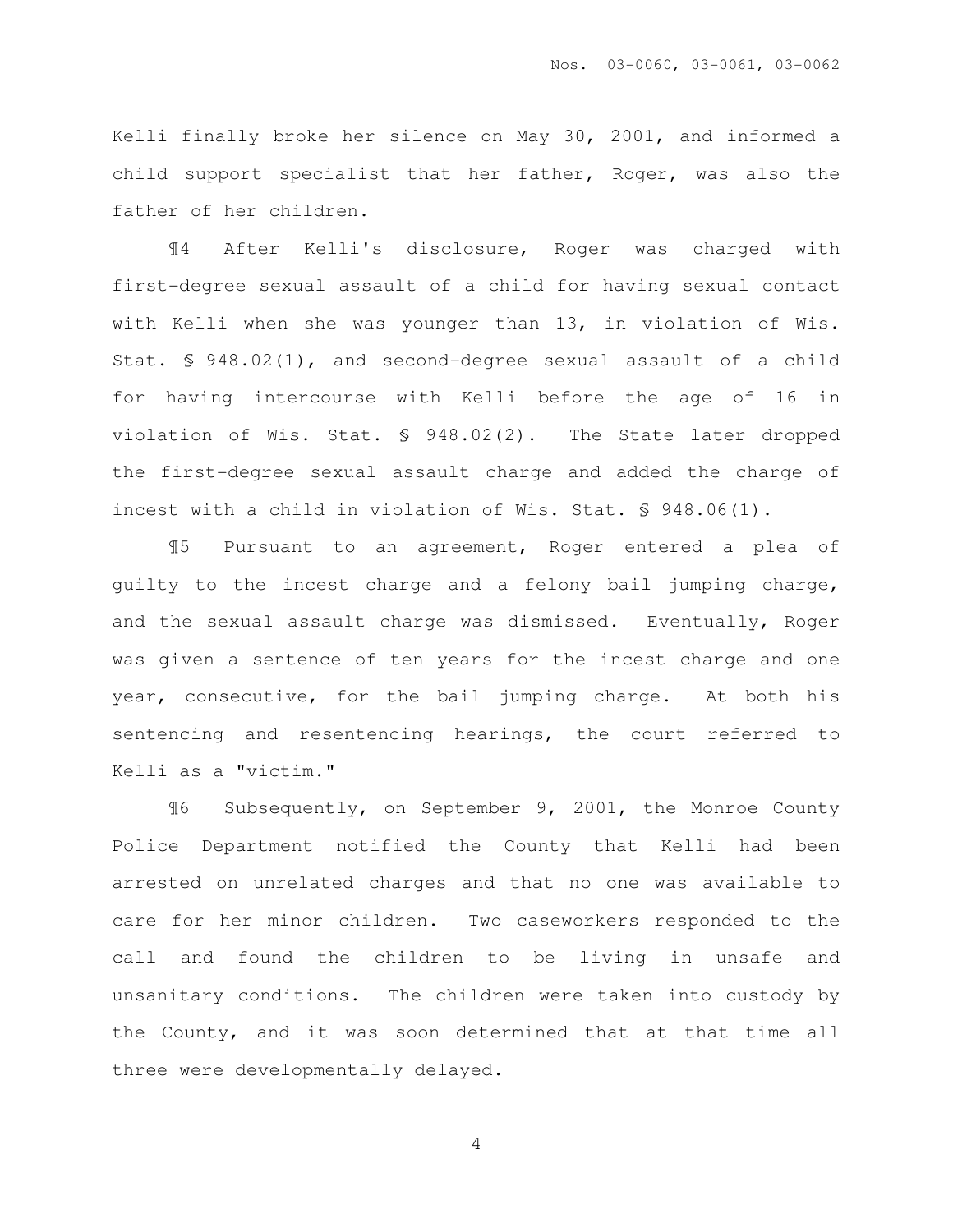Kelli finally broke her silence on May 30, 2001, and informed a child support specialist that her father, Roger, was also the father of her children.

¶4 After Kelli's disclosure, Roger was charged with first-degree sexual assault of a child for having sexual contact with Kelli when she was younger than 13, in violation of Wis. Stat. § 948.02(1), and second-degree sexual assault of a child for having intercourse with Kelli before the age of 16 in violation of Wis. Stat. § 948.02(2). The State later dropped the first-degree sexual assault charge and added the charge of incest with a child in violation of Wis. Stat. § 948.06(1).

¶5 Pursuant to an agreement, Roger entered a plea of guilty to the incest charge and a felony bail jumping charge, and the sexual assault charge was dismissed. Eventually, Roger was given a sentence of ten years for the incest charge and one year, consecutive, for the bail jumping charge. At both his sentencing and resentencing hearings, the court referred to Kelli as a "victim."

¶6 Subsequently, on September 9, 2001, the Monroe County Police Department notified the County that Kelli had been arrested on unrelated charges and that no one was available to care for her minor children. Two caseworkers responded to the call and found the children to be living in unsafe and unsanitary conditions. The children were taken into custody by the County, and it was soon determined that at that time all three were developmentally delayed.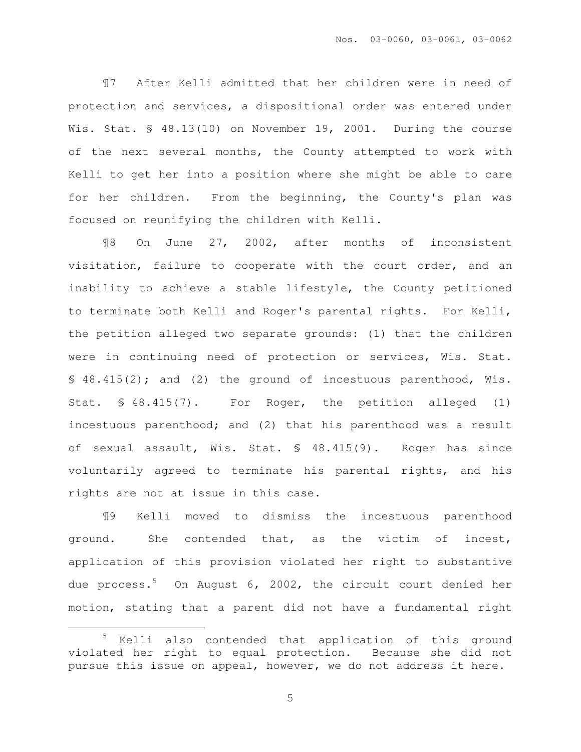¶7 After Kelli admitted that her children were in need of protection and services, a dispositional order was entered under Wis. Stat. § 48.13(10) on November 19, 2001. During the course of the next several months, the County attempted to work with Kelli to get her into a position where she might be able to care for her children. From the beginning, the County's plan was focused on reunifying the children with Kelli.

¶8 On June 27, 2002, after months of inconsistent visitation, failure to cooperate with the court order, and an inability to achieve a stable lifestyle, the County petitioned to terminate both Kelli and Roger's parental rights. For Kelli, the petition alleged two separate grounds: (1) that the children were in continuing need of protection or services, Wis. Stat. § 48.415(2); and (2) the ground of incestuous parenthood, Wis. Stat. § 48.415(7). For Roger, the petition alleged (1) incestuous parenthood; and (2) that his parenthood was a result of sexual assault, Wis. Stat. § 48.415(9). Roger has since voluntarily agreed to terminate his parental rights, and his rights are not at issue in this case.

¶9 Kelli moved to dismiss the incestuous parenthood ground. She contended that, as the victim of incest, application of this provision violated her right to substantive due process.[5] On August 6, 2002, the circuit court denied her motion, stating that a parent did not have a fundamental right

---

[5] Kelli also contended that application of this ground violated her right to equal protection. Because she did not pursue this issue on appeal, however, we do not address it here.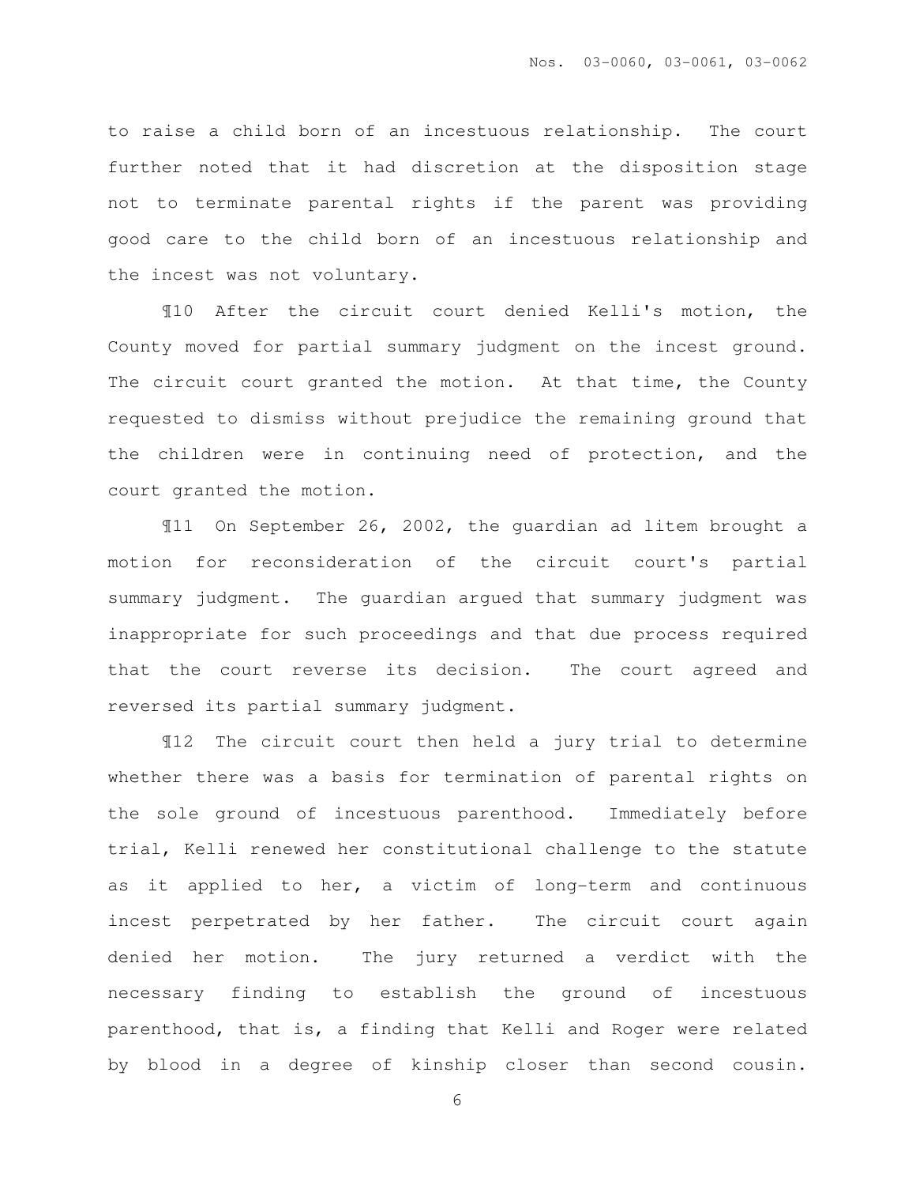to raise a child born of an incestuous relationship. The court further noted that it had discretion at the disposition stage not to terminate parental rights if the parent was providing good care to the child born of an incestuous relationship and the incest was not voluntary.

¶10 After the circuit court denied Kelli's motion, the County moved for partial summary judgment on the incest ground. The circuit court granted the motion. At that time, the County requested to dismiss without prejudice the remaining ground that the children were in continuing need of protection, and the court granted the motion.

¶11 On September 26, 2002, the guardian ad litem brought a motion for reconsideration of the circuit court's partial summary judgment. The guardian argued that summary judgment was inappropriate for such proceedings and that due process required that the court reverse its decision. The court agreed and reversed its partial summary judgment.

¶12 The circuit court then held a jury trial to determine whether there was a basis for termination of parental rights on the sole ground of incestuous parenthood. Immediately before trial, Kelli renewed her constitutional challenge to the statute as it applied to her, a victim of long-term and continuous incest perpetrated by her father. The circuit court again denied her motion. The jury returned a verdict with the necessary finding to establish the ground of incestuous parenthood, that is, a finding that Kelli and Roger were related by blood in a degree of kinship closer than second cousin.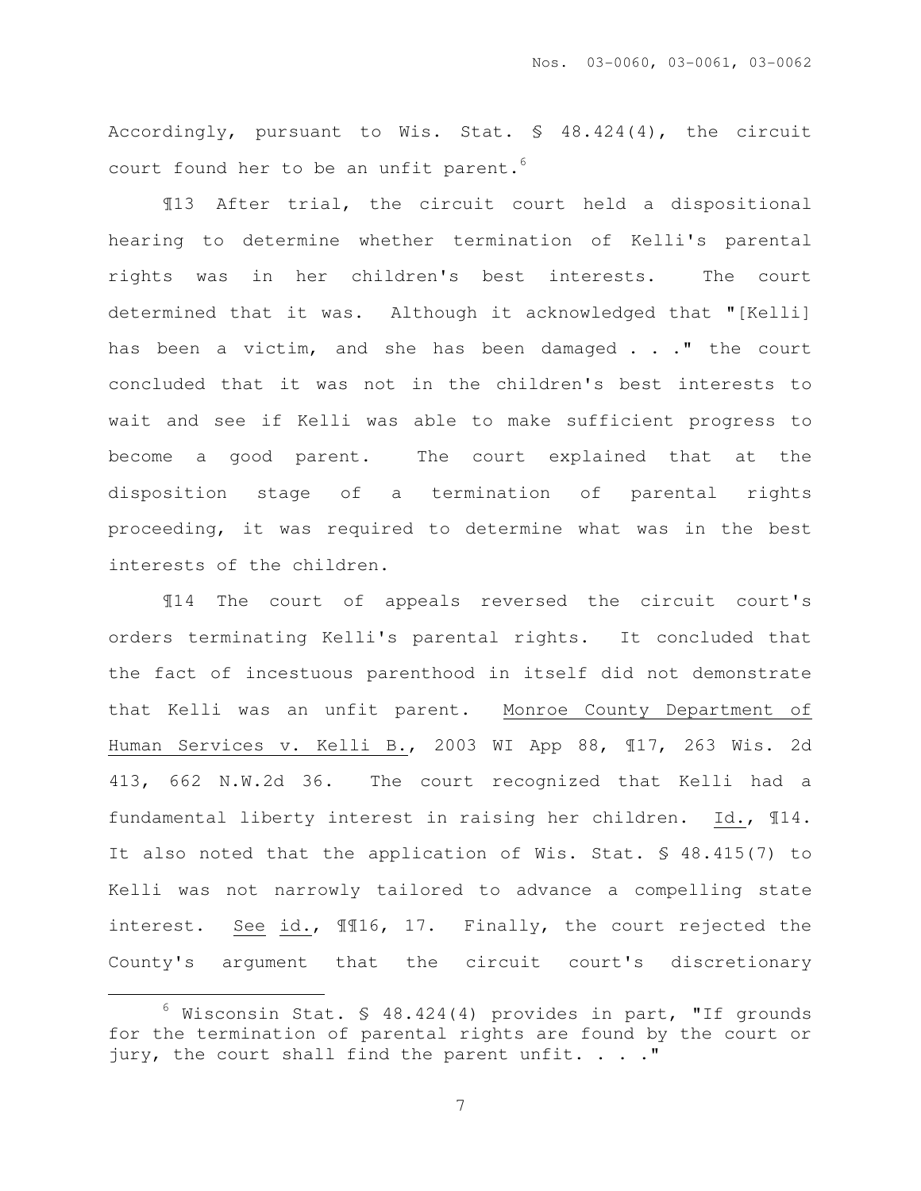Accordingly, pursuant to Wis. Stat. § 48.424(4), the circuit court found her to be an unfit parent.[6]

¶13 After trial, the circuit court held a dispositional hearing to determine whether termination of Kelli's parental rights was in her children's best interests. The court determined that it was. Although it acknowledged that "[Kelli] has been a victim, and she has been damaged . . ." the court concluded that it was not in the children's best interests to wait and see if Kelli was able to make sufficient progress to become a good parent. The court explained that at the disposition stage of a termination of parental rights proceeding, it was required to determine what was in the best interests of the children.

¶14 The court of appeals reversed the circuit court's orders terminating Kelli's parental rights. It concluded that the fact of incestuous parenthood in itself did not demonstrate that Kelli was an unfit parent. Monroe County Department of Human Services v. Kelli B., 2003 WI App 88, ¶17, 263 Wis. 2d 413, 662 N.W.2d 36. The court recognized that Kelli had a fundamental liberty interest in raising her children. Id., ¶14. It also noted that the application of Wis. Stat. § 48.415(7) to Kelli was not narrowly tailored to advance a compelling state interest. See id., ¶¶16, 17. Finally, the court rejected the County's argument that the circuit court's discretionary

---

[6] Wisconsin Stat. § 48.424(4) provides in part, "If grounds for the termination of parental rights are found by the court or jury, the court shall find the parent unfit. . . ."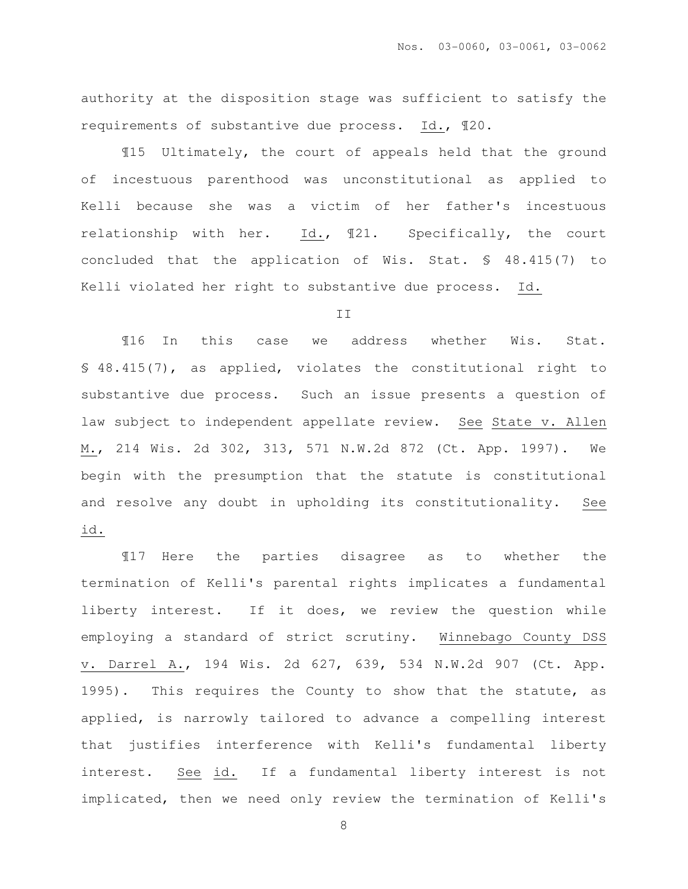authority at the disposition stage was sufficient to satisfy the requirements of substantive due process. Id., ¶20.

¶15 Ultimately, the court of appeals held that the ground of incestuous parenthood was unconstitutional as applied to Kelli because she was a victim of her father's incestuous relationship with her. Id., ¶21. Specifically, the court concluded that the application of Wis. Stat. § 48.415(7) to Kelli violated her right to substantive due process. Id.

II

¶16 In this case we address whether Wis. Stat. § 48.415(7), as applied, violates the constitutional right to substantive due process. Such an issue presents a question of law subject to independent appellate review. See State v. Allen M., 214 Wis. 2d 302, 313, 571 N.W.2d 872 (Ct. App. 1997). We begin with the presumption that the statute is constitutional and resolve any doubt in upholding its constitutionality. See id.

¶17 Here the parties disagree as to whether the termination of Kelli's parental rights implicates a fundamental liberty interest. If it does, we review the question while employing a standard of strict scrutiny. Winnebago County DSS v. Darrel A., 194 Wis. 2d 627, 639, 534 N.W.2d 907 (Ct. App. 1995). This requires the County to show that the statute, as applied, is narrowly tailored to advance a compelling interest that justifies interference with Kelli's fundamental liberty interest. See id. If a fundamental liberty interest is not implicated, then we need only review the termination of Kelli's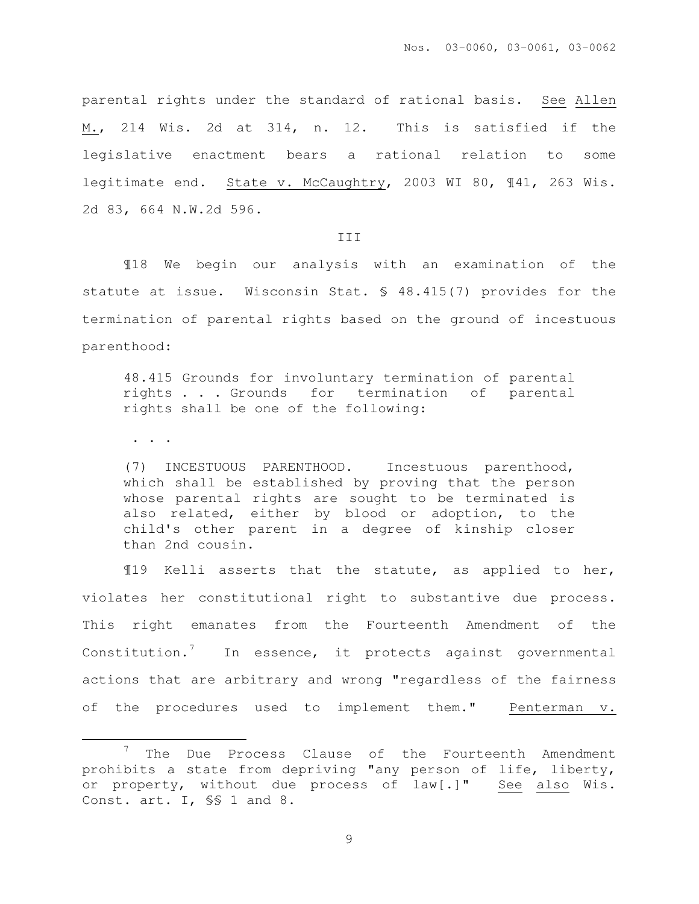parental rights under the standard of rational basis. See Allen M., 214 Wis. 2d at 314, n. 12. This is satisfied if the legislative enactment bears a rational relation to some legitimate end. State v. McCaughtry, 2003 WI 80, ¶41, 263 Wis. 2d 83, 664 N.W.2d 596.

## III

¶18 We begin our analysis with an examination of the statute at issue. Wisconsin Stat. § 48.415(7) provides for the termination of parental rights based on the ground of incestuous parenthood:

> 48.415 Grounds for involuntary termination of parental rights . . . Grounds for termination of parental rights shall be one of the following:
>
> . . .
>
> (7) INCESTUOUS PARENTHOOD. Incestuous parenthood, which shall be established by proving that the person whose parental rights are sought to be terminated is also related, either by blood or adoption, to the child's other parent in a degree of kinship closer than 2nd cousin.

¶19 Kelli asserts that the statute, as applied to her, violates her constitutional right to substantive due process. This right emanates from the Fourteenth Amendment of the Constitution.[7] In essence, it protects against governmental actions that are arbitrary and wrong "regardless of the fairness of the procedures used to implement them." Penterman v.

---

[7] The Due Process Clause of the Fourteenth Amendment prohibits a state from depriving "any person of life, liberty, or property, without due process of law[.]" See also Wis. Const. art. I, §§ 1 and 8.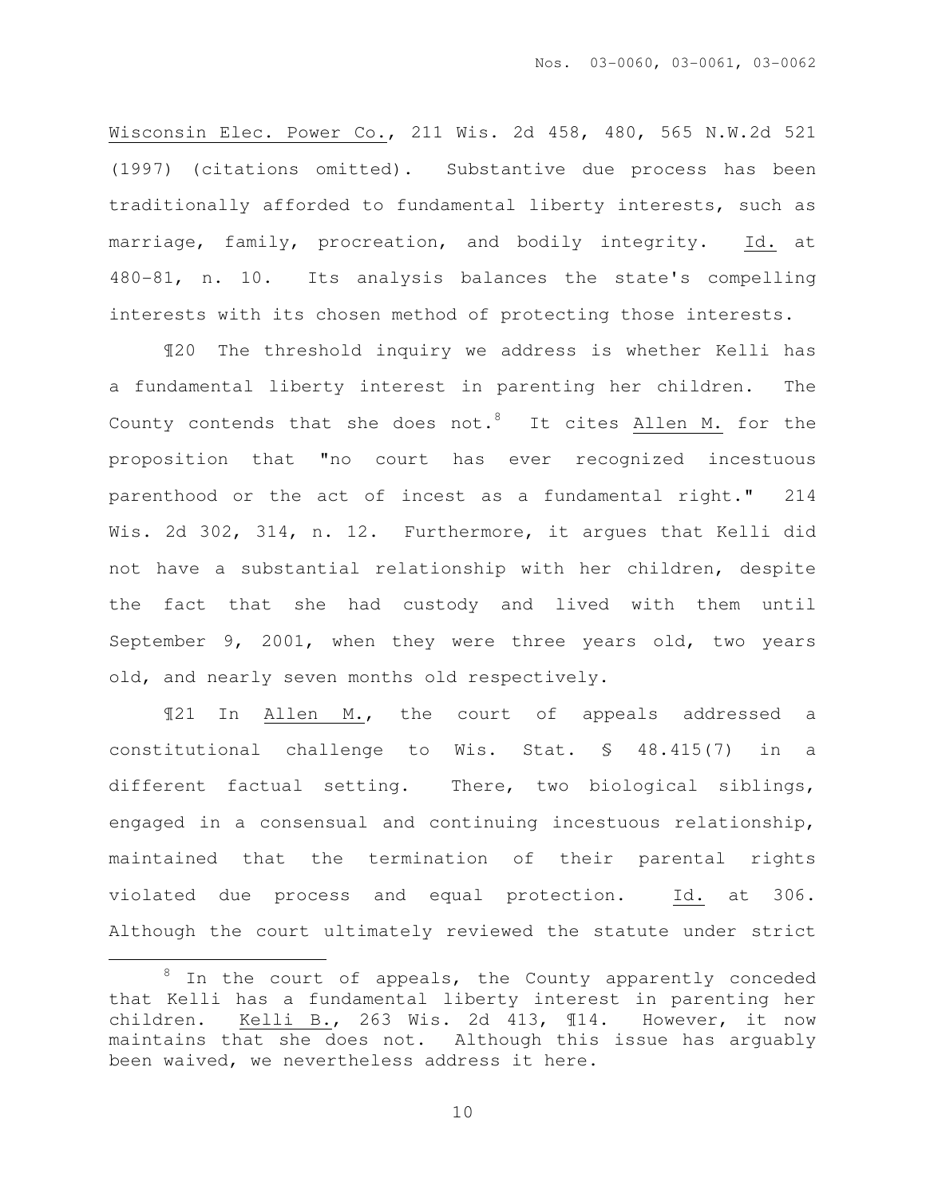Wisconsin Elec. Power Co., 211 Wis. 2d 458, 480, 565 N.W.2d 521 (1997) (citations omitted). Substantive due process has been traditionally afforded to fundamental liberty interests, such as marriage, family, procreation, and bodily integrity. Id. at 480-81, n. 10. Its analysis balances the state's compelling interests with its chosen method of protecting those interests.

¶20 The threshold inquiry we address is whether Kelli has a fundamental liberty interest in parenting her children. The County contends that she does not.[8] It cites Allen M. for the proposition that "no court has ever recognized incestuous parenthood or the act of incest as a fundamental right." 214 Wis. 2d 302, 314, n. 12. Furthermore, it argues that Kelli did not have a substantial relationship with her children, despite the fact that she had custody and lived with them until September 9, 2001, when they were three years old, two years old, and nearly seven months old respectively.

¶21 In Allen M., the court of appeals addressed a constitutional challenge to Wis. Stat. § 48.415(7) in a different factual setting. There, two biological siblings, engaged in a consensual and continuing incestuous relationship, maintained that the termination of their parental rights violated due process and equal protection. Id. at 306. Although the court ultimately reviewed the statute under strict

---

[8] In the court of appeals, the County apparently conceded that Kelli has a fundamental liberty interest in parenting her children. Kelli B., 263 Wis. 2d 413, ¶14. However, it now maintains that she does not. Although this issue has arguably been waived, we nevertheless address it here.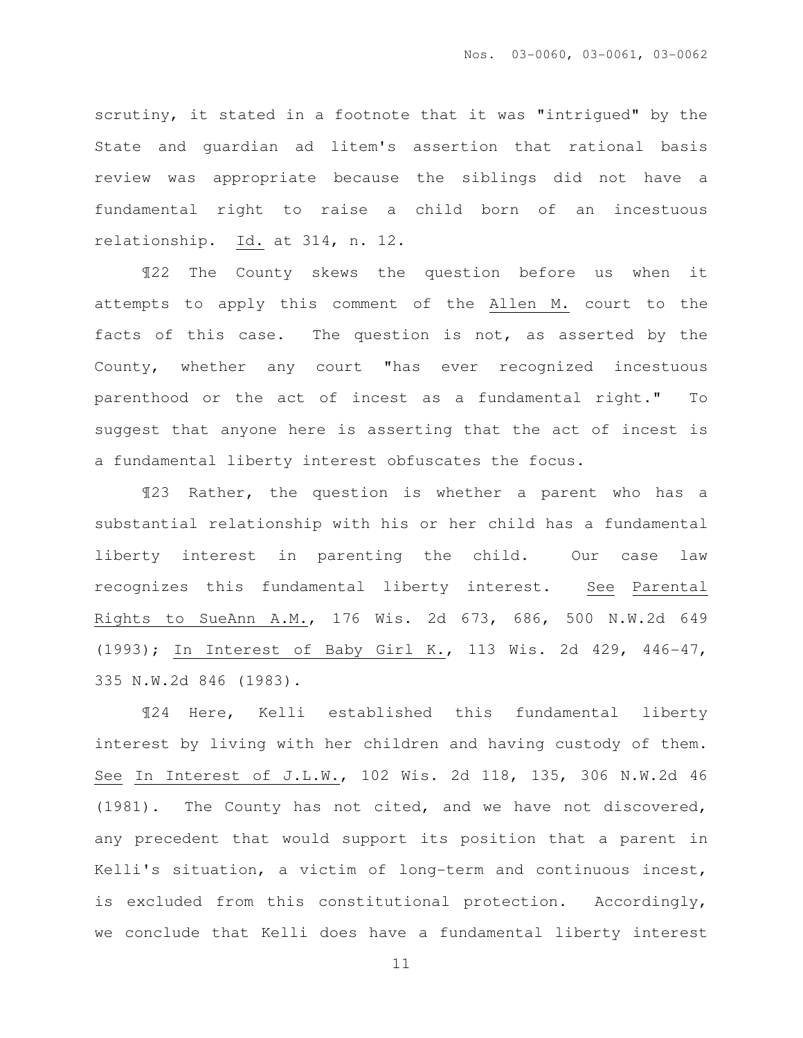scrutiny, it stated in a footnote that it was "intrigued" by the State and guardian ad litem's assertion that rational basis review was appropriate because the siblings did not have a fundamental right to raise a child born of an incestuous relationship. Id. at 314, n. 12.

¶22 The County skews the question before us when it attempts to apply this comment of the Allen M. court to the facts of this case. The question is not, as asserted by the County, whether any court "has ever recognized incestuous parenthood or the act of incest as a fundamental right." To suggest that anyone here is asserting that the act of incest is a fundamental liberty interest obfuscates the focus.

¶23 Rather, the question is whether a parent who has a substantial relationship with his or her child has a fundamental liberty interest in parenting the child. Our case law recognizes this fundamental liberty interest. See Parental Rights to SueAnn A.M., 176 Wis. 2d 673, 686, 500 N.W.2d 649 (1993); In Interest of Baby Girl K., 113 Wis. 2d 429, 446-47, 335 N.W.2d 846 (1983).

¶24 Here, Kelli established this fundamental liberty interest by living with her children and having custody of them. See In Interest of J.L.W., 102 Wis. 2d 118, 135, 306 N.W.2d 46 (1981). The County has not cited, and we have not discovered, any precedent that would support its position that a parent in Kelli's situation, a victim of long-term and continuous incest, is excluded from this constitutional protection. Accordingly, we conclude that Kelli does have a fundamental liberty interest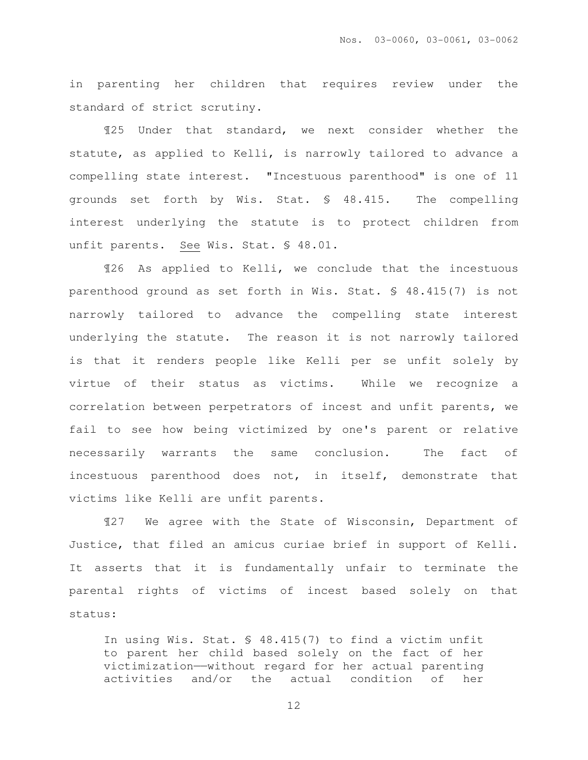in parenting her children that requires review under the standard of strict scrutiny.

¶25 Under that standard, we next consider whether the statute, as applied to Kelli, is narrowly tailored to advance a compelling state interest. "Incestuous parenthood" is one of 11 grounds set forth by Wis. Stat. § 48.415. The compelling interest underlying the statute is to protect children from unfit parents. See Wis. Stat. § 48.01.

¶26 As applied to Kelli, we conclude that the incestuous parenthood ground as set forth in Wis. Stat. § 48.415(7) is not narrowly tailored to advance the compelling state interest underlying the statute. The reason it is not narrowly tailored is that it renders people like Kelli per se unfit solely by virtue of their status as victims. While we recognize a correlation between perpetrators of incest and unfit parents, we fail to see how being victimized by one's parent or relative necessarily warrants the same conclusion. The fact of incestuous parenthood does not, in itself, demonstrate that victims like Kelli are unfit parents.

¶27 We agree with the State of Wisconsin, Department of Justice, that filed an amicus curiae brief in support of Kelli. It asserts that it is fundamentally unfair to terminate the parental rights of victims of incest based solely on that status:

> In using Wis. Stat. § 48.415(7) to find a victim unfit to parent her child based solely on the fact of her victimization——without regard for her actual parenting activities and/or the actual condition of her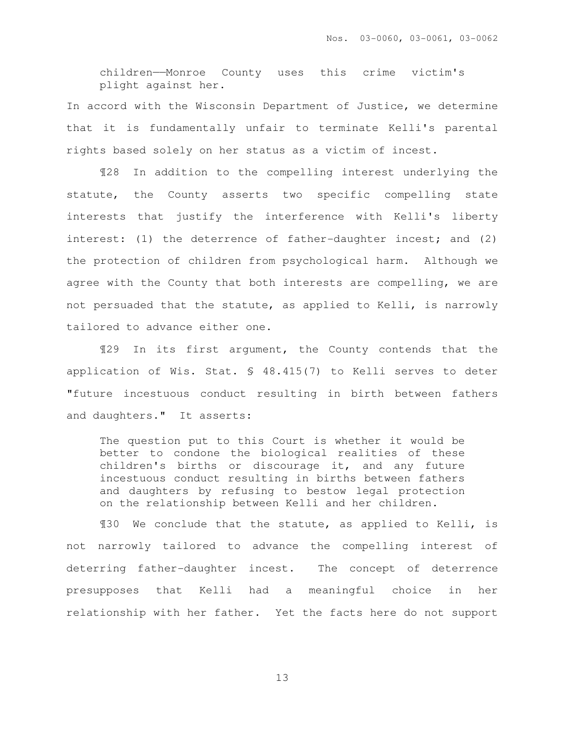> children——Monroe County uses this crime victim's plight against her.

In accord with the Wisconsin Department of Justice, we determine that it is fundamentally unfair to terminate Kelli's parental rights based solely on her status as a victim of incest.

¶28 In addition to the compelling interest underlying the statute, the County asserts two specific compelling state interests that justify the interference with Kelli's liberty interest: (1) the deterrence of father-daughter incest; and (2) the protection of children from psychological harm. Although we agree with the County that both interests are compelling, we are not persuaded that the statute, as applied to Kelli, is narrowly tailored to advance either one.

¶29 In its first argument, the County contends that the application of Wis. Stat. § 48.415(7) to Kelli serves to deter "future incestuous conduct resulting in birth between fathers and daughters." It asserts:

> The question put to this Court is whether it would be better to condone the biological realities of these children's births or discourage it, and any future incestuous conduct resulting in births between fathers and daughters by refusing to bestow legal protection on the relationship between Kelli and her children.

¶30 We conclude that the statute, as applied to Kelli, is not narrowly tailored to advance the compelling interest of deterring father-daughter incest. The concept of deterrence presupposes that Kelli had a meaningful choice in her relationship with her father. Yet the facts here do not support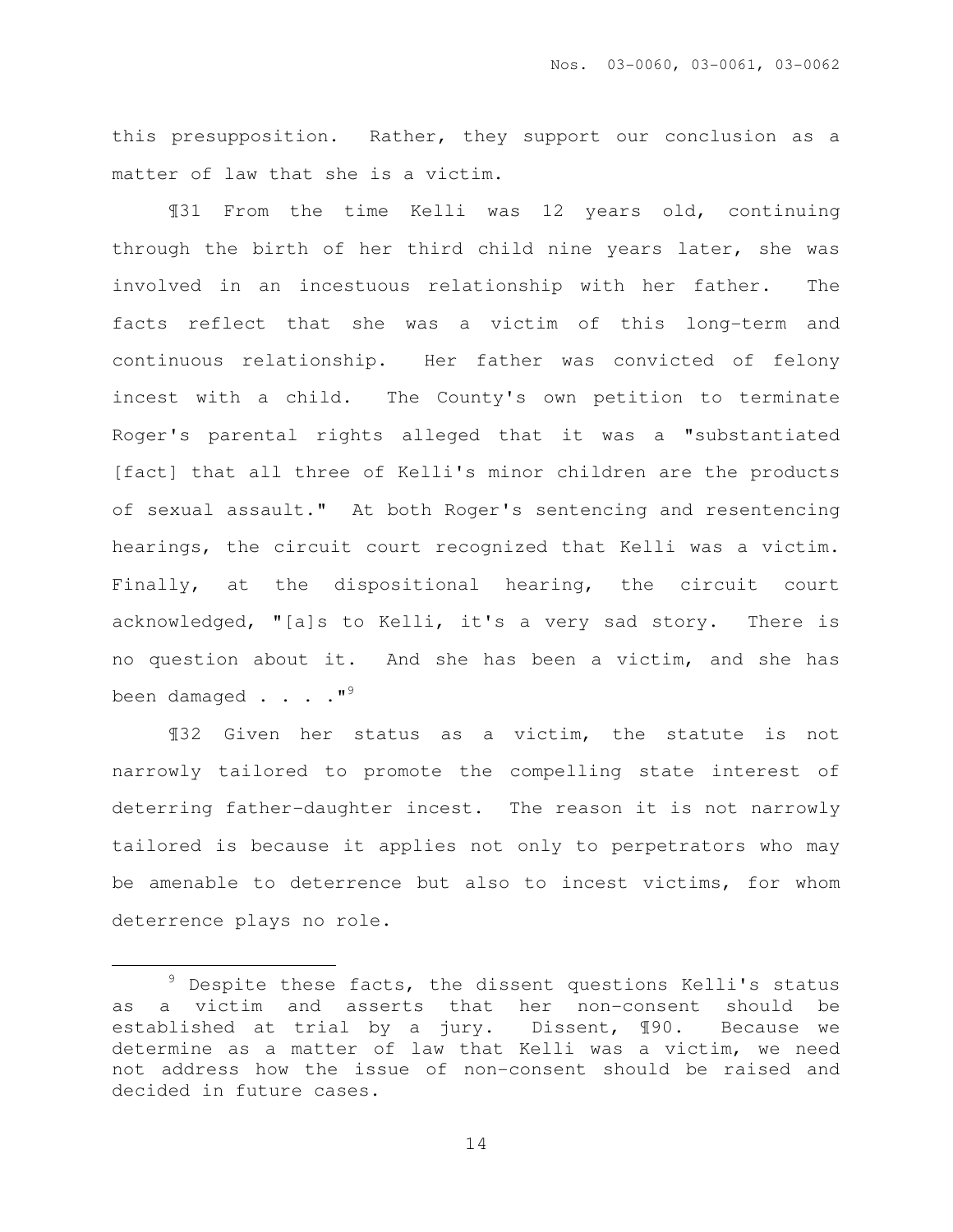this presupposition. Rather, they support our conclusion as a matter of law that she is a victim.

¶31 From the time Kelli was 12 years old, continuing through the birth of her third child nine years later, she was involved in an incestuous relationship with her father. The facts reflect that she was a victim of this long-term and continuous relationship. Her father was convicted of felony incest with a child. The County's own petition to terminate Roger's parental rights alleged that it was a "substantiated [fact] that all three of Kelli's minor children are the products of sexual assault." At both Roger's sentencing and resentencing hearings, the circuit court recognized that Kelli was a victim. Finally, at the dispositional hearing, the circuit court acknowledged, "[a]s to Kelli, it's a very sad story. There is no question about it. And she has been a victim, and she has been damaged . . . ."[9]

¶32 Given her status as a victim, the statute is not narrowly tailored to promote the compelling state interest of deterring father-daughter incest. The reason it is not narrowly tailored is because it applies not only to perpetrators who may be amenable to deterrence but also to incest victims, for whom deterrence plays no role.

---

[9] Despite these facts, the dissent questions Kelli's status as a victim and asserts that her non-consent should be established at trial by a jury. Dissent, ¶90. Because we determine as a matter of law that Kelli was a victim, we need not address how the issue of non-consent should be raised and decided in future cases.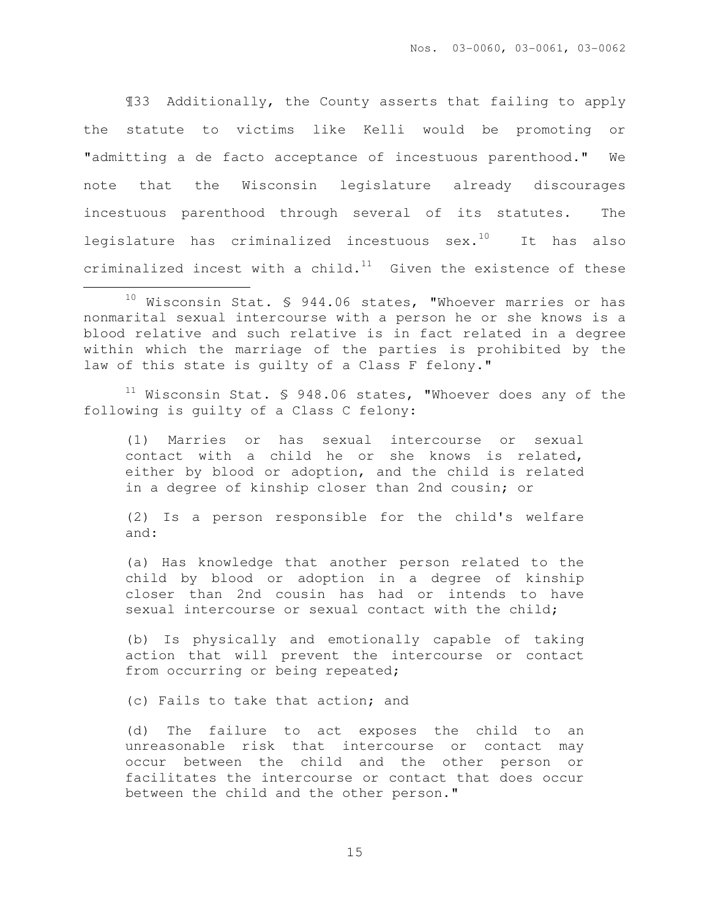¶33 Additionally, the County asserts that failing to apply the statute to victims like Kelli would be promoting or "admitting a de facto acceptance of incestuous parenthood." We note that the Wisconsin legislature already discourages incestuous parenthood through several of its statutes. The legislature has criminalized incestuous sex.[10] It has also criminalized incest with a child.[11] Given the existence of these

---

[10] Wisconsin Stat. § 944.06 states, "Whoever marries or has nonmarital sexual intercourse with a person he or she knows is a blood relative and such relative is in fact related in a degree within which the marriage of the parties is prohibited by the law of this state is guilty of a Class F felony."

[11] Wisconsin Stat. § 948.06 states, "Whoever does any of the following is guilty of a Class C felony:

> (1) Marries or has sexual intercourse or sexual contact with a child he or she knows is related, either by blood or adoption, and the child is related in a degree of kinship closer than 2nd cousin; or
>
> (2) Is a person responsible for the child's welfare and:
>
> (a) Has knowledge that another person related to the child by blood or adoption in a degree of kinship closer than 2nd cousin has had or intends to have sexual intercourse or sexual contact with the child;
>
> (b) Is physically and emotionally capable of taking action that will prevent the intercourse or contact from occurring or being repeated;
>
> (c) Fails to take that action; and
>
> (d) The failure to act exposes the child to an unreasonable risk that intercourse or contact may occur between the child and the other person or facilitates the intercourse or contact that does occur between the child and the other person."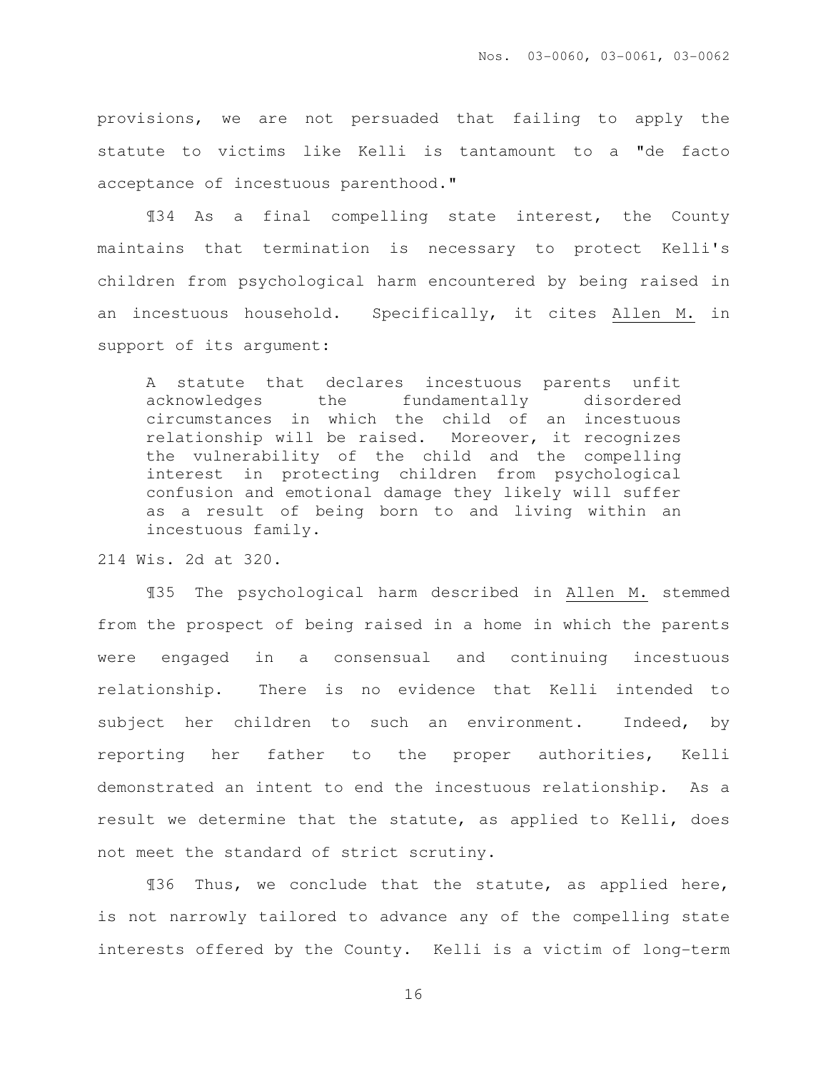provisions, we are not persuaded that failing to apply the statute to victims like Kelli is tantamount to a "de facto acceptance of incestuous parenthood."

¶34 As a final compelling state interest, the County maintains that termination is necessary to protect Kelli's children from psychological harm encountered by being raised in an incestuous household. Specifically, it cites Allen M. in support of its argument:

> A statute that declares incestuous parents unfit acknowledges the fundamentally disordered circumstances in which the child of an incestuous relationship will be raised. Moreover, it recognizes the vulnerability of the child and the compelling interest in protecting children from psychological confusion and emotional damage they likely will suffer as a result of being born to and living within an incestuous family.

214 Wis. 2d at 320.

¶35 The psychological harm described in Allen M. stemmed from the prospect of being raised in a home in which the parents were engaged in a consensual and continuing incestuous relationship. There is no evidence that Kelli intended to subject her children to such an environment. Indeed, by reporting her father to the proper authorities, Kelli demonstrated an intent to end the incestuous relationship. As a result we determine that the statute, as applied to Kelli, does not meet the standard of strict scrutiny.

¶36 Thus, we conclude that the statute, as applied here, is not narrowly tailored to advance any of the compelling state interests offered by the County. Kelli is a victim of long-term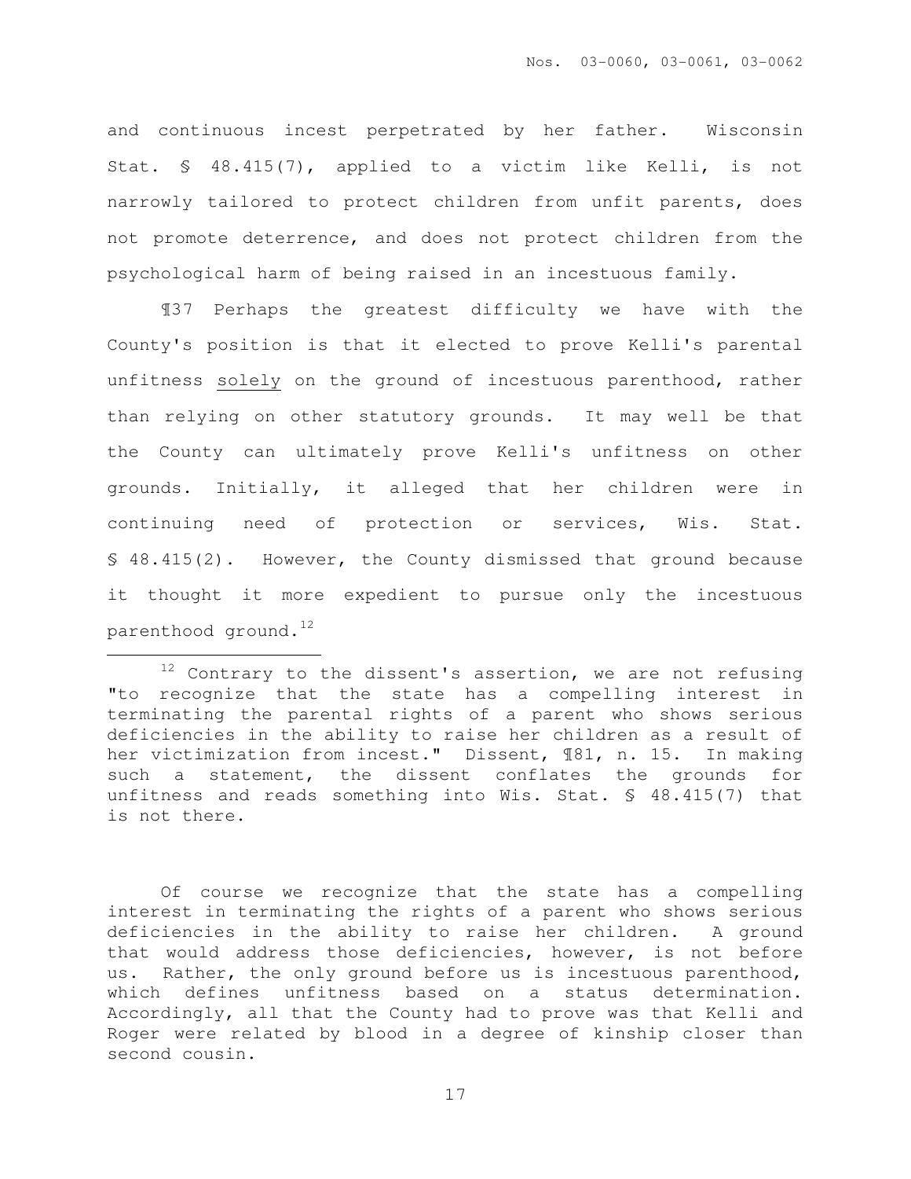and continuous incest perpetrated by her father. Wisconsin Stat. § 48.415(7), applied to a victim like Kelli, is not narrowly tailored to protect children from unfit parents, does not promote deterrence, and does not protect children from the psychological harm of being raised in an incestuous family.

¶37 Perhaps the greatest difficulty we have with the County's position is that it elected to prove Kelli's parental unfitness <u>solely</u> on the ground of incestuous parenthood, rather than relying on other statutory grounds. It may well be that the County can ultimately prove Kelli's unfitness on other grounds. Initially, it alleged that her children were in continuing need of protection or services, Wis. Stat. § 48.415(2). However, the County dismissed that ground because it thought it more expedient to pursue only the incestuous parenthood ground.[12]

---

[12] Contrary to the dissent's assertion, we are not refusing "to recognize that the state has a compelling interest in terminating the parental rights of a parent who shows serious deficiencies in the ability to raise her children as a result of her victimization from incest." Dissent, ¶81, n. 15. In making such a statement, the dissent conflates the grounds for unfitness and reads something into Wis. Stat. § 48.415(7) that is not there.

Of course we recognize that the state has a compelling interest in terminating the rights of a parent who shows serious deficiencies in the ability to raise her children. A ground that would address those deficiencies, however, is not before us. Rather, the only ground before us is incestuous parenthood, which defines unfitness based on a status determination. Accordingly, all that the County had to prove was that Kelli and Roger were related by blood in a degree of kinship closer than second cousin.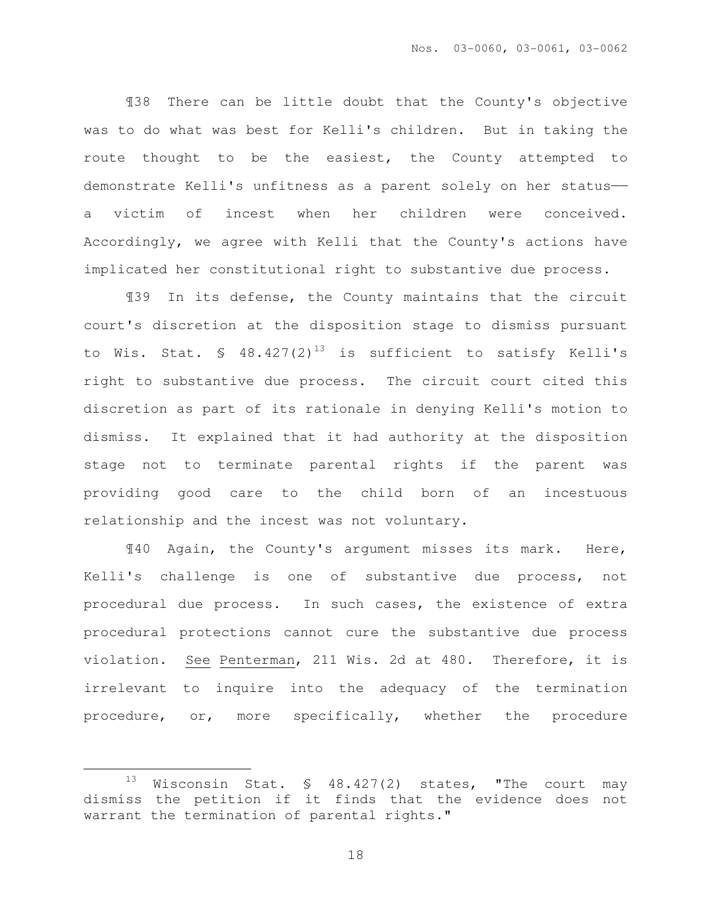¶38 There can be little doubt that the County's objective was to do what was best for Kelli's children. But in taking the route thought to be the easiest, the County attempted to demonstrate Kelli's unfitness as a parent solely on her status—— a victim of incest when her children were conceived. Accordingly, we agree with Kelli that the County's actions have implicated her constitutional right to substantive due process.

¶39 In its defense, the County maintains that the circuit court's discretion at the disposition stage to dismiss pursuant to Wis. Stat. § 48.427(2)[13] is sufficient to satisfy Kelli's right to substantive due process. The circuit court cited this discretion as part of its rationale in denying Kelli's motion to dismiss. It explained that it had authority at the disposition stage not to terminate parental rights if the parent was providing good care to the child born of an incestuous relationship and the incest was not voluntary.

¶40 Again, the County's argument misses its mark. Here, Kelli's challenge is one of substantive due process, not procedural due process. In such cases, the existence of extra procedural protections cannot cure the substantive due process violation. See Penterman, 211 Wis. 2d at 480. Therefore, it is irrelevant to inquire into the adequacy of the termination procedure, or, more specifically, whether the procedure

---

[13] Wisconsin Stat. § 48.427(2) states, "The court may dismiss the petition if it finds that the evidence does not warrant the termination of parental rights."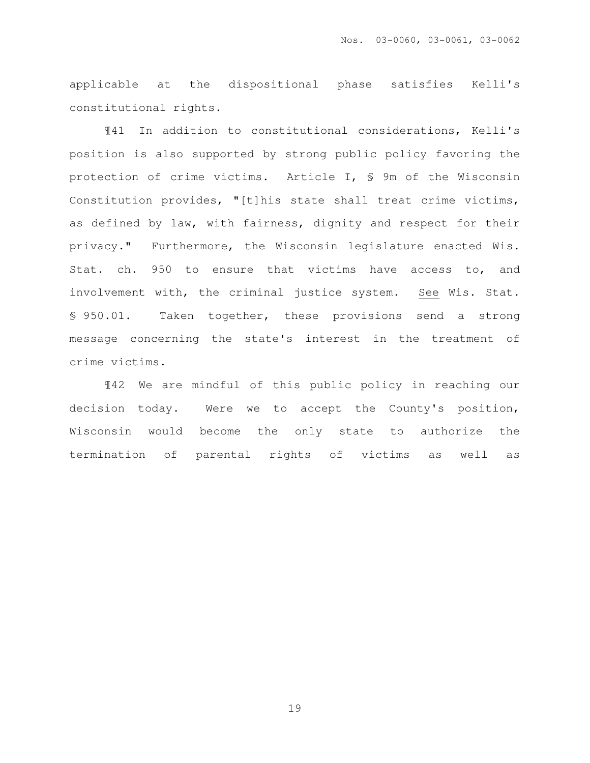applicable at the dispositional phase satisfies Kelli's constitutional rights.

¶41 In addition to constitutional considerations, Kelli's position is also supported by strong public policy favoring the protection of crime victims. Article I, § 9m of the Wisconsin Constitution provides, "[t]his state shall treat crime victims, as defined by law, with fairness, dignity and respect for their privacy." Furthermore, the Wisconsin legislature enacted Wis. Stat. ch. 950 to ensure that victims have access to, and involvement with, the criminal justice system. See Wis. Stat. § 950.01. Taken together, these provisions send a strong message concerning the state's interest in the treatment of crime victims.

¶42 We are mindful of this public policy in reaching our decision today. Were we to accept the County's position, Wisconsin would become the only state to authorize the termination of parental rights of victims as well as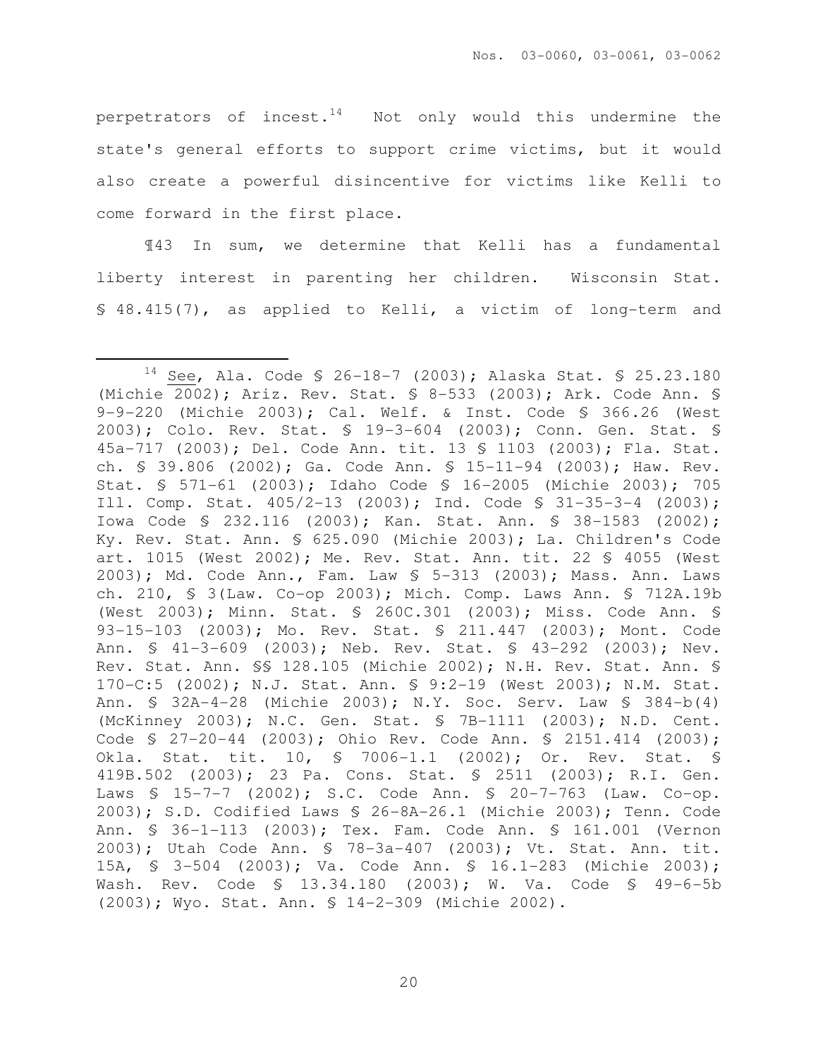perpetrators of incest.[14] Not only would this undermine the state's general efforts to support crime victims, but it would also create a powerful disincentive for victims like Kelli to come forward in the first place.

¶43 In sum, we determine that Kelli has a fundamental liberty interest in parenting her children. Wisconsin Stat. § 48.415(7), as applied to Kelli, a victim of long-term and

---

[14] See, Ala. Code § 26-18-7 (2003); Alaska Stat. § 25.23.180 (Michie 2002); Ariz. Rev. Stat. § 8-533 (2003); Ark. Code Ann. § 9-9-220 (Michie 2003); Cal. Welf. & Inst. Code § 366.26 (West 2003); Colo. Rev. Stat. § 19-3-604 (2003); Conn. Gen. Stat. § 45a-717 (2003); Del. Code Ann. tit. 13 § 1103 (2003); Fla. Stat. ch. § 39.806 (2002); Ga. Code Ann. § 15-11-94 (2003); Haw. Rev. Stat. § 571-61 (2003); Idaho Code § 16-2005 (Michie 2003); 705 Ill. Comp. Stat. 405/2-13 (2003); Ind. Code § 31-35-3-4 (2003); Iowa Code § 232.116 (2003); Kan. Stat. Ann. § 38-1583 (2002); Ky. Rev. Stat. Ann. § 625.090 (Michie 2003); La. Children's Code art. 1015 (West 2002); Me. Rev. Stat. Ann. tit. 22 § 4055 (West 2003); Md. Code Ann., Fam. Law § 5-313 (2003); Mass. Ann. Laws ch. 210, § 3(Law. Co-op 2003); Mich. Comp. Laws Ann. § 712A.19b (West 2003); Minn. Stat. § 260C.301 (2003); Miss. Code Ann. § 93-15-103 (2003); Mo. Rev. Stat. § 211.447 (2003); Mont. Code Ann. § 41-3-609 (2003); Neb. Rev. Stat. § 43-292 (2003); Nev. Rev. Stat. Ann. §§ 128.105 (Michie 2002); N.H. Rev. Stat. Ann. § 170-C:5 (2002); N.J. Stat. Ann. § 9:2-19 (West 2003); N.M. Stat. Ann. § 32A-4-28 (Michie 2003); N.Y. Soc. Serv. Law § 384-b(4) (McKinney 2003); N.C. Gen. Stat. § 7B-1111 (2003); N.D. Cent. Code § 27-20-44 (2003); Ohio Rev. Code Ann. § 2151.414 (2003); Okla. Stat. tit. 10, § 7006-1.1 (2002); Or. Rev. Stat. § 419B.502 (2003); 23 Pa. Cons. Stat. § 2511 (2003); R.I. Gen. Laws § 15-7-7 (2002); S.C. Code Ann. § 20-7-763 (Law. Co-op. 2003); S.D. Codified Laws § 26-8A-26.1 (Michie 2003); Tenn. Code Ann. § 36-1-113 (2003); Tex. Fam. Code Ann. § 161.001 (Vernon 2003); Utah Code Ann. § 78-3a-407 (2003); Vt. Stat. Ann. tit. 15A, § 3-504 (2003); Va. Code Ann. § 16.1-283 (Michie 2003); Wash. Rev. Code § 13.34.180 (2003); W. Va. Code § 49-6-5b (2003); Wyo. Stat. Ann. § 14-2-309 (Michie 2002).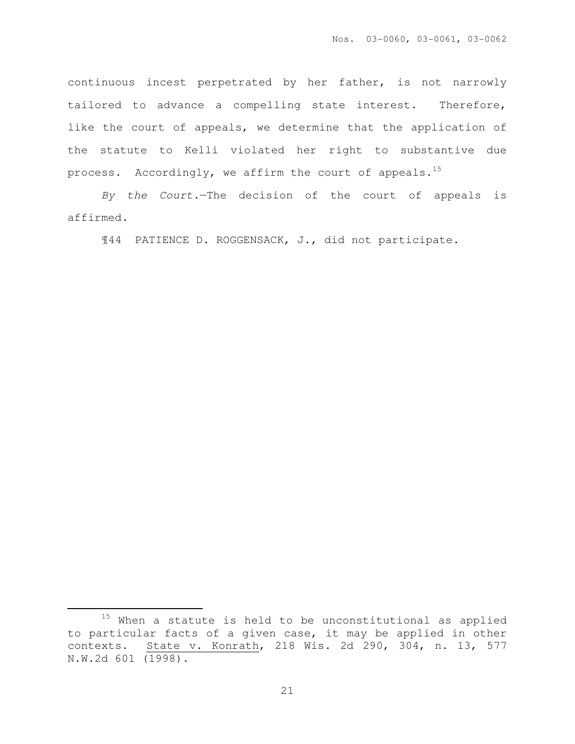continuous incest perpetrated by her father, is not narrowly tailored to advance a compelling state interest. Therefore, like the court of appeals, we determine that the application of the statute to Kelli violated her right to substantive due process. Accordingly, we affirm the court of appeals.[15]

*By the Court.*—The decision of the court of appeals is affirmed.

¶44 PATIENCE D. ROGGENSACK, J., did not participate.

---

[15] When a statute is held to be unconstitutional as applied to particular facts of a given case, it may be applied in other contexts. State v. Konrath, 218 Wis. 2d 290, 304, n. 13, 577 N.W.2d 601 (1998).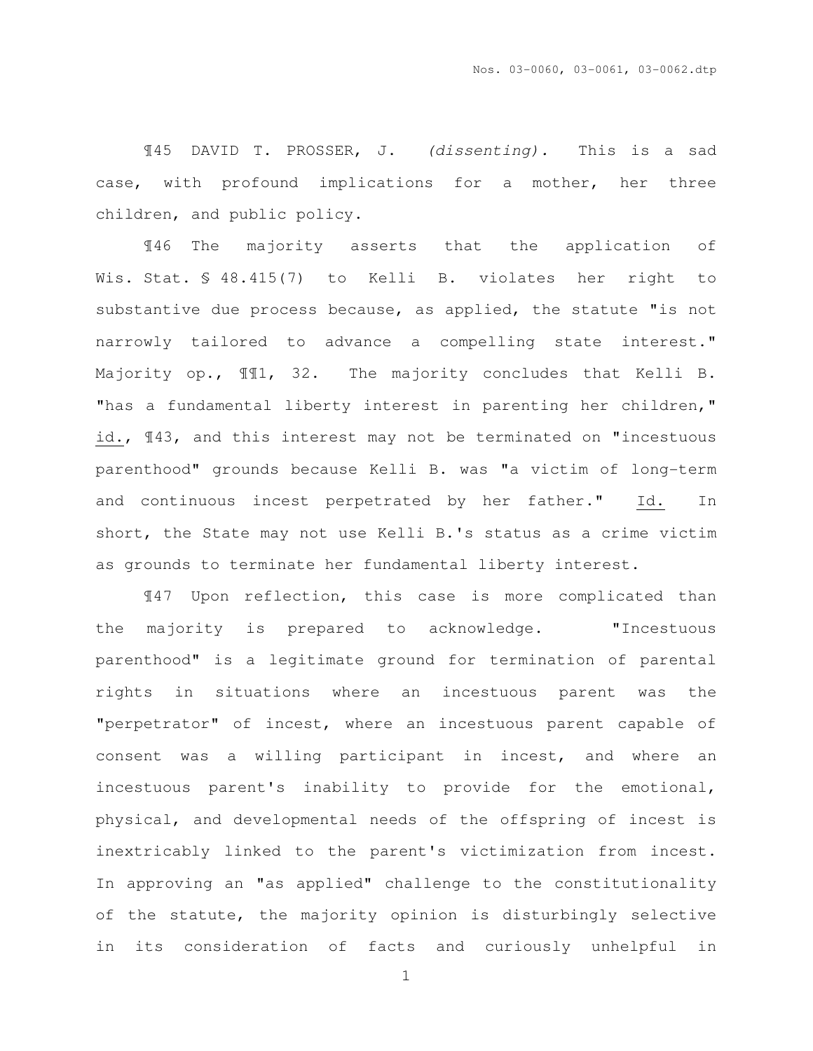¶45 DAVID T. PROSSER, J. *(dissenting).* This is a sad case, with profound implications for a mother, her three children, and public policy.

¶46 The majority asserts that the application of Wis. Stat. § 48.415(7) to Kelli B. violates her right to substantive due process because, as applied, the statute "is not narrowly tailored to advance a compelling state interest." Majority op., ¶¶1, 32. The majority concludes that Kelli B. "has a fundamental liberty interest in parenting her children," id., ¶43, and this interest may not be terminated on "incestuous parenthood" grounds because Kelli B. was "a victim of long-term and continuous incest perpetrated by her father." Id. In short, the State may not use Kelli B.'s status as a crime victim as grounds to terminate her fundamental liberty interest.

¶47 Upon reflection, this case is more complicated than the majority is prepared to acknowledge. "Incestuous parenthood" is a legitimate ground for termination of parental rights in situations where an incestuous parent was the "perpetrator" of incest, where an incestuous parent capable of consent was a willing participant in incest, and where an incestuous parent's inability to provide for the emotional, physical, and developmental needs of the offspring of incest is inextricably linked to the parent's victimization from incest. In approving an "as applied" challenge to the constitutionality of the statute, the majority opinion is disturbingly selective in its consideration of facts and curiously unhelpful in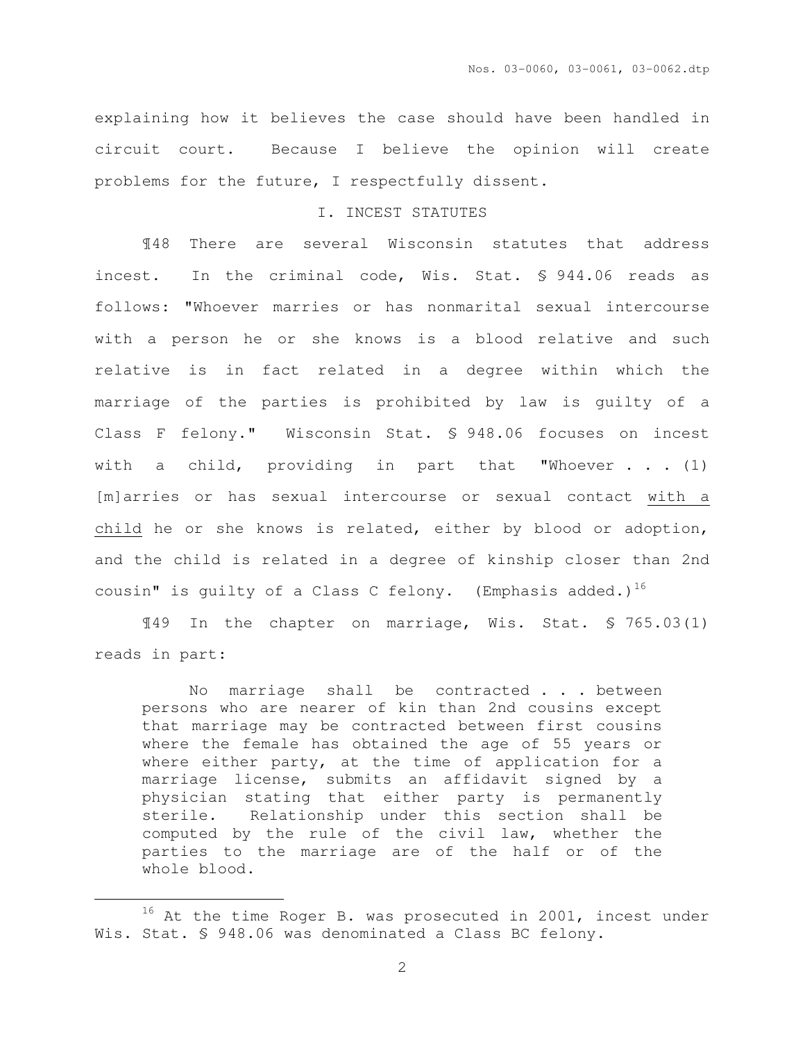explaining how it believes the case should have been handled in circuit court. Because I believe the opinion will create problems for the future, I respectfully dissent.

## I. INCEST STATUTES

¶48 There are several Wisconsin statutes that address incest. In the criminal code, Wis. Stat. § 944.06 reads as follows: "Whoever marries or has nonmarital sexual intercourse with a person he or she knows is a blood relative and such relative is in fact related in a degree within which the marriage of the parties is prohibited by law is guilty of a Class F felony." Wisconsin Stat. § 948.06 focuses on incest with a child, providing in part that "Whoever . . . (1) [m]arries or has sexual intercourse or sexual contact <u>with a child</u> he or she knows is related, either by blood or adoption, and the child is related in a degree of kinship closer than 2nd cousin" is guilty of a Class C felony. (Emphasis added.)[16]

¶49 In the chapter on marriage, Wis. Stat. § 765.03(1) reads in part:

> No marriage shall be contracted . . . between persons who are nearer of kin than 2nd cousins except that marriage may be contracted between first cousins where the female has obtained the age of 55 years or where either party, at the time of application for a marriage license, submits an affidavit signed by a physician stating that either party is permanently sterile. Relationship under this section shall be computed by the rule of the civil law, whether the parties to the marriage are of the half or of the whole blood.

---

[16] At the time Roger B. was prosecuted in 2001, incest under Wis. Stat. § 948.06 was denominated a Class BC felony.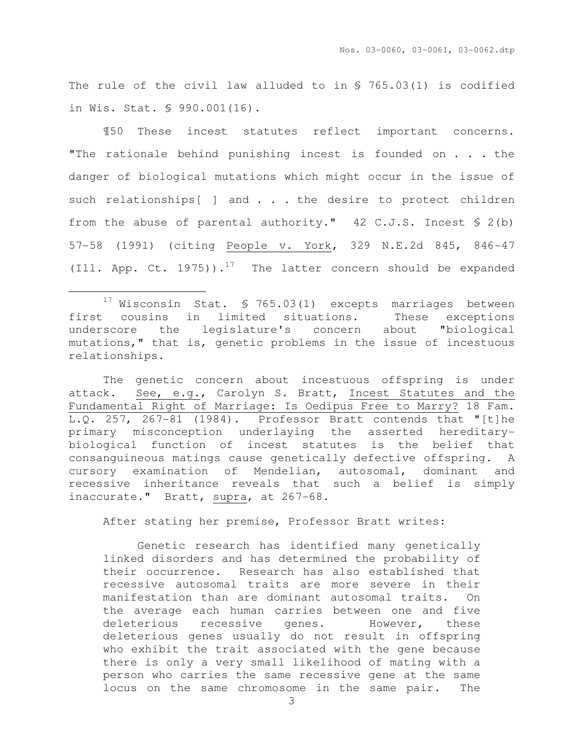The rule of the civil law alluded to in § 765.03(1) is codified in Wis. Stat. § 990.001(16).

¶50 These incest statutes reflect important concerns. "The rationale behind punishing incest is founded on . . . the danger of biological mutations which might occur in the issue of such relationships[ ] and . . . the desire to protect children from the abuse of parental authority." 42 C.J.S. Incest § 2(b) 57-58 (1991) (citing People v. York, 329 N.E.2d 845, 846-47 (Ill. App. Ct. 1975)).[17] The latter concern should be expanded

---

[17] Wisconsin Stat. § 765.03(1) excepts marriages between first cousins in limited situations. These exceptions underscore the legislature's concern about "biological mutations," that is, genetic problems in the issue of incestuous relationships.

The genetic concern about incestuous offspring is under attack. See, e.g., Carolyn S. Bratt, Incest Statutes and the Fundamental Right of Marriage: Is Oedipus Free to Marry? 18 Fam. L.Q. 257, 267-81 (1984). Professor Bratt contends that "[t]he primary misconception underlaying the asserted hereditary-biological function of incest statutes is the belief that consanguineous matings cause genetically defective offspring. A cursory examination of Mendelian, autosomal, dominant and recessive inheritance reveals that such a belief is simply inaccurate." Bratt, supra, at 267-68.

After stating her premise, Professor Bratt writes:

> Genetic research has identified many genetically linked disorders and has determined the probability of their occurrence. Research has also established that recessive autosomal traits are more severe in their manifestation than are dominant autosomal traits. On the average each human carries between one and five deleterious recessive genes. However, these deleterious genes usually do not result in offspring who exhibit the trait associated with the gene because there is only a very small likelihood of mating with a person who carries the same recessive gene at the same locus on the same chromosome in the same pair. The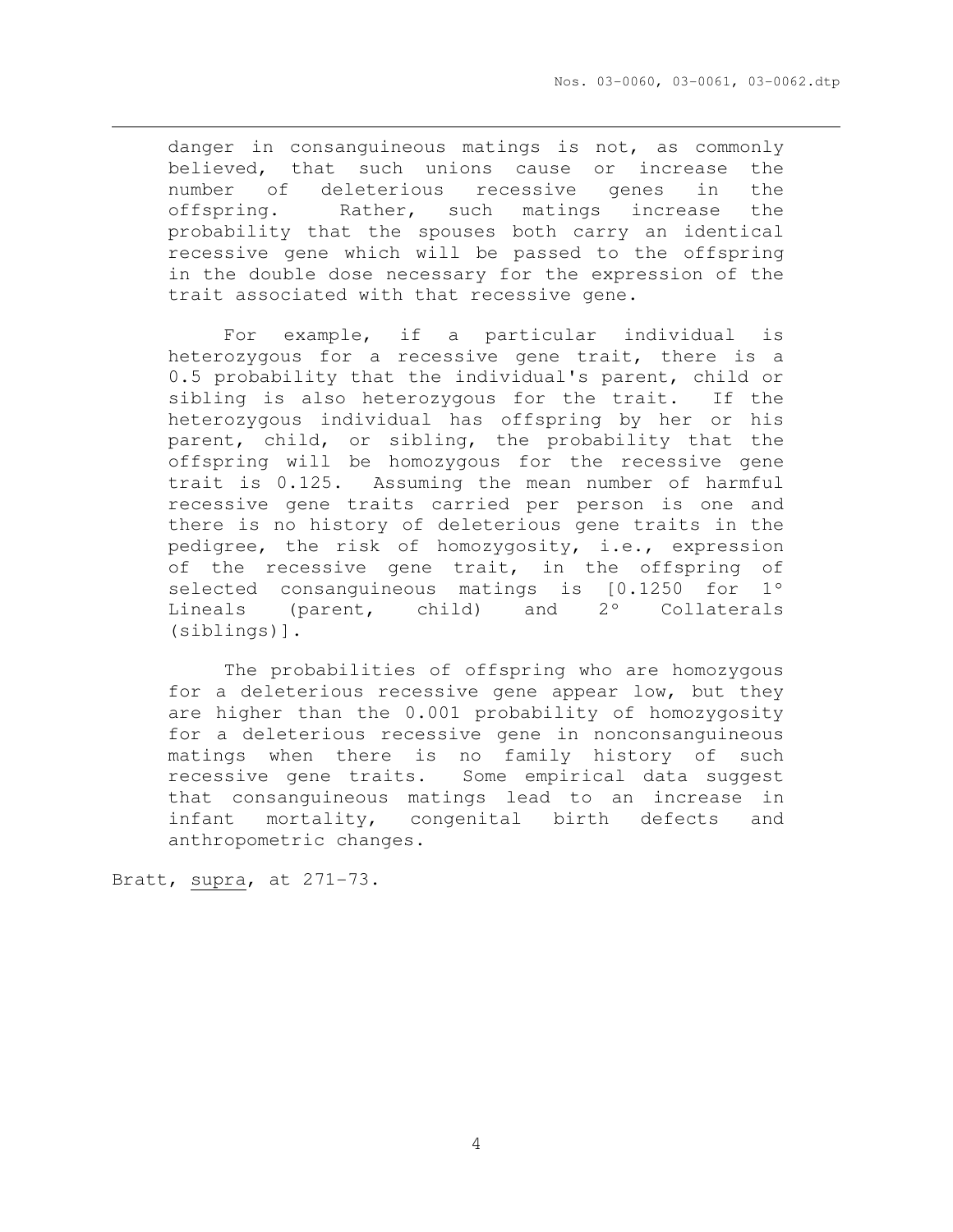> danger in consanguineous matings is not, as commonly believed, that such unions cause or increase the number of deleterious recessive genes in the offspring. Rather, such matings increase the probability that the spouses both carry an identical recessive gene which will be passed to the offspring in the double dose necessary for the expression of the trait associated with that recessive gene.
>
> For example, if a particular individual is heterozygous for a recessive gene trait, there is a 0.5 probability that the individual's parent, child or sibling is also heterozygous for the trait. If the heterozygous individual has offspring by her or his parent, child, or sibling, the probability that the offspring will be homozygous for the recessive gene trait is 0.125. Assuming the mean number of harmful recessive gene traits carried per person is one and there is no history of deleterious gene traits in the pedigree, the risk of homozygosity, i.e., expression of the recessive gene trait, in the offspring of selected consanguineous matings is [0.1250 for 1° Lineals (parent, child) and 2° Collaterals (siblings)].
>
> The probabilities of offspring who are homozygous for a deleterious recessive gene appear low, but they are higher than the 0.001 probability of homozygosity for a deleterious recessive gene in nonconsanguineous matings when there is no family history of such recessive gene traits. Some empirical data suggest that consanguineous matings lead to an increase in infant mortality, congenital birth defects and anthropometric changes.

Bratt, supra, at 271-73.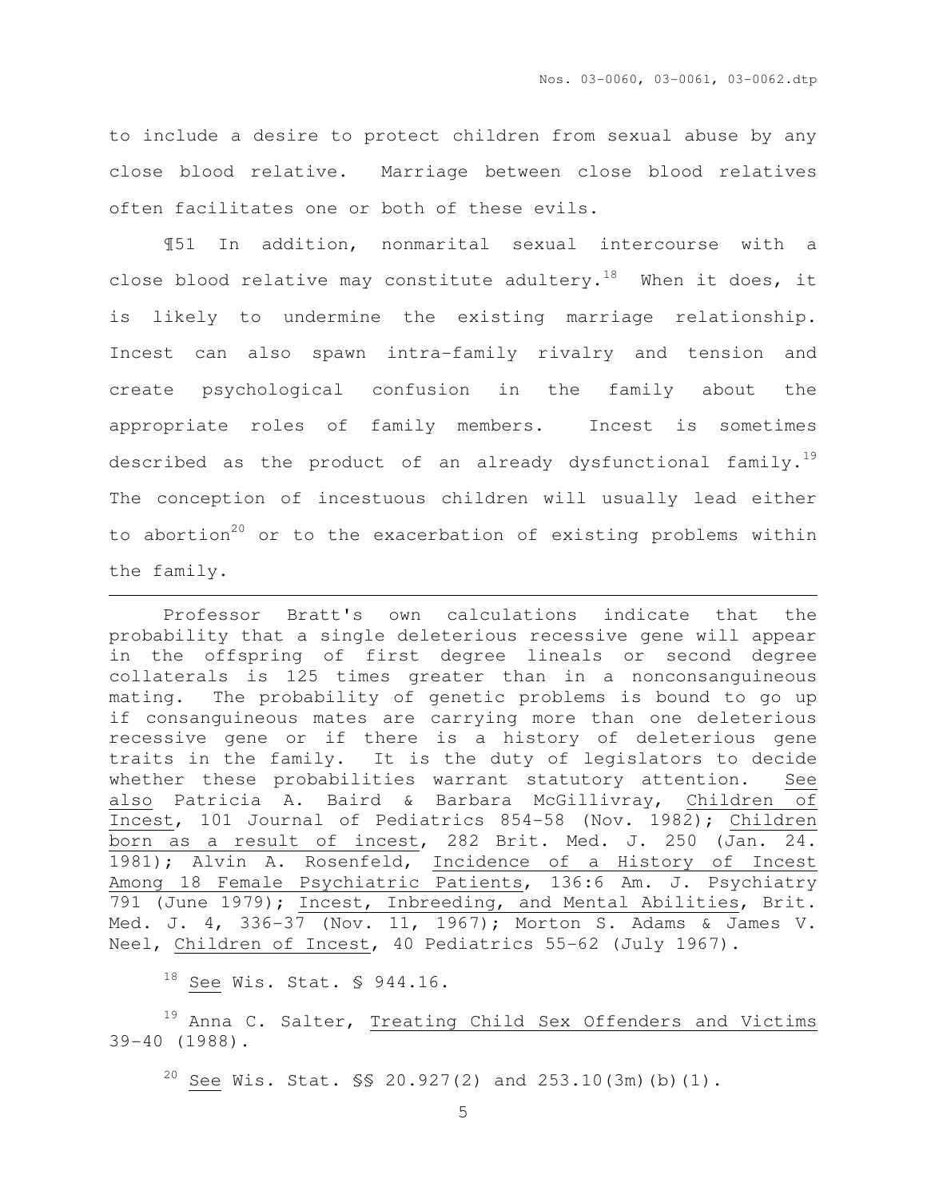to include a desire to protect children from sexual abuse by any close blood relative. Marriage between close blood relatives often facilitates one or both of these evils.

¶51 In addition, nonmarital sexual intercourse with a close blood relative may constitute adultery.[18] When it does, it is likely to undermine the existing marriage relationship. Incest can also spawn intra-family rivalry and tension and create psychological confusion in the family about the appropriate roles of family members. Incest is sometimes described as the product of an already dysfunctional family.[19] The conception of incestuous children will usually lead either to abortion[20] or to the exacerbation of existing problems within the family.

---

Professor Bratt's own calculations indicate that the probability that a single deleterious recessive gene will appear in the offspring of first degree lineals or second degree collaterals is 125 times greater than in a nonconsanguineous mating. The probability of genetic problems is bound to go up if consanguineous mates are carrying more than one deleterious recessive gene or if there is a history of deleterious gene traits in the family. It is the duty of legislators to decide whether these probabilities warrant statutory attention. See also Patricia A. Baird & Barbara McGillivray, Children of Incest, 101 Journal of Pediatrics 854-58 (Nov. 1982); Children born as a result of incest, 282 Brit. Med. J. 250 (Jan. 24. 1981); Alvin A. Rosenfeld, Incidence of a History of Incest Among 18 Female Psychiatric Patients, 136:6 Am. J. Psychiatry 791 (June 1979); Incest, Inbreeding, and Mental Abilities, Brit. Med. J. 4, 336-37 (Nov. 11, 1967); Morton S. Adams & James V. Neel, Children of Incest, 40 Pediatrics 55-62 (July 1967).

[18] See Wis. Stat. § 944.16.

[19] Anna C. Salter, Treating Child Sex Offenders and Victims 39-40 (1988).

[20] See Wis. Stat. §§ 20.927(2) and 253.10(3m)(b)(1).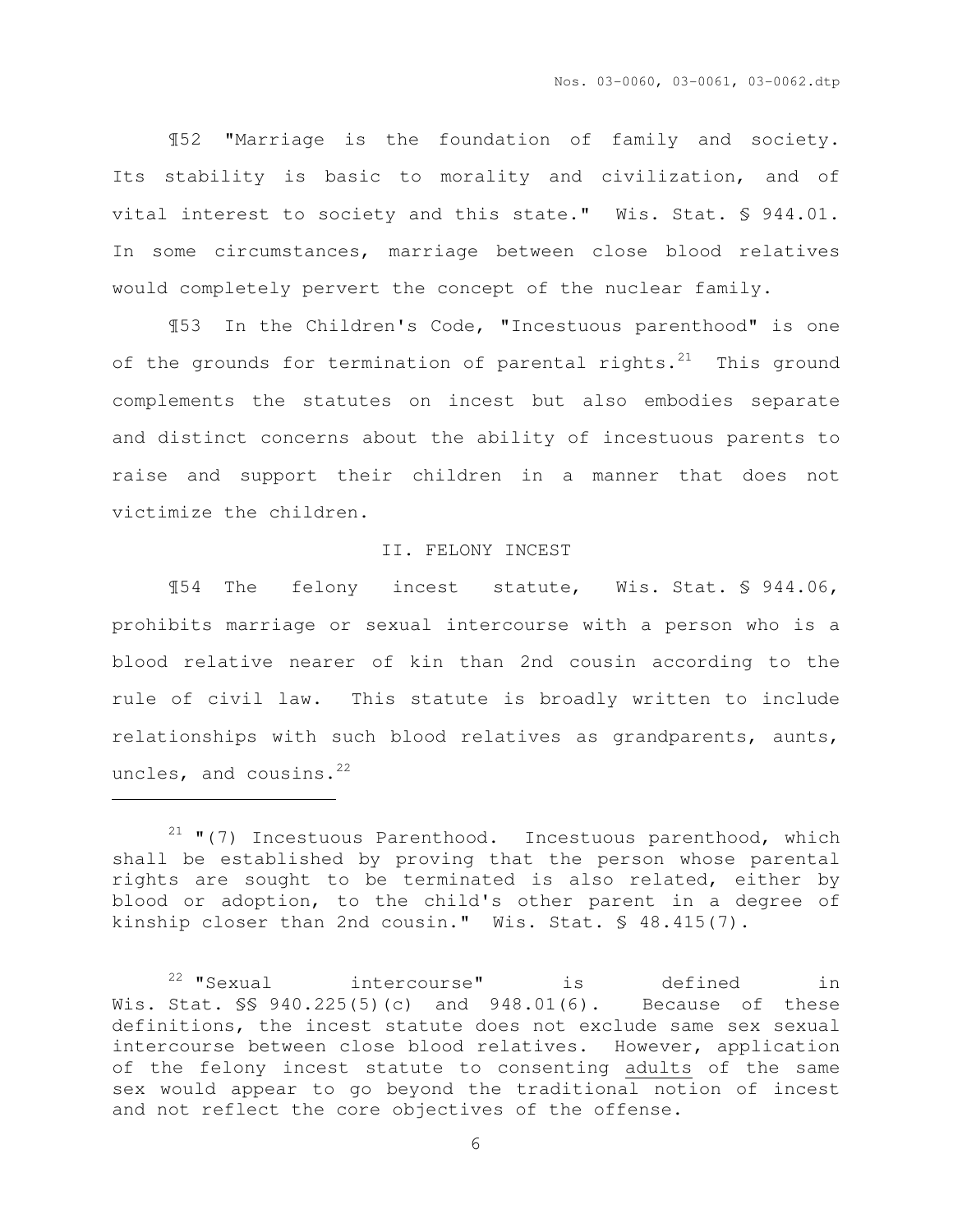¶52 "Marriage is the foundation of family and society. Its stability is basic to morality and civilization, and of vital interest to society and this state." Wis. Stat. § 944.01. In some circumstances, marriage between close blood relatives would completely pervert the concept of the nuclear family.

¶53 In the Children's Code, "Incestuous parenthood" is one of the grounds for termination of parental rights.[21] This ground complements the statutes on incest but also embodies separate and distinct concerns about the ability of incestuous parents to raise and support their children in a manner that does not victimize the children.

## II. FELONY INCEST

¶54 The felony incest statute, Wis. Stat. § 944.06, prohibits marriage or sexual intercourse with a person who is a blood relative nearer of kin than 2nd cousin according to the rule of civil law. This statute is broadly written to include relationships with such blood relatives as grandparents, aunts, uncles, and cousins.[22]

---

[21] "(7) Incestuous Parenthood. Incestuous parenthood, which shall be established by proving that the person whose parental rights are sought to be terminated is also related, either by blood or adoption, to the child's other parent in a degree of kinship closer than 2nd cousin." Wis. Stat. § 48.415(7).

[22] "Sexual intercourse" is defined in Wis. Stat. §§ 940.225(5)(c) and 948.01(6). Because of these definitions, the incest statute does not exclude same sex sexual intercourse between close blood relatives. However, application of the felony incest statute to consenting <u>adults</u> of the same sex would appear to go beyond the traditional notion of incest and not reflect the core objectives of the offense.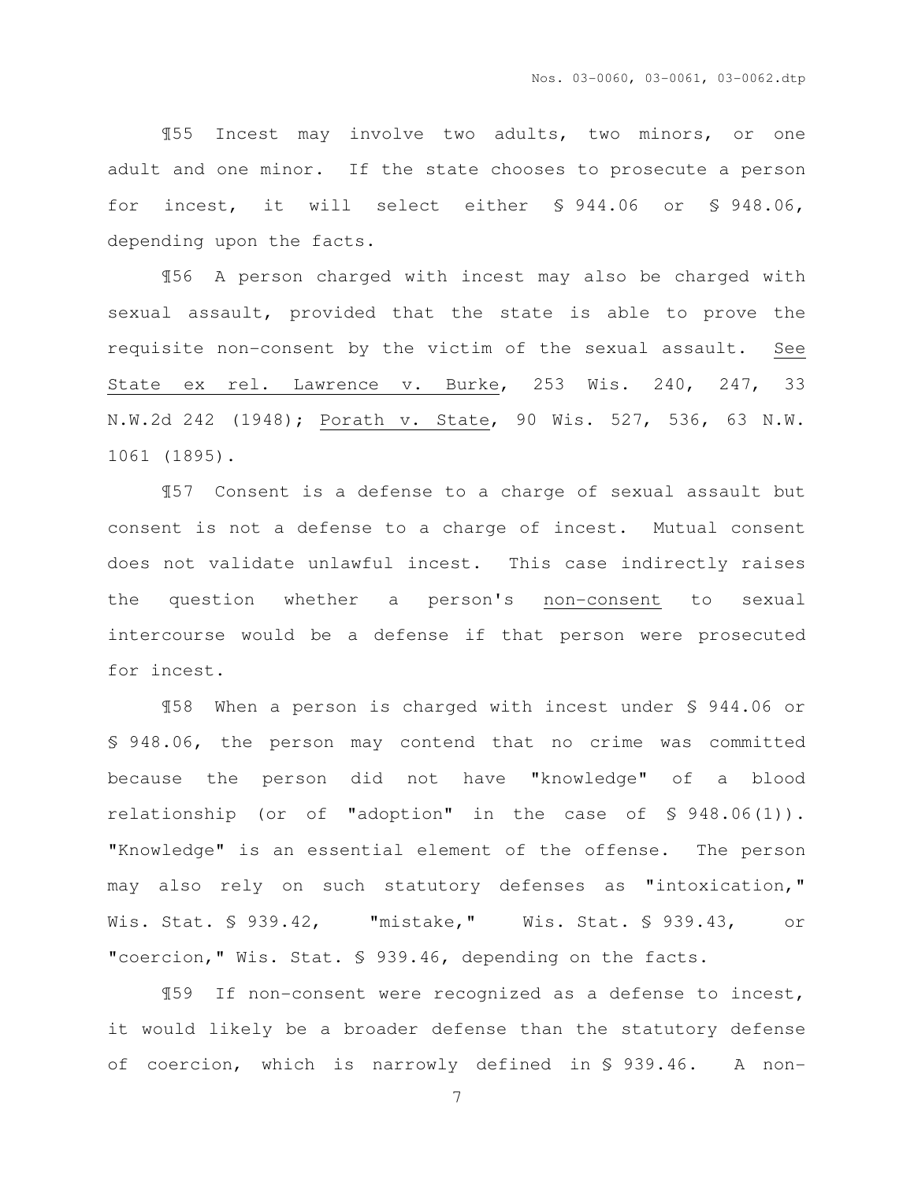¶55 Incest may involve two adults, two minors, or one adult and one minor. If the state chooses to prosecute a person for incest, it will select either § 944.06 or § 948.06, depending upon the facts.

¶56 A person charged with incest may also be charged with sexual assault, provided that the state is able to prove the requisite non-consent by the victim of the sexual assault. See State ex rel. Lawrence v. Burke, 253 Wis. 240, 247, 33 N.W.2d 242 (1948); Porath v. State, 90 Wis. 527, 536, 63 N.W. 1061 (1895).

¶57 Consent is a defense to a charge of sexual assault but consent is not a defense to a charge of incest. Mutual consent does not validate unlawful incest. This case indirectly raises the question whether a person's non-consent to sexual intercourse would be a defense if that person were prosecuted for incest.

¶58 When a person is charged with incest under § 944.06 or § 948.06, the person may contend that no crime was committed because the person did not have "knowledge" of a blood relationship (or of "adoption" in the case of § 948.06(1)). "Knowledge" is an essential element of the offense. The person may also rely on such statutory defenses as "intoxication," Wis. Stat. § 939.42, "mistake," Wis. Stat. § 939.43, or "coercion," Wis. Stat. § 939.46, depending on the facts.

¶59 If non-consent were recognized as a defense to incest, it would likely be a broader defense than the statutory defense of coercion, which is narrowly defined in § 939.46. A non-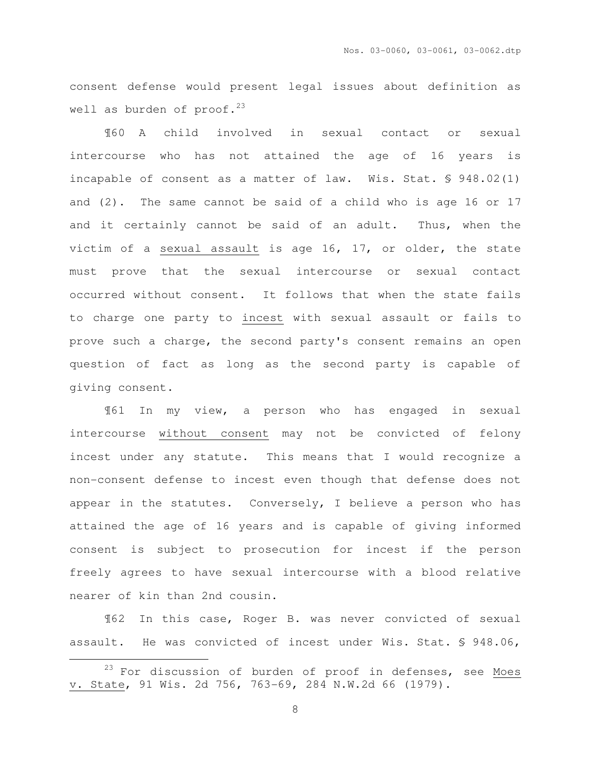consent defense would present legal issues about definition as well as burden of proof.[23]

¶60 A child involved in sexual contact or sexual intercourse who has not attained the age of 16 years is incapable of consent as a matter of law. Wis. Stat. § 948.02(1) and (2). The same cannot be said of a child who is age 16 or 17 and it certainly cannot be said of an adult. Thus, when the victim of a <u>sexual assault</u> is age 16, 17, or older, the state must prove that the sexual intercourse or sexual contact occurred without consent. It follows that when the state fails to charge one party to <u>incest</u> with sexual assault or fails to prove such a charge, the second party's consent remains an open question of fact as long as the second party is capable of giving consent.

¶61 In my view, a person who has engaged in sexual intercourse <u>without consent</u> may not be convicted of felony incest under any statute. This means that I would recognize a non-consent defense to incest even though that defense does not appear in the statutes. Conversely, I believe a person who has attained the age of 16 years and is capable of giving informed consent is subject to prosecution for incest if the person freely agrees to have sexual intercourse with a blood relative nearer of kin than 2nd cousin.

¶62 In this case, Roger B. was never convicted of sexual assault. He was convicted of incest under Wis. Stat. § 948.06,

---

[23] For discussion of burden of proof in defenses, see <u>Moes v. State</u>, 91 Wis. 2d 756, 763-69, 284 N.W.2d 66 (1979).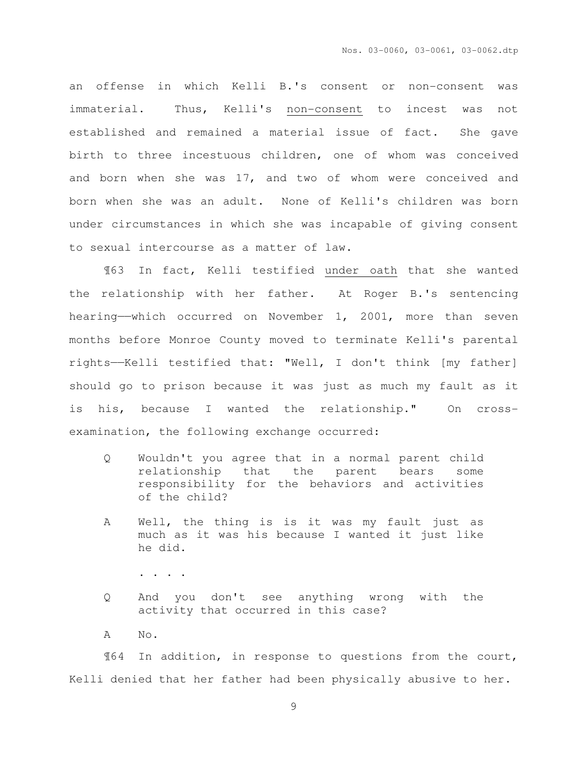an offense in which Kelli B.'s consent or non-consent was immaterial. Thus, Kelli's <u>non-consent</u> to incest was not established and remained a material issue of fact. She gave birth to three incestuous children, one of whom was conceived and born when she was 17, and two of whom were conceived and born when she was an adult. None of Kelli's children was born under circumstances in which she was incapable of giving consent to sexual intercourse as a matter of law.

¶63 In fact, Kelli testified <u>under oath</u> that she wanted the relationship with her father. At Roger B.'s sentencing hearing——which occurred on November 1, 2001, more than seven months before Monroe County moved to terminate Kelli's parental rights——Kelli testified that: "Well, I don't think [my father] should go to prison because it was just as much my fault as it is his, because I wanted the relationship." On cross-examination, the following exchange occurred:

> Q Wouldn't you agree that in a normal parent child relationship that the parent bears some responsibility for the behaviors and activities of the child?
>
> A Well, the thing is is it was my fault just as much as it was his because I wanted it just like he did.
>
> . . . .
>
> Q And you don't see anything wrong with the activity that occurred in this case?
>
> A No.

¶64 In addition, in response to questions from the court, Kelli denied that her father had been physically abusive to her.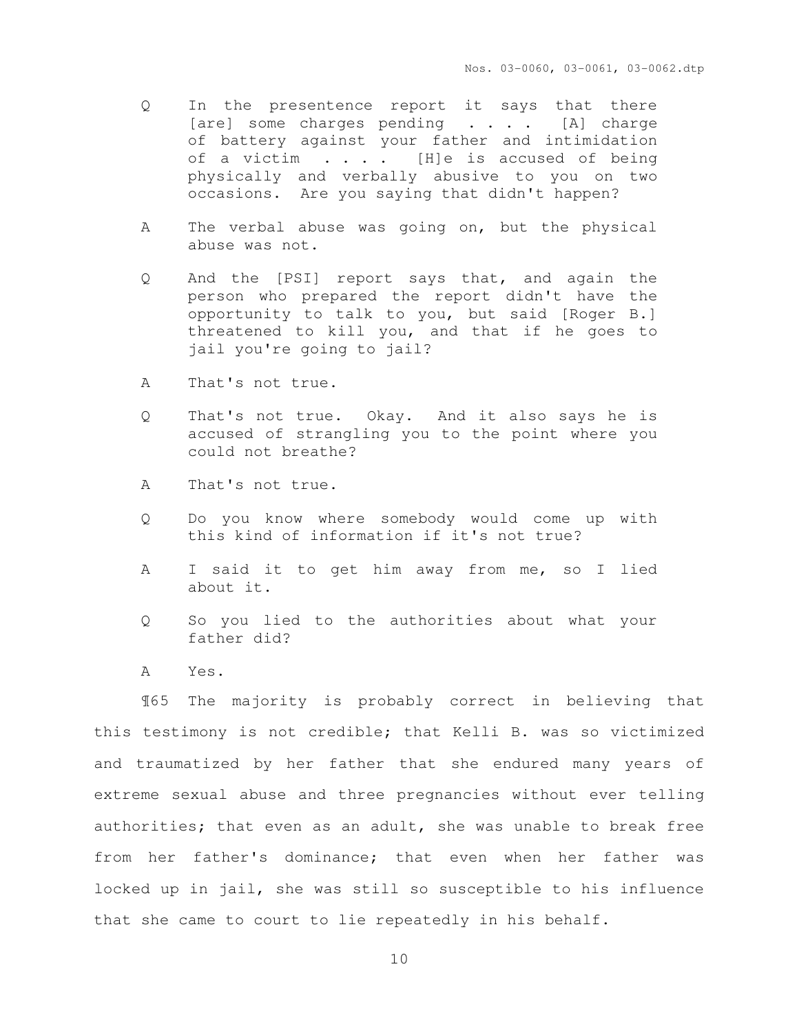Q In the presentence report it says that there [are] some charges pending . . . . [A] charge of battery against your father and intimidation of a victim . . . . [H]e is accused of being physically and verbally abusive to you on two occasions. Are you saying that didn't happen?

A The verbal abuse was going on, but the physical abuse was not.

Q And the [PSI] report says that, and again the person who prepared the report didn't have the opportunity to talk to you, but said [Roger B.] threatened to kill you, and that if he goes to jail you're going to jail?

A That's not true.

Q That's not true. Okay. And it also says he is accused of strangling you to the point where you could not breathe?

A That's not true.

Q Do you know where somebody would come up with this kind of information if it's not true?

A I said it to get him away from me, so I lied about it.

Q So you lied to the authorities about what your father did?

A Yes.

¶65 The majority is probably correct in believing that this testimony is not credible; that Kelli B. was so victimized and traumatized by her father that she endured many years of extreme sexual abuse and three pregnancies without ever telling authorities; that even as an adult, she was unable to break free from her father's dominance; that even when her father was locked up in jail, she was still so susceptible to his influence that she came to court to lie repeatedly in his behalf.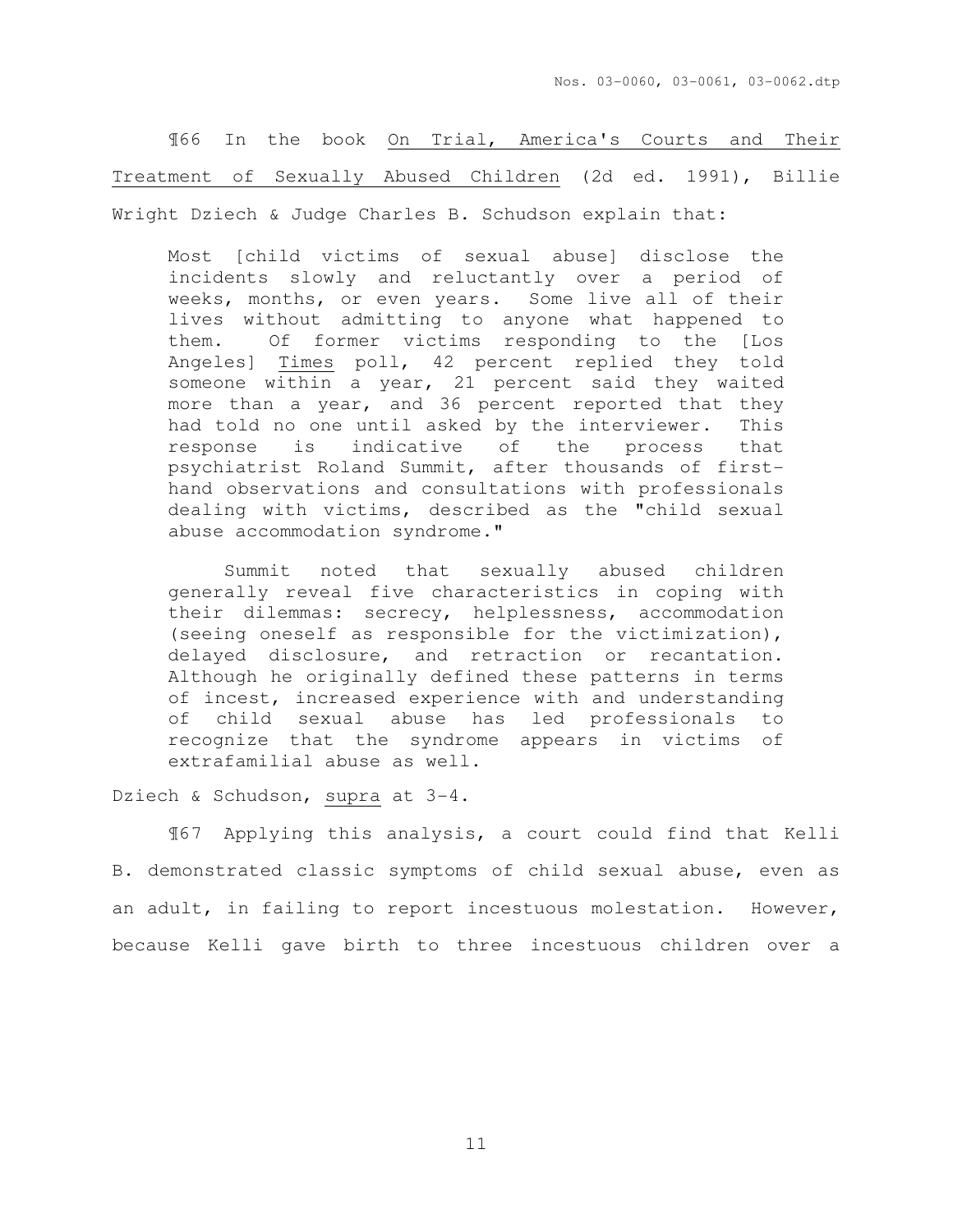¶66 In the book <u>On Trial, America's Courts and Their Treatment of Sexually Abused Children</u> (2d ed. 1991), Billie Wright Dziech & Judge Charles B. Schudson explain that:

> Most [child victims of sexual abuse] disclose the incidents slowly and reluctantly over a period of weeks, months, or even years. Some live all of their lives without admitting to anyone what happened to them. Of former victims responding to the [Los Angeles] <u>Times</u> poll, 42 percent replied they told someone within a year, 21 percent said they waited more than a year, and 36 percent reported that they had told no one until asked by the interviewer. This response is indicative of the process that psychiatrist Roland Summit, after thousands of first-hand observations and consultations with professionals dealing with victims, described as the "child sexual abuse accommodation syndrome."
>
> Summit noted that sexually abused children generally reveal five characteristics in coping with their dilemmas: secrecy, helplessness, accommodation (seeing oneself as responsible for the victimization), delayed disclosure, and retraction or recantation. Although he originally defined these patterns in terms of incest, increased experience with and understanding of child sexual abuse has led professionals to recognize that the syndrome appears in victims of extrafamilial abuse as well.

Dziech & Schudson, <u>supra</u> at 3-4.

¶67 Applying this analysis, a court could find that Kelli B. demonstrated classic symptoms of child sexual abuse, even as an adult, in failing to report incestuous molestation. However, because Kelli gave birth to three incestuous children over a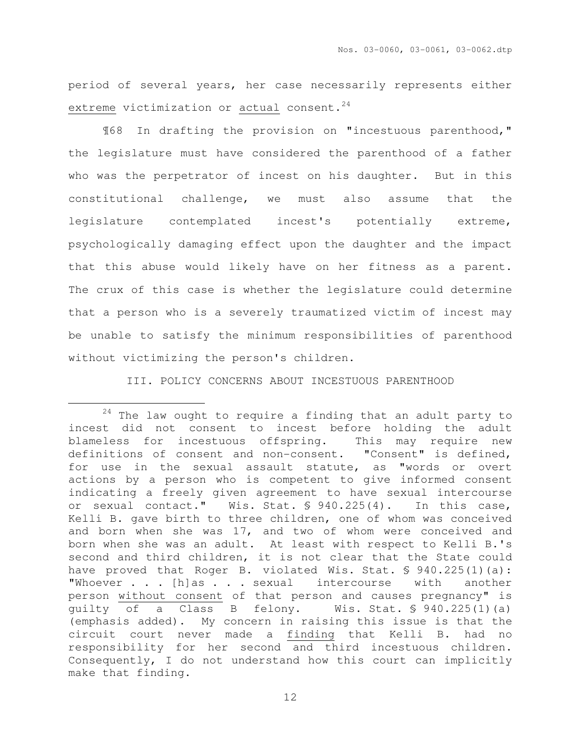period of several years, her case necessarily represents either <u>extreme</u> victimization or <u>actual</u> consent.[24]

¶68 In drafting the provision on "incestuous parenthood," the legislature must have considered the parenthood of a father who was the perpetrator of incest on his daughter. But in this constitutional challenge, we must also assume that the legislature contemplated incest's potentially extreme, psychologically damaging effect upon the daughter and the impact that this abuse would likely have on her fitness as a parent. The crux of this case is whether the legislature could determine that a person who is a severely traumatized victim of incest may be unable to satisfy the minimum responsibilities of parenthood without victimizing the person's children.

III. POLICY CONCERNS ABOUT INCESTUOUS PARENTHOOD

---

[24] The law ought to require a finding that an adult party to incest did not consent to incest before holding the adult blameless for incestuous offspring. This may require new definitions of consent and non-consent. "Consent" is defined, for use in the sexual assault statute, as "words or overt actions by a person who is competent to give informed consent indicating a freely given agreement to have sexual intercourse or sexual contact." Wis. Stat. § 940.225(4). In this case, Kelli B. gave birth to three children, one of whom was conceived and born when she was 17, and two of whom were conceived and born when she was an adult. At least with respect to Kelli B.'s second and third children, it is not clear that the State could have proved that Roger B. violated Wis. Stat. § 940.225(1)(a): "Whoever . . . [h]as . . . sexual intercourse with another person <u>without consent</u> of that person and causes pregnancy" is guilty of a Class B felony. Wis. Stat. § 940.225(1)(a) (emphasis added). My concern in raising this issue is that the circuit court never made a <u>finding</u> that Kelli B. had no responsibility for her second and third incestuous children. Consequently, I do not understand how this court can implicitly make that finding.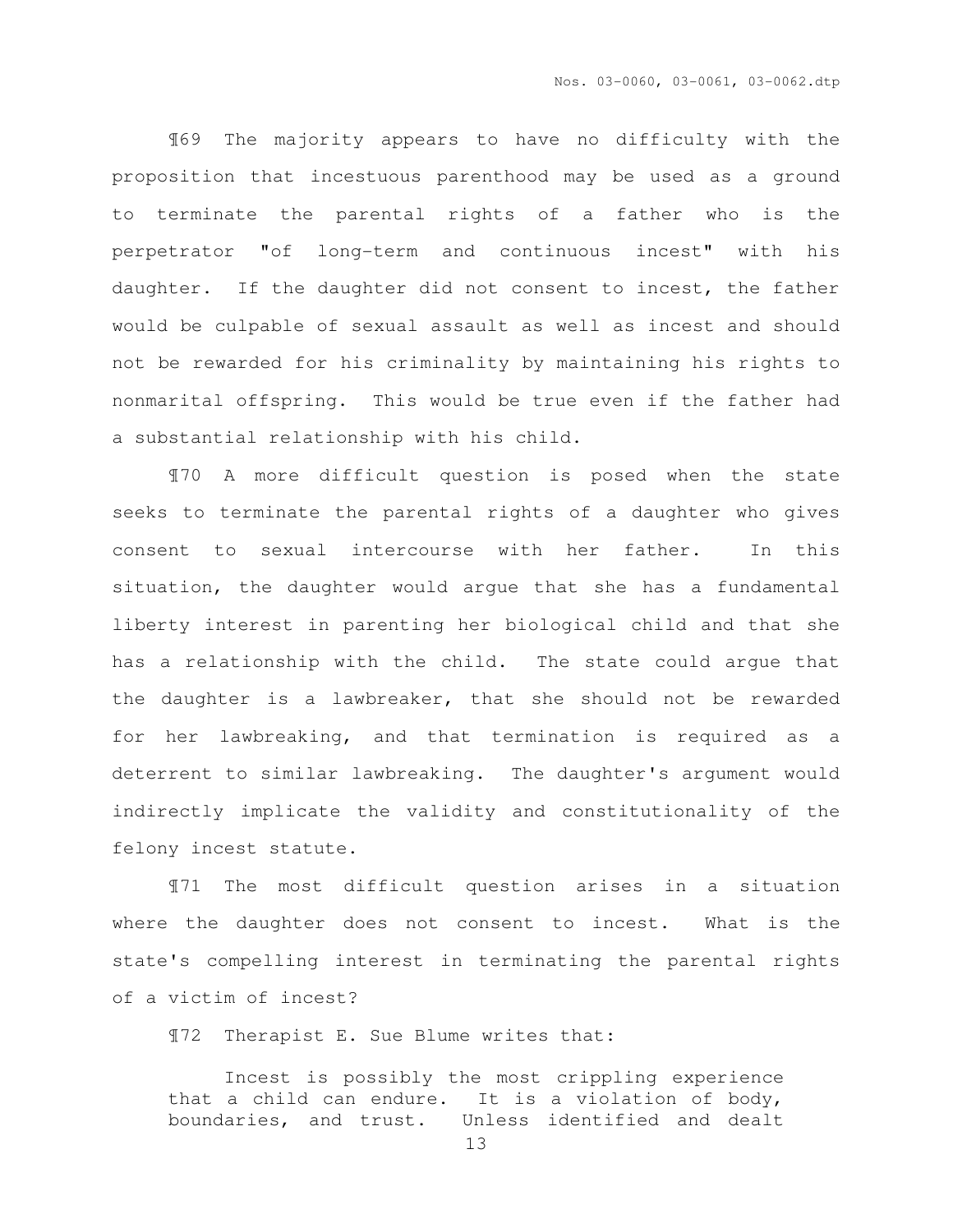¶69 The majority appears to have no difficulty with the proposition that incestuous parenthood may be used as a ground to terminate the parental rights of a father who is the perpetrator "of long-term and continuous incest" with his daughter. If the daughter did not consent to incest, the father would be culpable of sexual assault as well as incest and should not be rewarded for his criminality by maintaining his rights to nonmarital offspring. This would be true even if the father had a substantial relationship with his child.

¶70 A more difficult question is posed when the state seeks to terminate the parental rights of a daughter who gives consent to sexual intercourse with her father. In this situation, the daughter would argue that she has a fundamental liberty interest in parenting her biological child and that she has a relationship with the child. The state could argue that the daughter is a lawbreaker, that she should not be rewarded for her lawbreaking, and that termination is required as a deterrent to similar lawbreaking. The daughter's argument would indirectly implicate the validity and constitutionality of the felony incest statute.

¶71 The most difficult question arises in a situation where the daughter does not consent to incest. What is the state's compelling interest in terminating the parental rights of a victim of incest?

¶72 Therapist E. Sue Blume writes that:

> Incest is possibly the most crippling experience that a child can endure. It is a violation of body, boundaries, and trust. Unless identified and dealt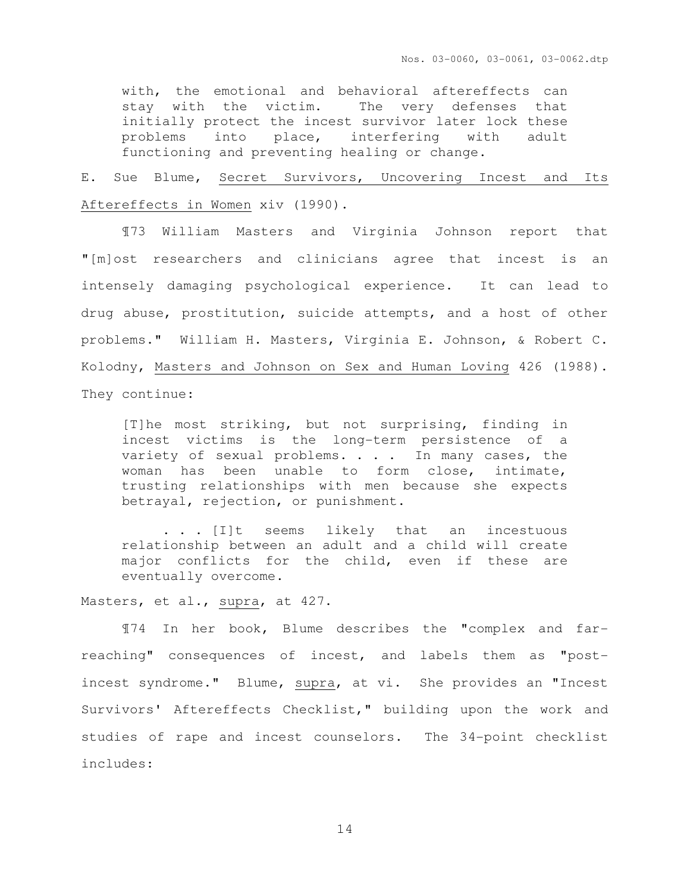> with, the emotional and behavioral aftereffects can stay with the victim. The very defenses that initially protect the incest survivor later lock these problems into place, interfering with adult functioning and preventing healing or change.

E. Sue Blume, Secret Survivors, Uncovering Incest and Its Aftereffects in Women xiv (1990).

¶73 William Masters and Virginia Johnson report that "[m]ost researchers and clinicians agree that incest is an intensely damaging psychological experience. It can lead to drug abuse, prostitution, suicide attempts, and a host of other problems." William H. Masters, Virginia E. Johnson, & Robert C. Kolodny, Masters and Johnson on Sex and Human Loving 426 (1988). They continue:

> [T]he most striking, but not surprising, finding in incest victims is the long-term persistence of a variety of sexual problems. . . . In many cases, the woman has been unable to form close, intimate, trusting relationships with men because she expects betrayal, rejection, or punishment.
>
> . . . [I]t seems likely that an incestuous relationship between an adult and a child will create major conflicts for the child, even if these are eventually overcome.

Masters, et al., supra, at 427.

¶74 In her book, Blume describes the "complex and far-reaching" consequences of incest, and labels them as "post-incest syndrome." Blume, supra, at vi. She provides an "Incest Survivors' Aftereffects Checklist," building upon the work and studies of rape and incest counselors. The 34-point checklist includes: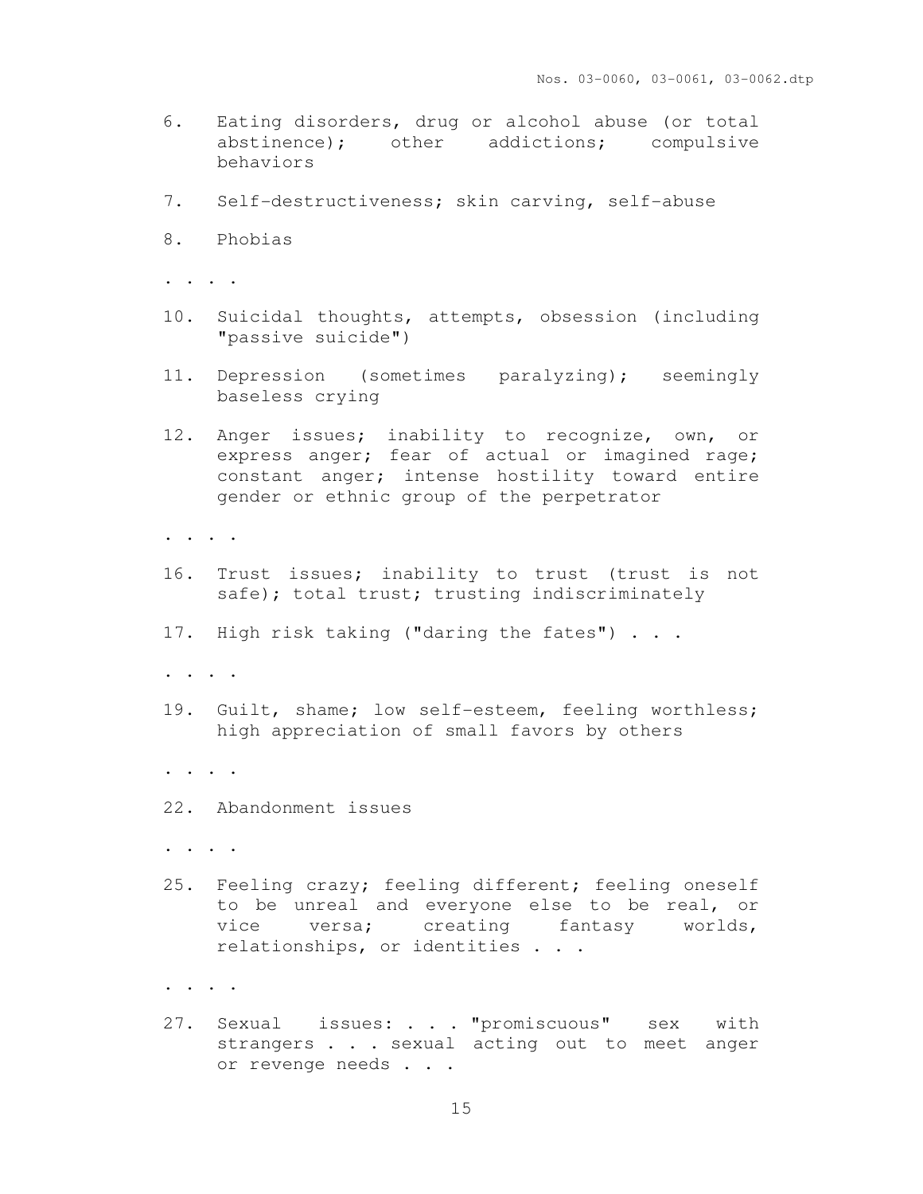6. Eating disorders, drug or alcohol abuse (or total abstinence); other addictions; compulsive behaviors

7. Self-destructiveness; skin carving, self-abuse

8. Phobias

. . . .

10. Suicidal thoughts, attempts, obsession (including "passive suicide")

11. Depression (sometimes paralyzing); seemingly baseless crying

12. Anger issues; inability to recognize, own, or express anger; fear of actual or imagined rage; constant anger; intense hostility toward entire gender or ethnic group of the perpetrator

. . . .

16. Trust issues; inability to trust (trust is not safe); total trust; trusting indiscriminately

17. High risk taking ("daring the fates") . . .

. . . .

19. Guilt, shame; low self-esteem, feeling worthless; high appreciation of small favors by others

. . . .

22. Abandonment issues

. . . .

25. Feeling crazy; feeling different; feeling oneself to be unreal and everyone else to be real, or vice versa; creating fantasy worlds, relationships, or identities . . .

. . . .

27. Sexual issues: . . . "promiscuous" sex with strangers . . . sexual acting out to meet anger or revenge needs . . .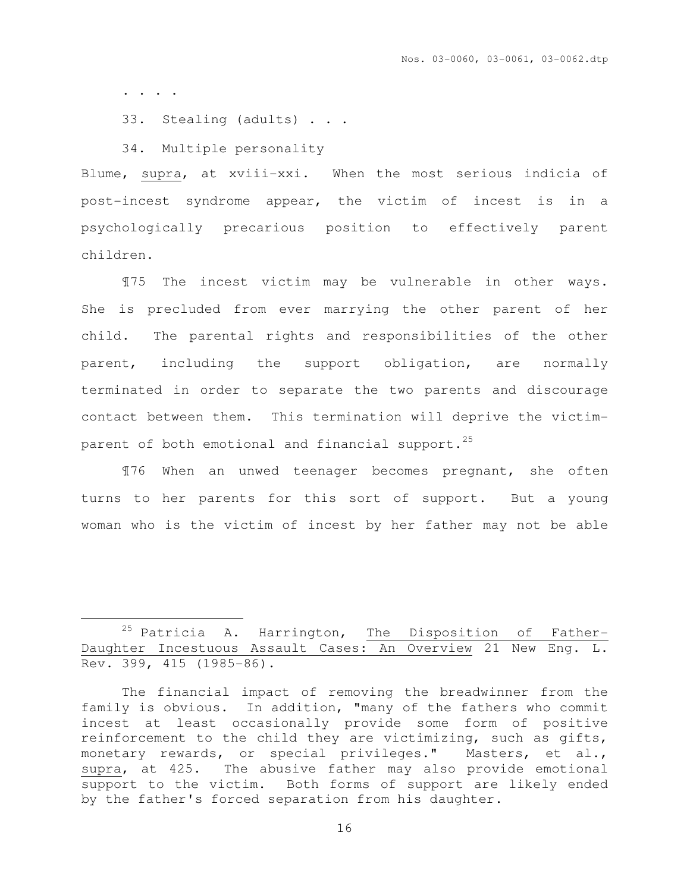. . . .

33. Stealing (adults) . . .

34. Multiple personality

Blume, <u>supra</u>, at xviii-xxi. When the most serious indicia of post-incest syndrome appear, the victim of incest is in a psychologically precarious position to effectively parent children.

¶75 The incest victim may be vulnerable in other ways. She is precluded from ever marrying the other parent of her child. The parental rights and responsibilities of the other parent, including the support obligation, are normally terminated in order to separate the two parents and discourage contact between them. This termination will deprive the victim-parent of both emotional and financial support.[25]

¶76 When an unwed teenager becomes pregnant, she often turns to her parents for this sort of support. But a young woman who is the victim of incest by her father may not be able

---

[25] Patricia A. Harrington, <u>The Disposition of Father-Daughter Incestuous Assault Cases: An Overview</u> 21 New Eng. L. Rev. 399, 415 (1985-86).

The financial impact of removing the breadwinner from the family is obvious. In addition, "many of the fathers who commit incest at least occasionally provide some form of positive reinforcement to the child they are victimizing, such as gifts, monetary rewards, or special privileges." Masters, et al., <u>supra</u>, at 425. The abusive father may also provide emotional support to the victim. Both forms of support are likely ended by the father's forced separation from his daughter.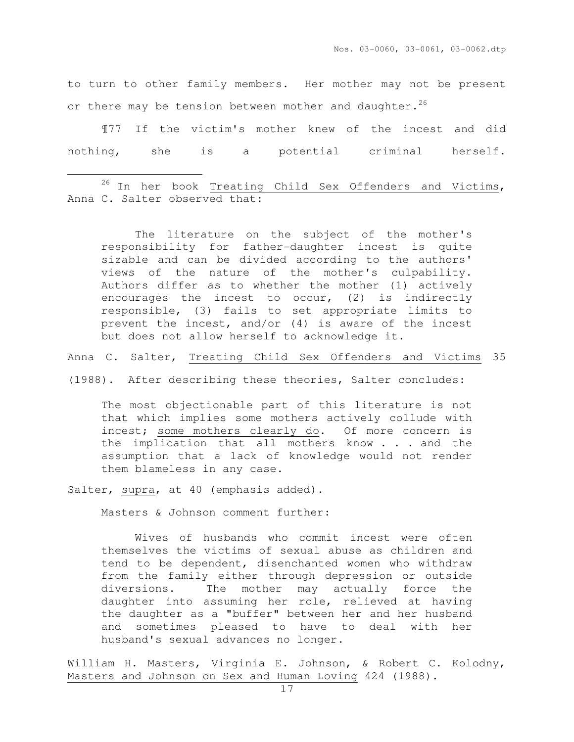to turn to other family members. Her mother may not be present or there may be tension between mother and daughter.[26]

¶77 If the victim's mother knew of the incest and did nothing, she is a potential criminal herself.

---

[26] In her book Treating Child Sex Offenders and Victims, Anna C. Salter observed that:

> The literature on the subject of the mother's responsibility for father-daughter incest is quite sizable and can be divided according to the authors' views of the nature of the mother's culpability. Authors differ as to whether the mother (1) actively encourages the incest to occur, (2) is indirectly responsible, (3) fails to set appropriate limits to prevent the incest, and/or (4) is aware of the incest but does not allow herself to acknowledge it.

Anna C. Salter, Treating Child Sex Offenders and Victims 35 (1988). After describing these theories, Salter concludes:

> The most objectionable part of this literature is not that which implies some mothers actively collude with incest; <u>some mothers clearly do</u>. Of more concern is the implication that all mothers know . . . and the assumption that a lack of knowledge would not render them blameless in any case.

Salter, supra, at 40 (emphasis added).

Masters & Johnson comment further:

> Wives of husbands who commit incest were often themselves the victims of sexual abuse as children and tend to be dependent, disenchanted women who withdraw from the family either through depression or outside diversions. The mother may actually force the daughter into assuming her role, relieved at having the daughter as a "buffer" between her and her husband and sometimes pleased to have to deal with her husband's sexual advances no longer.

William H. Masters, Virginia E. Johnson, & Robert C. Kolodny, Masters and Johnson on Sex and Human Loving 424 (1988).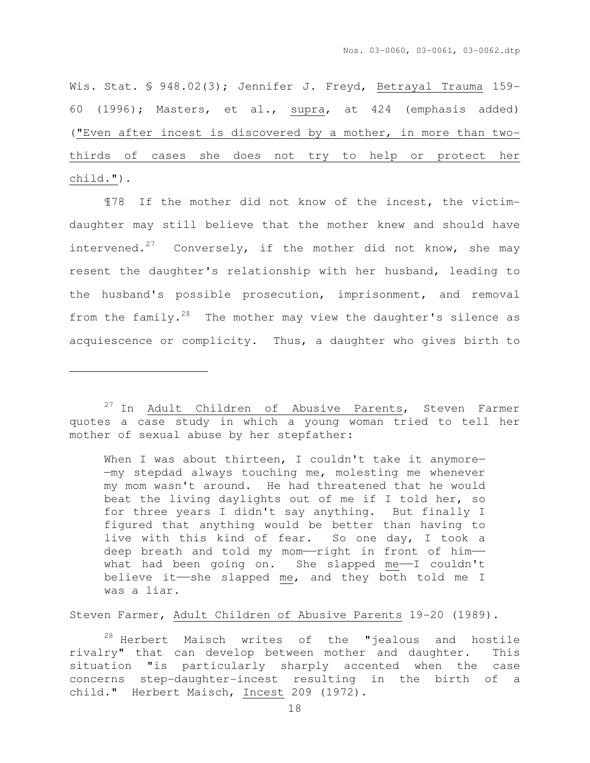Wis. Stat. § 948.02(3); Jennifer J. Freyd, Betrayal Trauma 159-60 (1996); Masters, et al., supra, at 424 (emphasis added) ("Even after incest is discovered by a mother, in more than two-thirds of cases she does not try to help or protect her child.").

¶78 If the mother did not know of the incest, the victim-daughter may still believe that the mother knew and should have intervened.[27] Conversely, if the mother did not know, she may resent the daughter's relationship with her husband, leading to the husband's possible prosecution, imprisonment, and removal from the family.[28] The mother may view the daughter's silence as acquiescence or complicity. Thus, a daughter who gives birth to

---

[27] In Adult Children of Abusive Parents, Steven Farmer quotes a case study in which a young woman tried to tell her mother of sexual abuse by her stepfather:

> When I was about thirteen, I couldn't take it anymore——my stepdad always touching me, molesting me whenever my mom wasn't around. He had threatened that he would beat the living daylights out of me if I told her, so for three years I didn't say anything. But finally I figured that anything would be better than having to live with this kind of fear. So one day, I took a deep breath and told my mom——right in front of him——what had been going on. She slapped me——I couldn't believe it——she slapped me, and they both told me I was a liar.

Steven Farmer, Adult Children of Abusive Parents 19-20 (1989).

[28] Herbert Maisch writes of the "jealous and hostile rivalry" that can develop between mother and daughter. This situation "is particularly sharply accented when the case concerns step-daughter-incest resulting in the birth of a child." Herbert Maisch, Incest 209 (1972).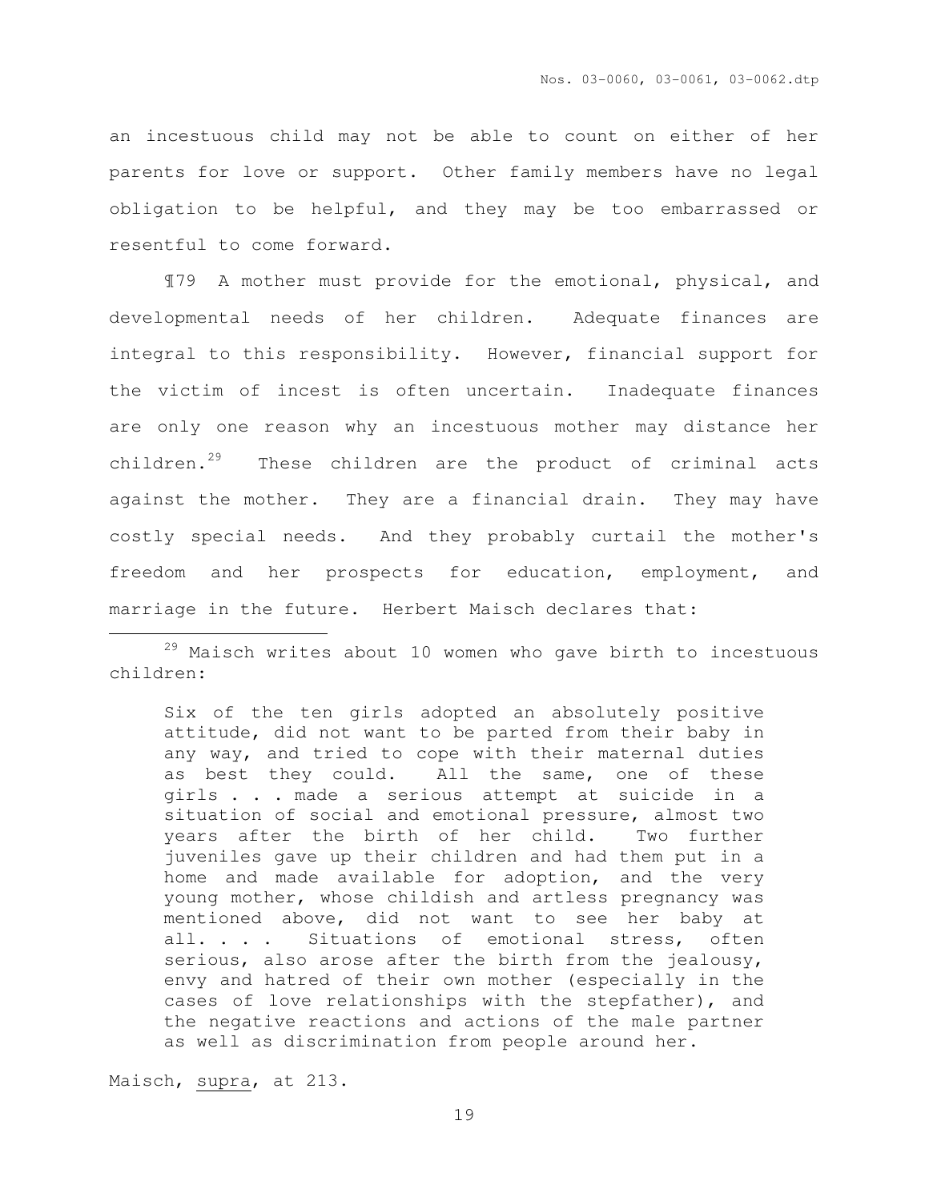an incestuous child may not be able to count on either of her parents for love or support. Other family members have no legal obligation to be helpful, and they may be too embarrassed or resentful to come forward.

¶79 A mother must provide for the emotional, physical, and developmental needs of her children. Adequate finances are integral to this responsibility. However, financial support for the victim of incest is often uncertain. Inadequate finances are only one reason why an incestuous mother may distance her children.[29] These children are the product of criminal acts against the mother. They are a financial drain. They may have costly special needs. And they probably curtail the mother's freedom and her prospects for education, employment, and marriage in the future. Herbert Maisch declares that:

---

[29] Maisch writes about 10 women who gave birth to incestuous children:

> Six of the ten girls adopted an absolutely positive attitude, did not want to be parted from their baby in any way, and tried to cope with their maternal duties as best they could. All the same, one of these girls . . . made a serious attempt at suicide in a situation of social and emotional pressure, almost two years after the birth of her child. Two further juveniles gave up their children and had them put in a home and made available for adoption, and the very young mother, whose childish and artless pregnancy was mentioned above, did not want to see her baby at all. . . . Situations of emotional stress, often serious, also arose after the birth from the jealousy, envy and hatred of their own mother (especially in the cases of love relationships with the stepfather), and the negative reactions and actions of the male partner as well as discrimination from people around her.

Maisch, supra, at 213.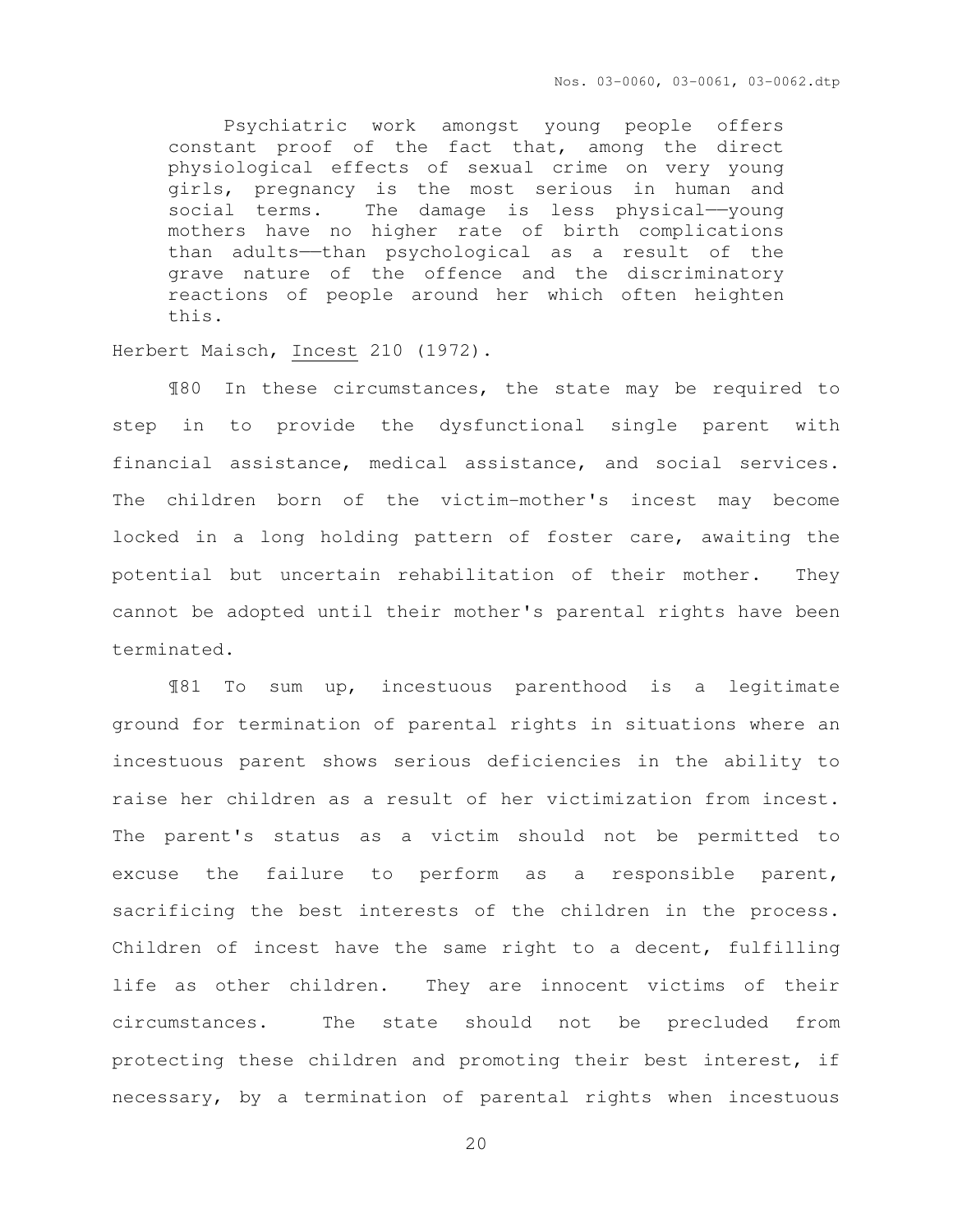> Psychiatric work amongst young people offers constant proof of the fact that, among the direct physiological effects of sexual crime on very young girls, pregnancy is the most serious in human and social terms. The damage is less physical——young mothers have no higher rate of birth complications than adults——than psychological as a result of the grave nature of the offence and the discriminatory reactions of people around her which often heighten this.

Herbert Maisch, Incest 210 (1972).

¶80 In these circumstances, the state may be required to step in to provide the dysfunctional single parent with financial assistance, medical assistance, and social services. The children born of the victim-mother's incest may become locked in a long holding pattern of foster care, awaiting the potential but uncertain rehabilitation of their mother. They cannot be adopted until their mother's parental rights have been terminated.

¶81 To sum up, incestuous parenthood is a legitimate ground for termination of parental rights in situations where an incestuous parent shows serious deficiencies in the ability to raise her children as a result of her victimization from incest. The parent's status as a victim should not be permitted to excuse the failure to perform as a responsible parent, sacrificing the best interests of the children in the process. Children of incest have the same right to a decent, fulfilling life as other children. They are innocent victims of their circumstances. The state should not be precluded from protecting these children and promoting their best interest, if necessary, by a termination of parental rights when incestuous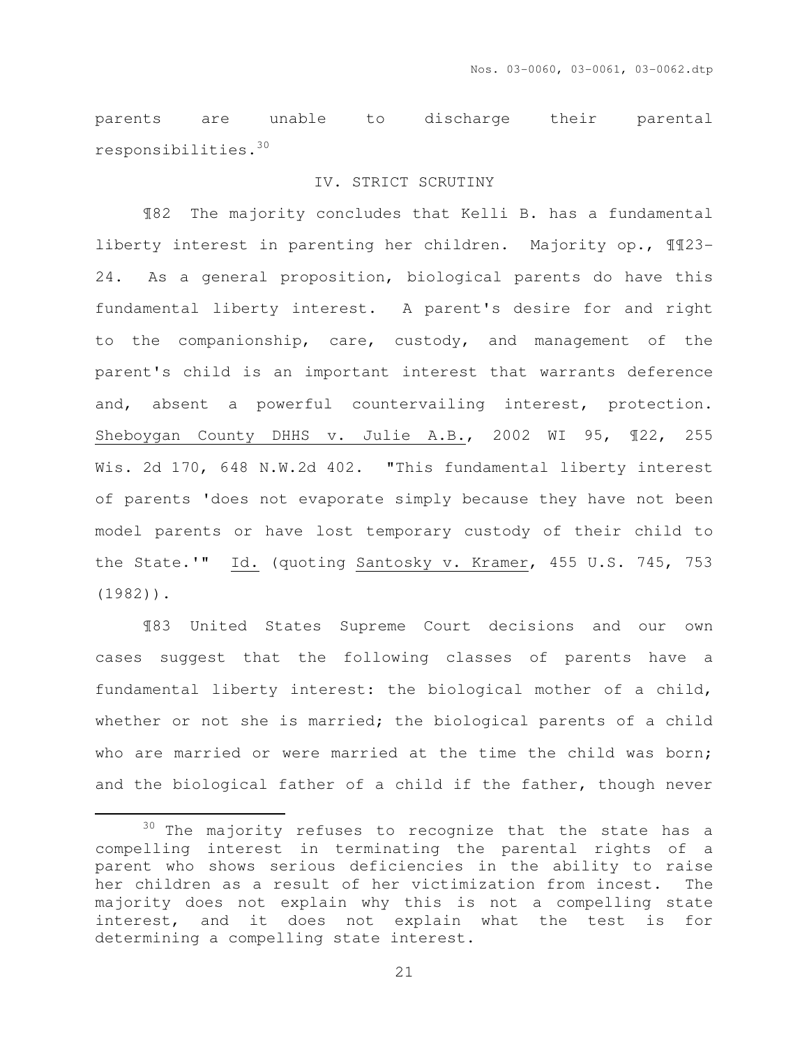parents are unable to discharge their parental responsibilities.[30]

## IV. STRICT SCRUTINY

¶82 The majority concludes that Kelli B. has a fundamental liberty interest in parenting her children. Majority op., ¶¶23-24. As a general proposition, biological parents do have this fundamental liberty interest. A parent's desire for and right to the companionship, care, custody, and management of the parent's child is an important interest that warrants deference and, absent a powerful countervailing interest, protection. Sheboygan County DHHS v. Julie A.B., 2002 WI 95, ¶22, 255 Wis. 2d 170, 648 N.W.2d 402. "This fundamental liberty interest of parents 'does not evaporate simply because they have not been model parents or have lost temporary custody of their child to the State.'" Id. (quoting Santosky v. Kramer, 455 U.S. 745, 753 (1982)).

¶83 United States Supreme Court decisions and our own cases suggest that the following classes of parents have a fundamental liberty interest: the biological mother of a child, whether or not she is married; the biological parents of a child who are married or were married at the time the child was born; and the biological father of a child if the father, though never

---

[30] The majority refuses to recognize that the state has a compelling interest in terminating the parental rights of a parent who shows serious deficiencies in the ability to raise her children as a result of her victimization from incest. The majority does not explain why this is not a compelling state interest, and it does not explain what the test is for determining a compelling state interest.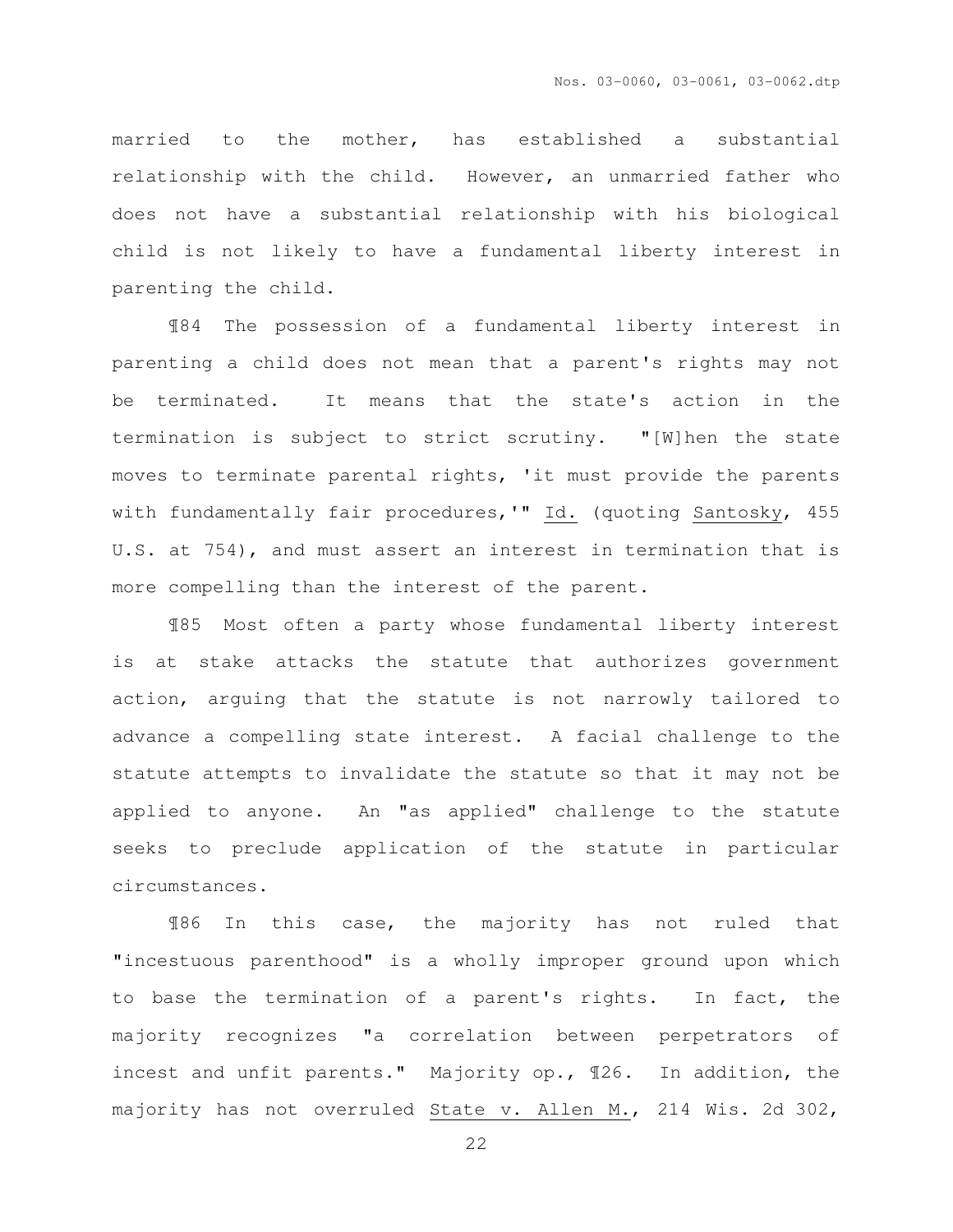married to the mother, has established a substantial relationship with the child. However, an unmarried father who does not have a substantial relationship with his biological child is not likely to have a fundamental liberty interest in parenting the child.

¶84 The possession of a fundamental liberty interest in parenting a child does not mean that a parent's rights may not be terminated. It means that the state's action in the termination is subject to strict scrutiny. "[W]hen the state moves to terminate parental rights, 'it must provide the parents with fundamentally fair procedures,'" Id. (quoting Santosky, 455 U.S. at 754), and must assert an interest in termination that is more compelling than the interest of the parent.

¶85 Most often a party whose fundamental liberty interest is at stake attacks the statute that authorizes government action, arguing that the statute is not narrowly tailored to advance a compelling state interest. A facial challenge to the statute attempts to invalidate the statute so that it may not be applied to anyone. An "as applied" challenge to the statute seeks to preclude application of the statute in particular circumstances.

¶86 In this case, the majority has not ruled that "incestuous parenthood" is a wholly improper ground upon which to base the termination of a parent's rights. In fact, the majority recognizes "a correlation between perpetrators of incest and unfit parents." Majority op., ¶26. In addition, the majority has not overruled State v. Allen M., 214 Wis. 2d 302,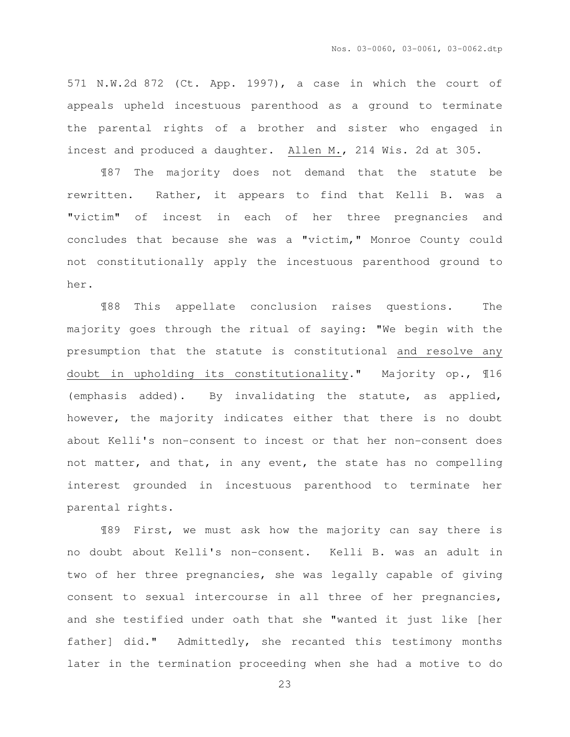571 N.W.2d 872 (Ct. App. 1997), a case in which the court of appeals upheld incestuous parenthood as a ground to terminate the parental rights of a brother and sister who engaged in incest and produced a daughter. Allen M., 214 Wis. 2d at 305.

¶87 The majority does not demand that the statute be rewritten. Rather, it appears to find that Kelli B. was a "victim" of incest in each of her three pregnancies and concludes that because she was a "victim," Monroe County could not constitutionally apply the incestuous parenthood ground to her.

¶88 This appellate conclusion raises questions. The majority goes through the ritual of saying: "We begin with the presumption that the statute is constitutional and resolve any doubt in upholding its constitutionality." Majority op., ¶16 (emphasis added). By invalidating the statute, as applied, however, the majority indicates either that there is no doubt about Kelli's non-consent to incest or that her non-consent does not matter, and that, in any event, the state has no compelling interest grounded in incestuous parenthood to terminate her parental rights.

¶89 First, we must ask how the majority can say there is no doubt about Kelli's non-consent. Kelli B. was an adult in two of her three pregnancies, she was legally capable of giving consent to sexual intercourse in all three of her pregnancies, and she testified under oath that she "wanted it just like [her father] did." Admittedly, she recanted this testimony months later in the termination proceeding when she had a motive to do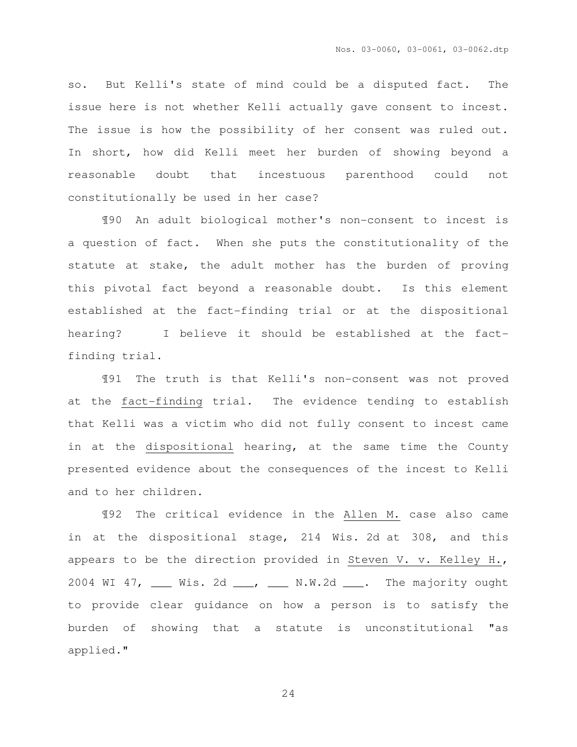so. But Kelli's state of mind could be a disputed fact. The issue here is not whether Kelli actually gave consent to incest. The issue is how the possibility of her consent was ruled out. In short, how did Kelli meet her burden of showing beyond a reasonable doubt that incestuous parenthood could not constitutionally be used in her case?

¶90 An adult biological mother's non-consent to incest is a question of fact. When she puts the constitutionality of the statute at stake, the adult mother has the burden of proving this pivotal fact beyond a reasonable doubt. Is this element established at the fact-finding trial or at the dispositional hearing? I believe it should be established at the fact-finding trial.

¶91 The truth is that Kelli's non-consent was not proved at the <u>fact-finding</u> trial. The evidence tending to establish that Kelli was a victim who did not fully consent to incest came in at the <u>dispositional</u> hearing, at the same time the County presented evidence about the consequences of the incest to Kelli and to her children.

¶92 The critical evidence in the <u>Allen M.</u> case also came in at the dispositional stage, 214 Wis. 2d at 308, and this appears to be the direction provided in <u>Steven V. v. Kelley H.</u>, 2004 WI 47, ___ Wis. 2d ___, ___ N.W.2d ___. The majority ought to provide clear guidance on how a person is to satisfy the burden of showing that a statute is unconstitutional "as applied."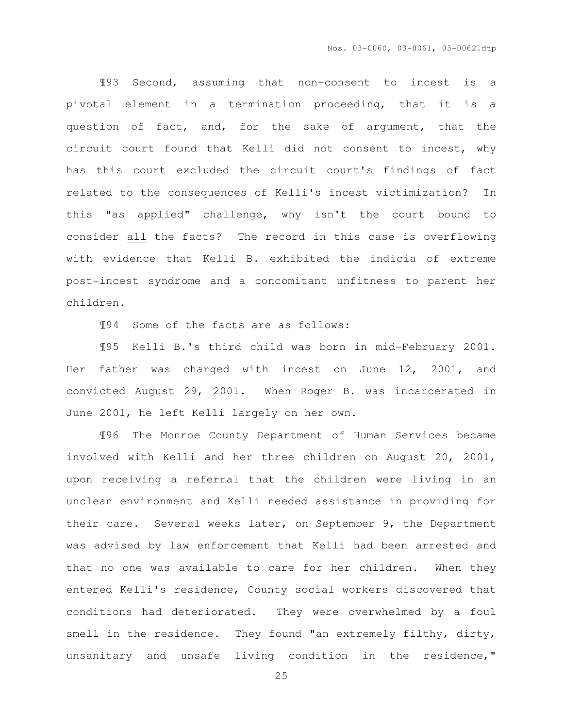¶93 Second, assuming that non-consent to incest is a pivotal element in a termination proceeding, that it is a question of fact, and, for the sake of argument, that the circuit court found that Kelli did not consent to incest, why has this court excluded the circuit court's findings of fact related to the consequences of Kelli's incest victimization? In this "as applied" challenge, why isn't the court bound to consider <u>all</u> the facts? The record in this case is overflowing with evidence that Kelli B. exhibited the indicia of extreme post-incest syndrome and a concomitant unfitness to parent her children.

¶94 Some of the facts are as follows:

¶95 Kelli B.'s third child was born in mid-February 2001. Her father was charged with incest on June 12, 2001, and convicted August 29, 2001. When Roger B. was incarcerated in June 2001, he left Kelli largely on her own.

¶96 The Monroe County Department of Human Services became involved with Kelli and her three children on August 20, 2001, upon receiving a referral that the children were living in an unclean environment and Kelli needed assistance in providing for their care. Several weeks later, on September 9, the Department was advised by law enforcement that Kelli had been arrested and that no one was available to care for her children. When they entered Kelli's residence, County social workers discovered that conditions had deteriorated. They were overwhelmed by a foul smell in the residence. They found "an extremely filthy, dirty, unsanitary and unsafe living condition in the residence,"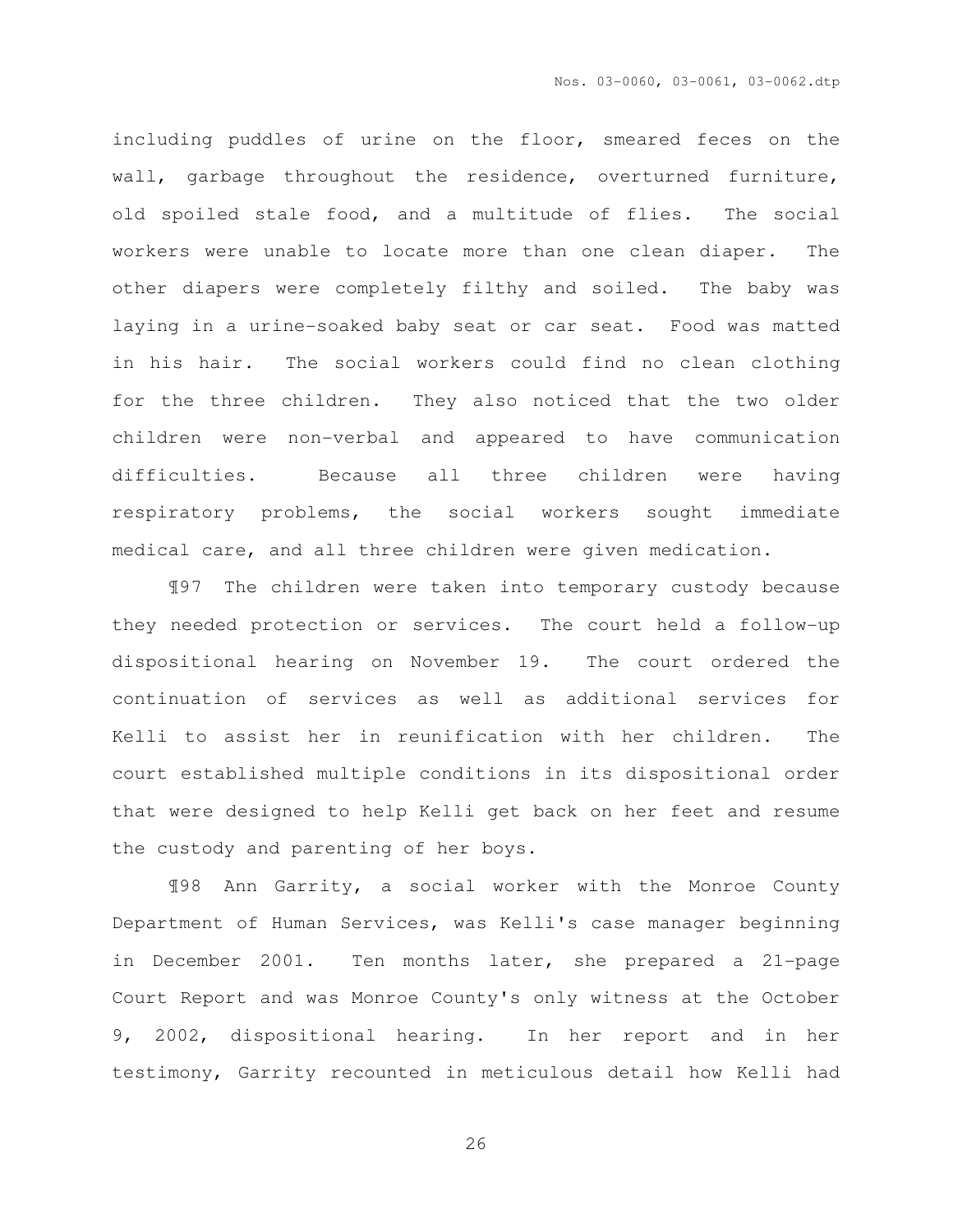including puddles of urine on the floor, smeared feces on the wall, garbage throughout the residence, overturned furniture, old spoiled stale food, and a multitude of flies. The social workers were unable to locate more than one clean diaper. The other diapers were completely filthy and soiled. The baby was laying in a urine-soaked baby seat or car seat. Food was matted in his hair. The social workers could find no clean clothing for the three children. They also noticed that the two older children were non-verbal and appeared to have communication difficulties. Because all three children were having respiratory problems, the social workers sought immediate medical care, and all three children were given medication.

¶97 The children were taken into temporary custody because they needed protection or services. The court held a follow-up dispositional hearing on November 19. The court ordered the continuation of services as well as additional services for Kelli to assist her in reunification with her children. The court established multiple conditions in its dispositional order that were designed to help Kelli get back on her feet and resume the custody and parenting of her boys.

¶98 Ann Garrity, a social worker with the Monroe County Department of Human Services, was Kelli's case manager beginning in December 2001. Ten months later, she prepared a 21-page Court Report and was Monroe County's only witness at the October 9, 2002, dispositional hearing. In her report and in her testimony, Garrity recounted in meticulous detail how Kelli had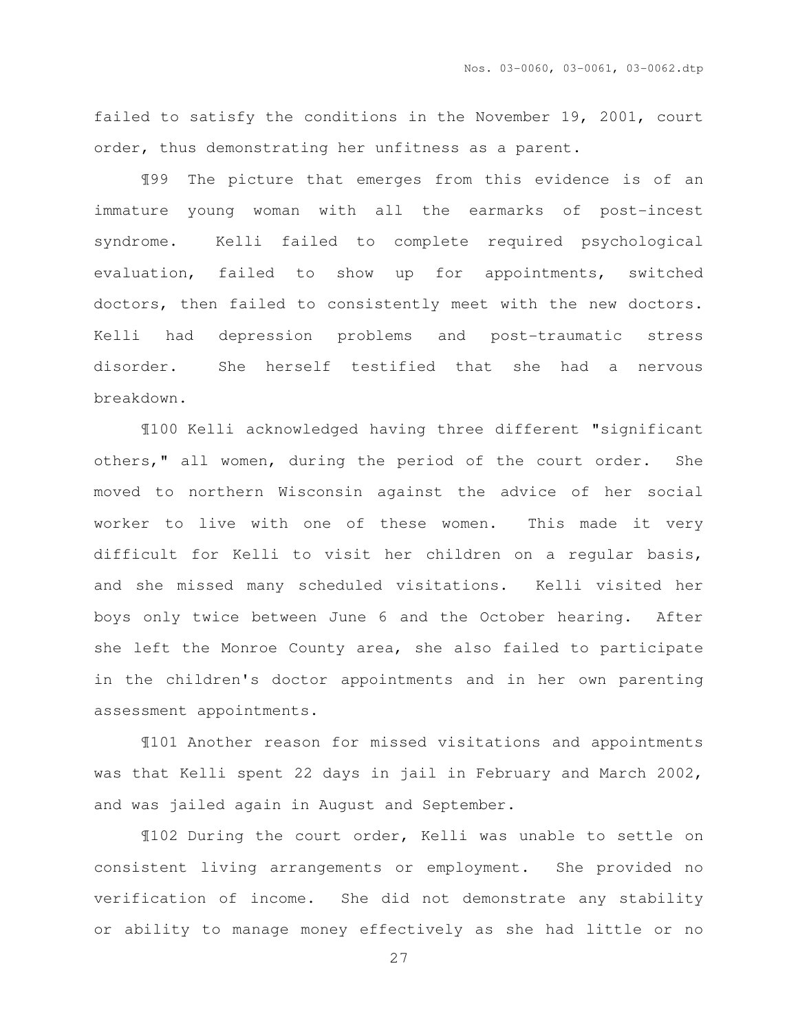failed to satisfy the conditions in the November 19, 2001, court order, thus demonstrating her unfitness as a parent.

¶99 The picture that emerges from this evidence is of an immature young woman with all the earmarks of post-incest syndrome. Kelli failed to complete required psychological evaluation, failed to show up for appointments, switched doctors, then failed to consistently meet with the new doctors. Kelli had depression problems and post-traumatic stress disorder. She herself testified that she had a nervous breakdown.

¶100 Kelli acknowledged having three different "significant others," all women, during the period of the court order. She moved to northern Wisconsin against the advice of her social worker to live with one of these women. This made it very difficult for Kelli to visit her children on a regular basis, and she missed many scheduled visitations. Kelli visited her boys only twice between June 6 and the October hearing. After she left the Monroe County area, she also failed to participate in the children's doctor appointments and in her own parenting assessment appointments.

¶101 Another reason for missed visitations and appointments was that Kelli spent 22 days in jail in February and March 2002, and was jailed again in August and September.

¶102 During the court order, Kelli was unable to settle on consistent living arrangements or employment. She provided no verification of income. She did not demonstrate any stability or ability to manage money effectively as she had little or no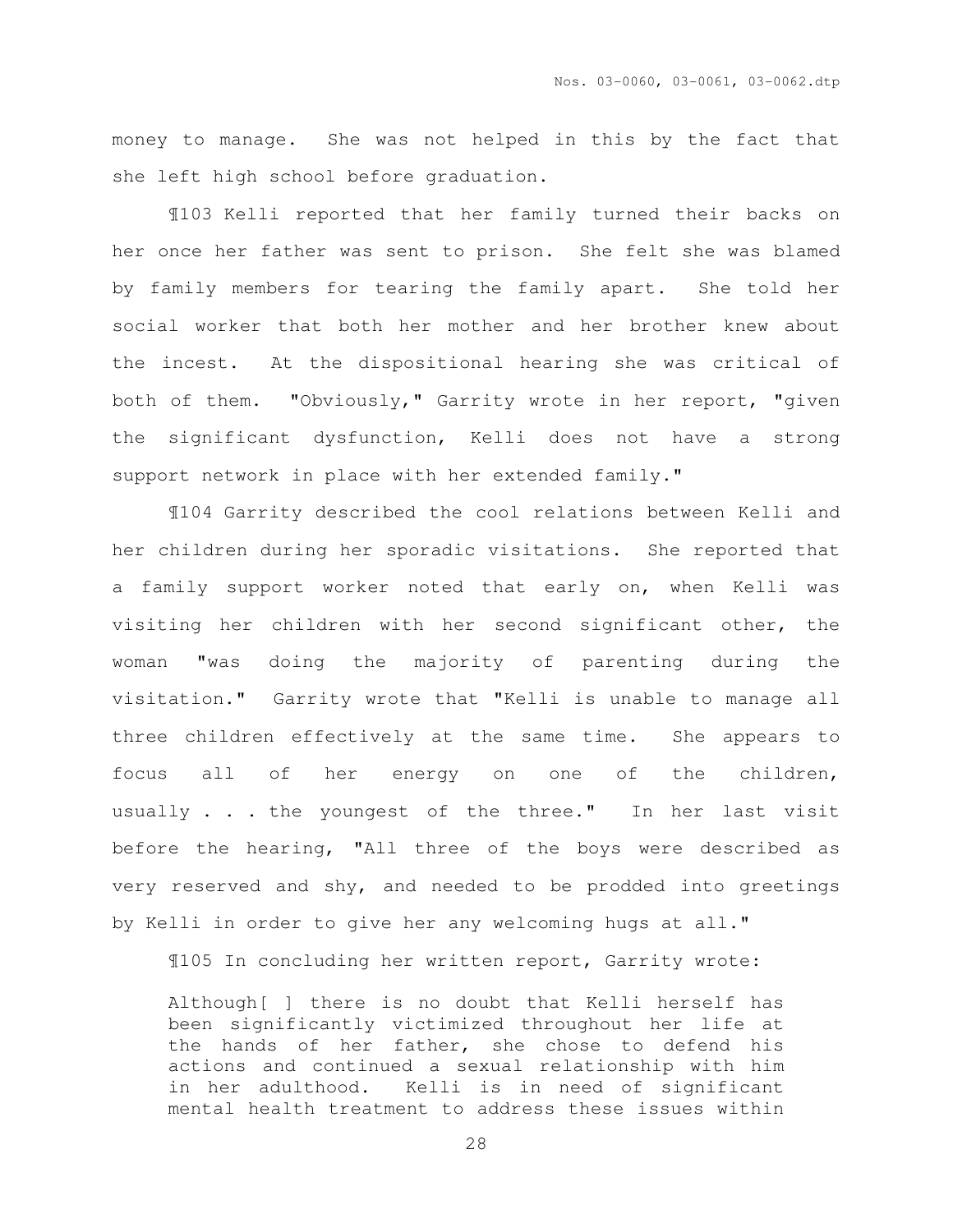money to manage. She was not helped in this by the fact that she left high school before graduation.

¶103 Kelli reported that her family turned their backs on her once her father was sent to prison. She felt she was blamed by family members for tearing the family apart. She told her social worker that both her mother and her brother knew about the incest. At the dispositional hearing she was critical of both of them. "Obviously," Garrity wrote in her report, "given the significant dysfunction, Kelli does not have a strong support network in place with her extended family."

¶104 Garrity described the cool relations between Kelli and her children during her sporadic visitations. She reported that a family support worker noted that early on, when Kelli was visiting her children with her second significant other, the woman "was doing the majority of parenting during the visitation." Garrity wrote that "Kelli is unable to manage all three children effectively at the same time. She appears to focus all of her energy on one of the children, usually . . . the youngest of the three." In her last visit before the hearing, "All three of the boys were described as very reserved and shy, and needed to be prodded into greetings by Kelli in order to give her any welcoming hugs at all."

¶105 In concluding her written report, Garrity wrote:

> Although[ ] there is no doubt that Kelli herself has been significantly victimized throughout her life at the hands of her father, she chose to defend his actions and continued a sexual relationship with him in her adulthood. Kelli is in need of significant mental health treatment to address these issues within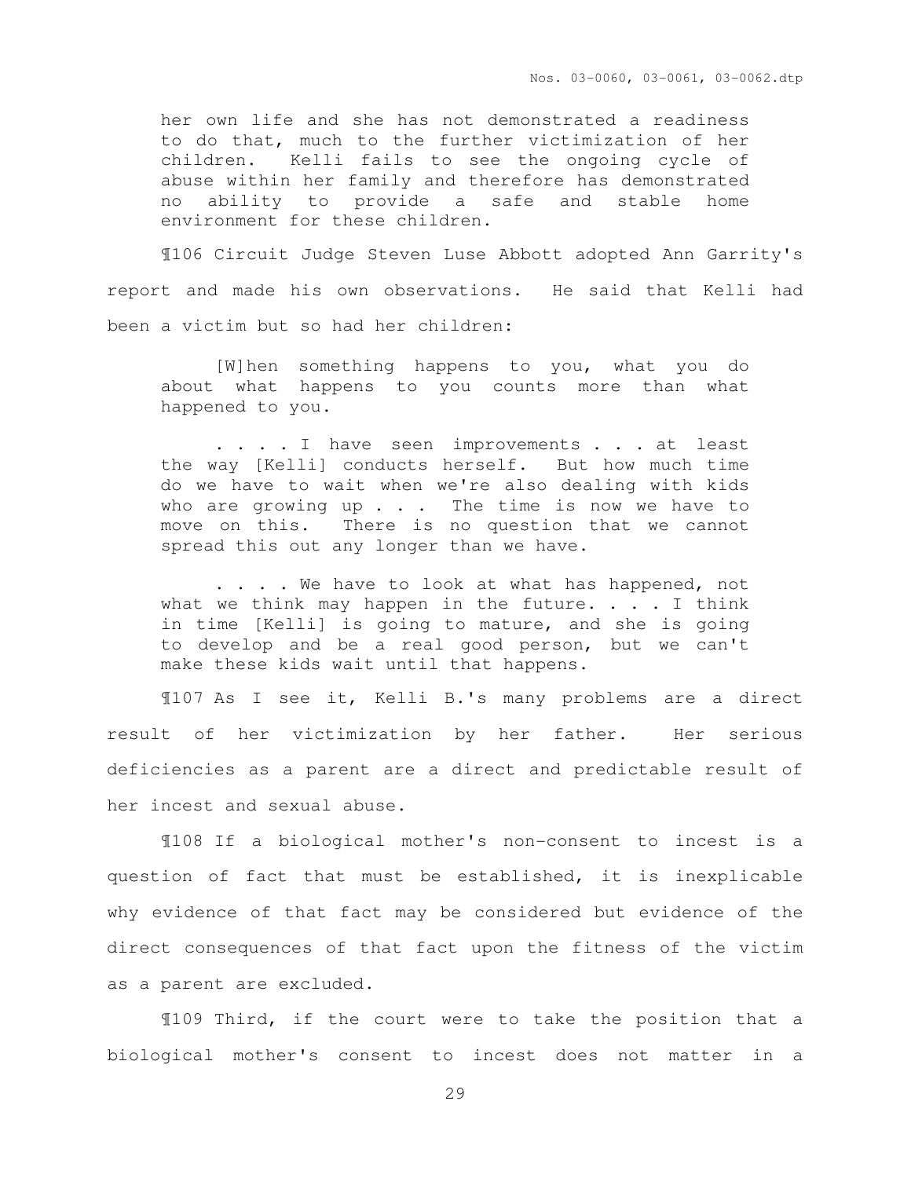> her own life and she has not demonstrated a readiness to do that, much to the further victimization of her children. Kelli fails to see the ongoing cycle of abuse within her family and therefore has demonstrated no ability to provide a safe and stable home environment for these children.

¶106 Circuit Judge Steven Luse Abbott adopted Ann Garrity's report and made his own observations. He said that Kelli had been a victim but so had her children:

> [W]hen something happens to you, what you do about what happens to you counts more than what happened to you.
>
> . . . . I have seen improvements . . . at least the way [Kelli] conducts herself. But how much time do we have to wait when we're also dealing with kids who are growing up . . . The time is now we have to move on this. There is no question that we cannot spread this out any longer than we have.
>
> . . . . We have to look at what has happened, not what we think may happen in the future. . . . I think in time [Kelli] is going to mature, and she is going to develop and be a real good person, but we can't make these kids wait until that happens.

¶107 As I see it, Kelli B.'s many problems are a direct result of her victimization by her father. Her serious deficiencies as a parent are a direct and predictable result of her incest and sexual abuse.

¶108 If a biological mother's non-consent to incest is a question of fact that must be established, it is inexplicable why evidence of that fact may be considered but evidence of the direct consequences of that fact upon the fitness of the victim as a parent are excluded.

¶109 Third, if the court were to take the position that a biological mother's consent to incest does not matter in a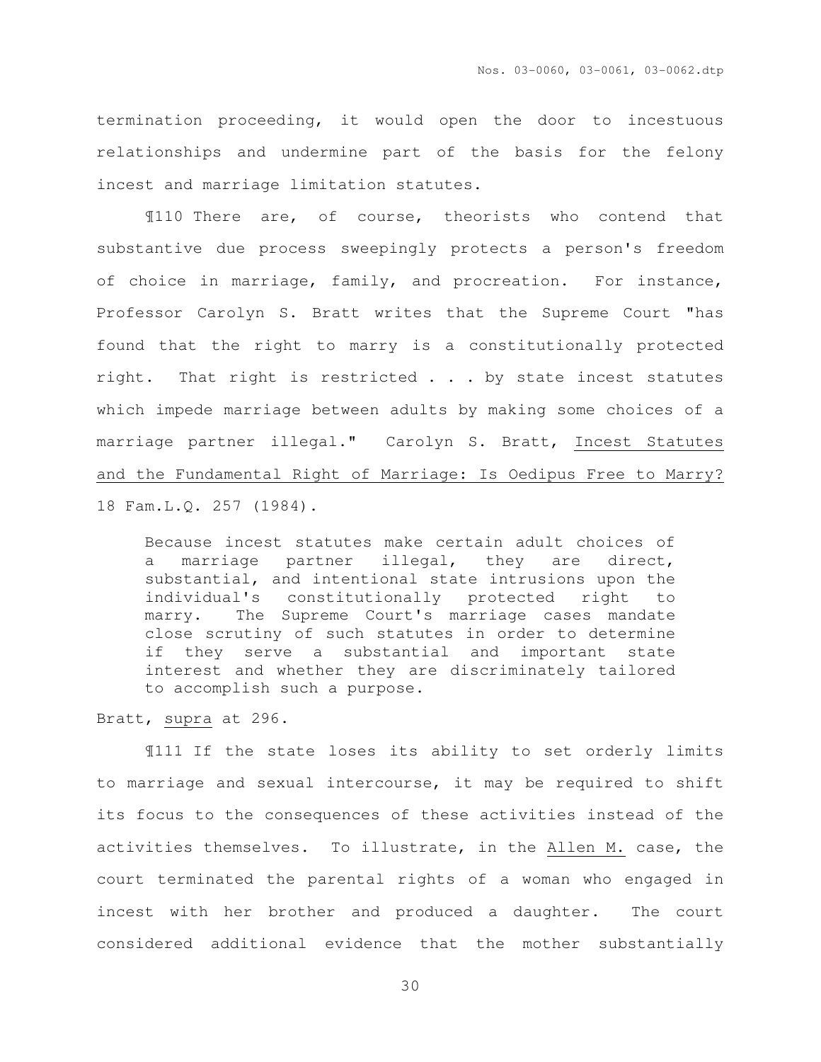termination proceeding, it would open the door to incestuous relationships and undermine part of the basis for the felony incest and marriage limitation statutes.

¶110 There are, of course, theorists who contend that substantive due process sweepingly protects a person's freedom of choice in marriage, family, and procreation. For instance, Professor Carolyn S. Bratt writes that the Supreme Court "has found that the right to marry is a constitutionally protected right. That right is restricted . . . by state incest statutes which impede marriage between adults by making some choices of a marriage partner illegal." Carolyn S. Bratt, Incest Statutes and the Fundamental Right of Marriage: Is Oedipus Free to Marry? 18 Fam.L.Q. 257 (1984).

> Because incest statutes make certain adult choices of a marriage partner illegal, they are direct, substantial, and intentional state intrusions upon the individual's constitutionally protected right to marry. The Supreme Court's marriage cases mandate close scrutiny of such statutes in order to determine if they serve a substantial and important state interest and whether they are discriminately tailored to accomplish such a purpose.

Bratt, supra at 296.

¶111 If the state loses its ability to set orderly limits to marriage and sexual intercourse, it may be required to shift its focus to the consequences of these activities instead of the activities themselves. To illustrate, in the Allen M. case, the court terminated the parental rights of a woman who engaged in incest with her brother and produced a daughter. The court considered additional evidence that the mother substantially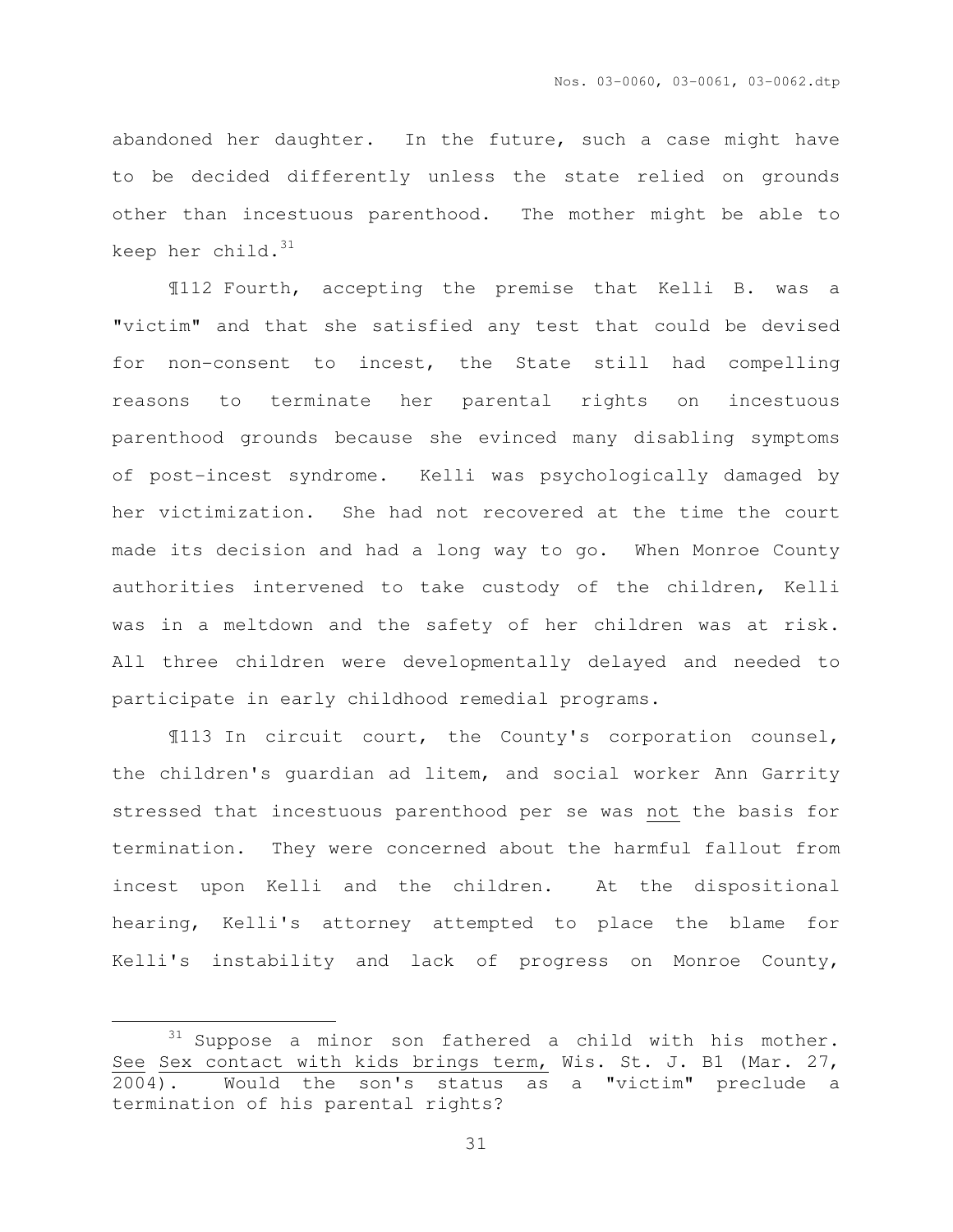abandoned her daughter. In the future, such a case might have to be decided differently unless the state relied on grounds other than incestuous parenthood. The mother might be able to keep her child.[31]

¶112 Fourth, accepting the premise that Kelli B. was a "victim" and that she satisfied any test that could be devised for non-consent to incest, the State still had compelling reasons to terminate her parental rights on incestuous parenthood grounds because she evinced many disabling symptoms of post-incest syndrome. Kelli was psychologically damaged by her victimization. She had not recovered at the time the court made its decision and had a long way to go. When Monroe County authorities intervened to take custody of the children, Kelli was in a meltdown and the safety of her children was at risk. All three children were developmentally delayed and needed to participate in early childhood remedial programs.

¶113 In circuit court, the County's corporation counsel, the children's guardian ad litem, and social worker Ann Garrity stressed that incestuous parenthood per se was <u>not</u> the basis for termination. They were concerned about the harmful fallout from incest upon Kelli and the children. At the dispositional hearing, Kelli's attorney attempted to place the blame for Kelli's instability and lack of progress on Monroe County,

---

[31] Suppose a minor son fathered a child with his mother. <u>See</u> <u>Sex contact with kids brings term,</u> Wis. St. J. B1 (Mar. 27, 2004). Would the son's status as a "victim" preclude a termination of his parental rights?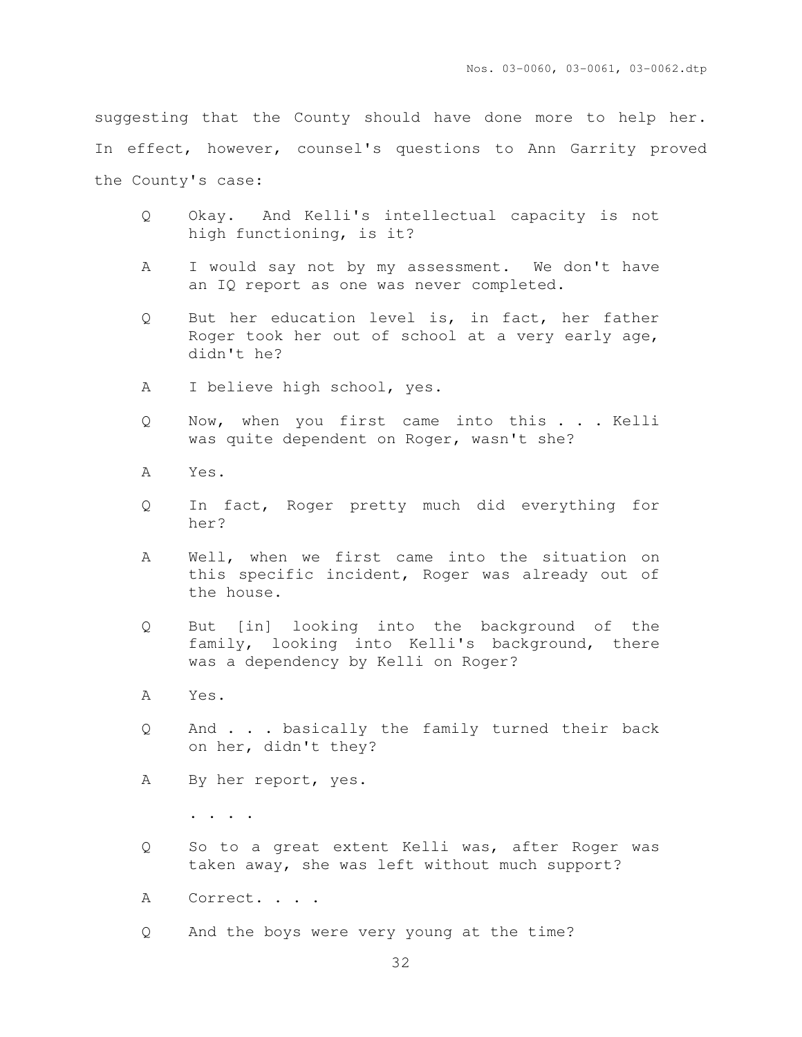suggesting that the County should have done more to help her. In effect, however, counsel's questions to Ann Garrity proved the County's case:

> Q Okay. And Kelli's intellectual capacity is not high functioning, is it?
>
> A I would say not by my assessment. We don't have an IQ report as one was never completed.
>
> Q But her education level is, in fact, her father Roger took her out of school at a very early age, didn't he?
>
> A I believe high school, yes.
>
> Q Now, when you first came into this . . . Kelli was quite dependent on Roger, wasn't she?
>
> A Yes.
>
> Q In fact, Roger pretty much did everything for her?
>
> A Well, when we first came into the situation on this specific incident, Roger was already out of the house.
>
> Q But [in] looking into the background of the family, looking into Kelli's background, there was a dependency by Kelli on Roger?
>
> A Yes.
>
> Q And . . . basically the family turned their back on her, didn't they?
>
> A By her report, yes.
>
> . . . .
>
> Q So to a great extent Kelli was, after Roger was taken away, she was left without much support?
>
> A Correct. . . .
>
> Q And the boys were very young at the time?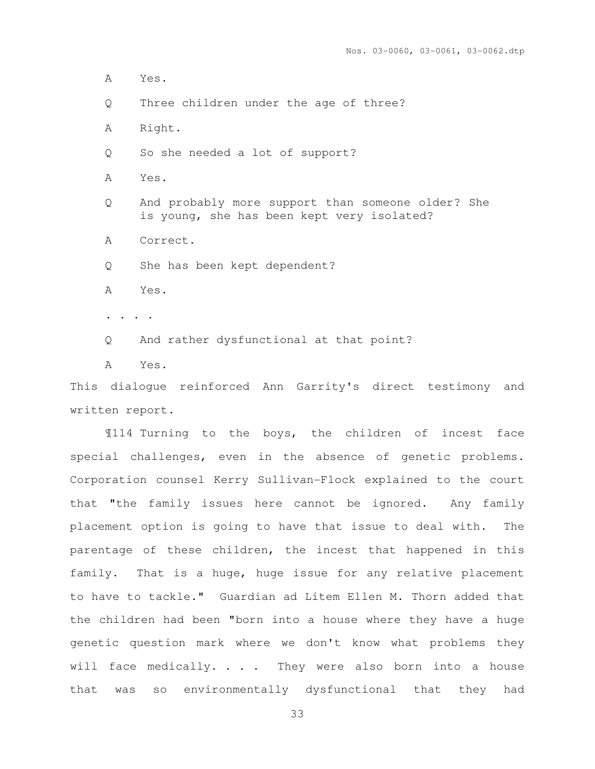A Yes.

Q Three children under the age of three?

A Right.

Q So she needed a lot of support?

A Yes.

Q And probably more support than someone older? She is young, she has been kept very isolated?

A Correct.

Q She has been kept dependent?

A Yes.

. . . .

Q And rather dysfunctional at that point?

A Yes.

This dialogue reinforced Ann Garrity's direct testimony and written report.

¶114 Turning to the boys, the children of incest face special challenges, even in the absence of genetic problems. Corporation counsel Kerry Sullivan-Flock explained to the court that "the family issues here cannot be ignored. Any family placement option is going to have that issue to deal with. The parentage of these children, the incest that happened in this family. That is a huge, huge issue for any relative placement to have to tackle." Guardian ad Litem Ellen M. Thorn added that the children had been "born into a house where they have a huge genetic question mark where we don't know what problems they will face medically. . . . They were also born into a house that was so environmentally dysfunctional that they had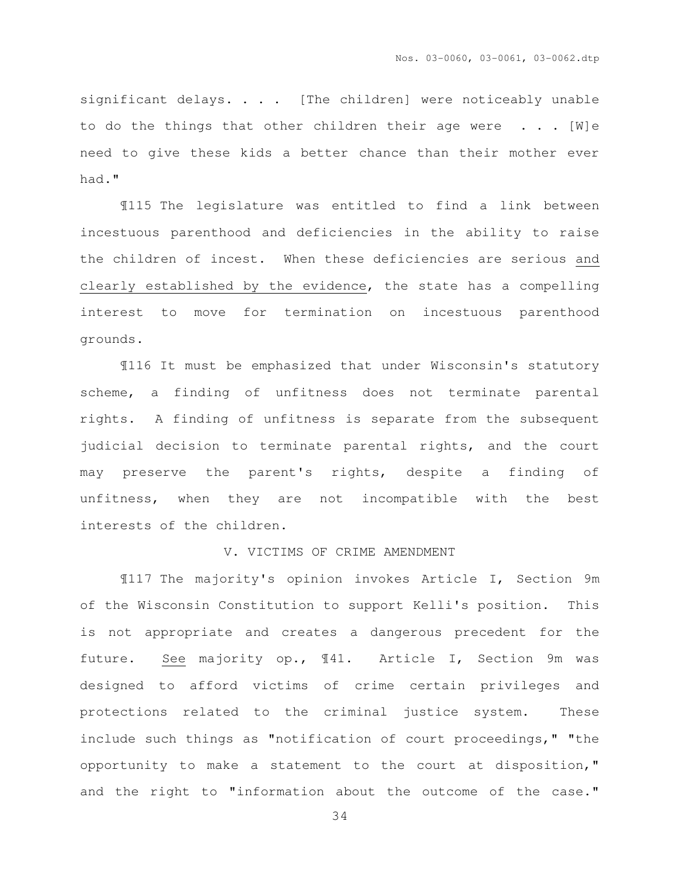significant delays. . . . [The children] were noticeably unable to do the things that other children their age were . . . [W]e need to give these kids a better chance than their mother ever had."

¶115 The legislature was entitled to find a link between incestuous parenthood and deficiencies in the ability to raise the children of incest. When these deficiencies are serious <u>and clearly established by the evidence</u>, the state has a compelling interest to move for termination on incestuous parenthood grounds.

¶116 It must be emphasized that under Wisconsin's statutory scheme, a finding of unfitness does not terminate parental rights. A finding of unfitness is separate from the subsequent judicial decision to terminate parental rights, and the court may preserve the parent's rights, despite a finding of unfitness, when they are not incompatible with the best interests of the children.

## V. VICTIMS OF CRIME AMENDMENT

¶117 The majority's opinion invokes Article I, Section 9m of the Wisconsin Constitution to support Kelli's position. This is not appropriate and creates a dangerous precedent for the future. <u>See</u> majority op., ¶41. Article I, Section 9m was designed to afford victims of crime certain privileges and protections related to the criminal justice system. These include such things as "notification of court proceedings," "the opportunity to make a statement to the court at disposition," and the right to "information about the outcome of the case."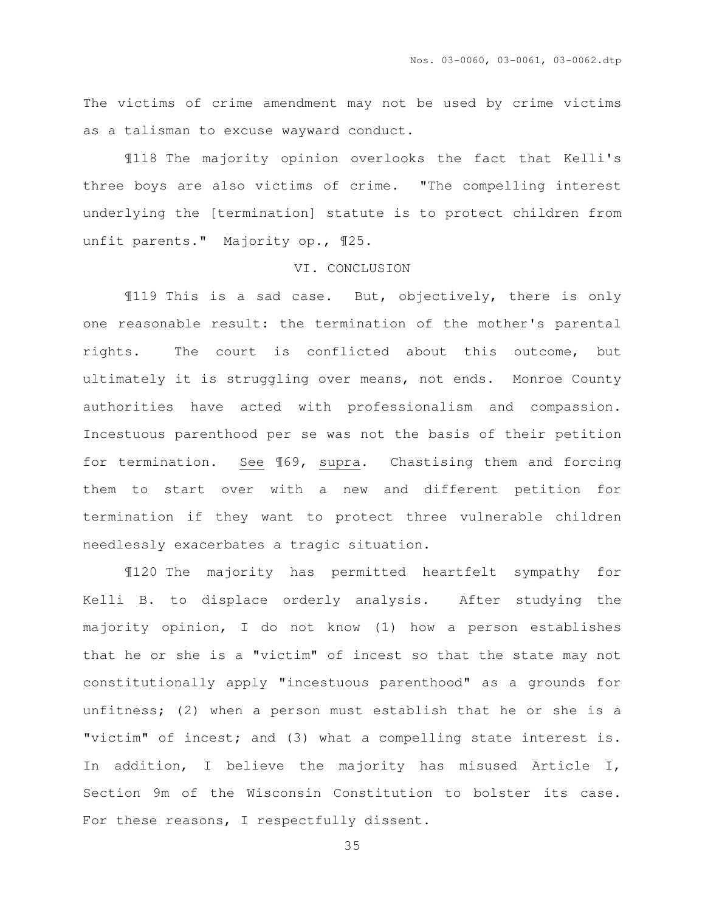The victims of crime amendment may not be used by crime victims as a talisman to excuse wayward conduct.

¶118 The majority opinion overlooks the fact that Kelli's three boys are also victims of crime. "The compelling interest underlying the [termination] statute is to protect children from unfit parents." Majority op., ¶25.

## VI. CONCLUSION

¶119 This is a sad case. But, objectively, there is only one reasonable result: the termination of the mother's parental rights. The court is conflicted about this outcome, but ultimately it is struggling over means, not ends. Monroe County authorities have acted with professionalism and compassion. Incestuous parenthood per se was not the basis of their petition for termination. See ¶69, supra. Chastising them and forcing them to start over with a new and different petition for termination if they want to protect three vulnerable children needlessly exacerbates a tragic situation.

¶120 The majority has permitted heartfelt sympathy for Kelli B. to displace orderly analysis. After studying the majority opinion, I do not know (1) how a person establishes that he or she is a "victim" of incest so that the state may not constitutionally apply "incestuous parenthood" as a grounds for unfitness; (2) when a person must establish that he or she is a "victim" of incest; and (3) what a compelling state interest is. In addition, I believe the majority has misused Article I, Section 9m of the Wisconsin Constitution to bolster its case. For these reasons, I respectfully dissent.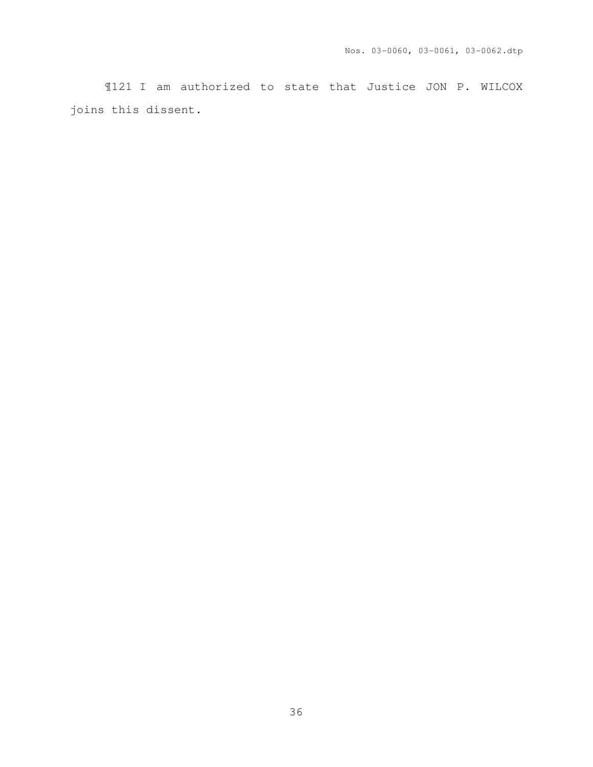¶121 I am authorized to state that Justice JON P. WILCOX joins this dissent.